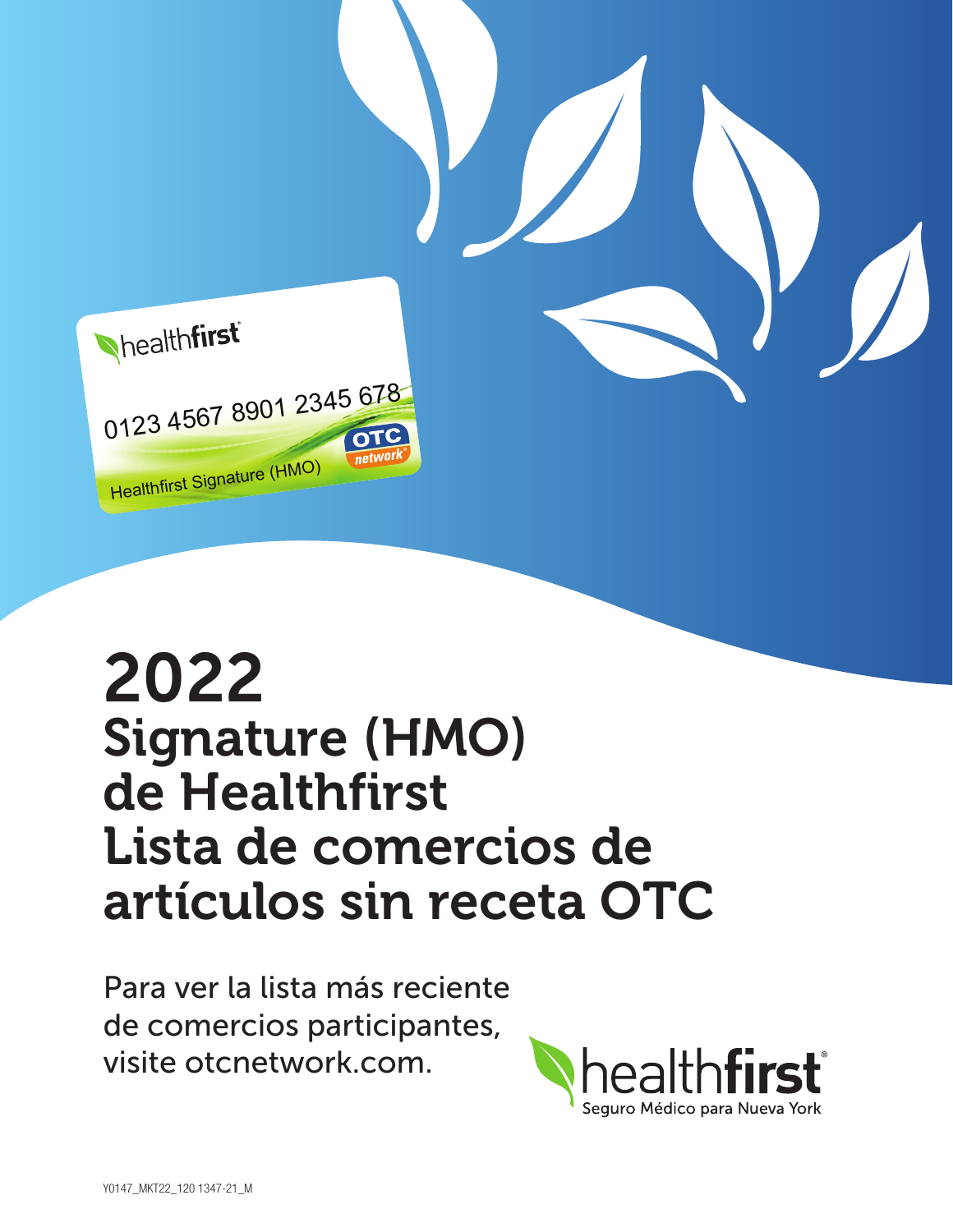# 2022
# Signature (HMO) de Healthfirst Lista de comercios de artículos sin receta OTC

Para ver la lista más reciente de comercios participantes, visite otcnetwork.com.

healthfirst
Seguro Médico para Nueva York

Y0147_MKT22_120 1347-21_M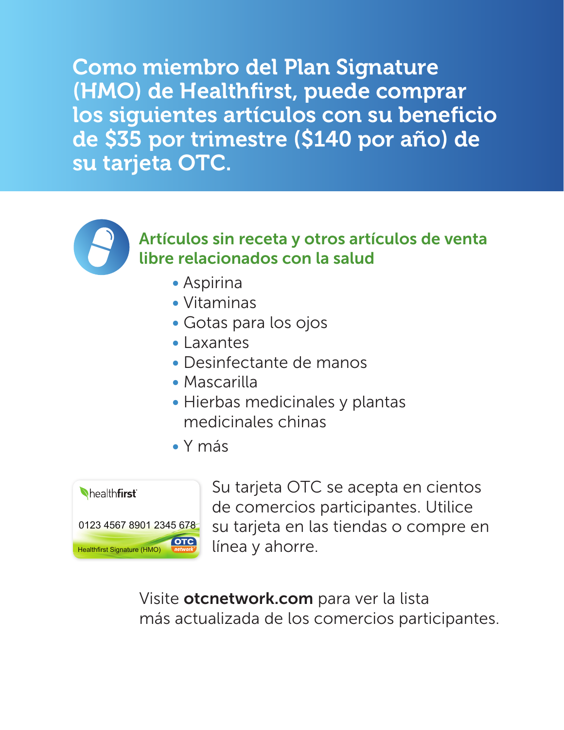# Como miembro del Plan Signature (HMO) de Healthfirst, puede comprar los siguientes artículos con su beneficio de $35 por trimestre ($140 por año) de su tarjeta OTC.

## Artículos sin receta y otros artículos de venta libre relacionados con la salud

- Aspirina
- Vitaminas
- Gotas para los ojos
- Laxantes
- Desinfectante de manos
- Mascarilla
- Hierbas medicinales y plantas medicinales chinas
- Y más

healthfirst
0123 4567 8901 2345 678
Healthfirst Signature (HMO)
OTC network

Su tarjeta OTC se acepta en cientos de comercios participantes. Utilice su tarjeta en las tiendas o compre en línea y ahorre.

Visite **otcnetwork.com** para ver la lista más actualizada de los comercios participantes.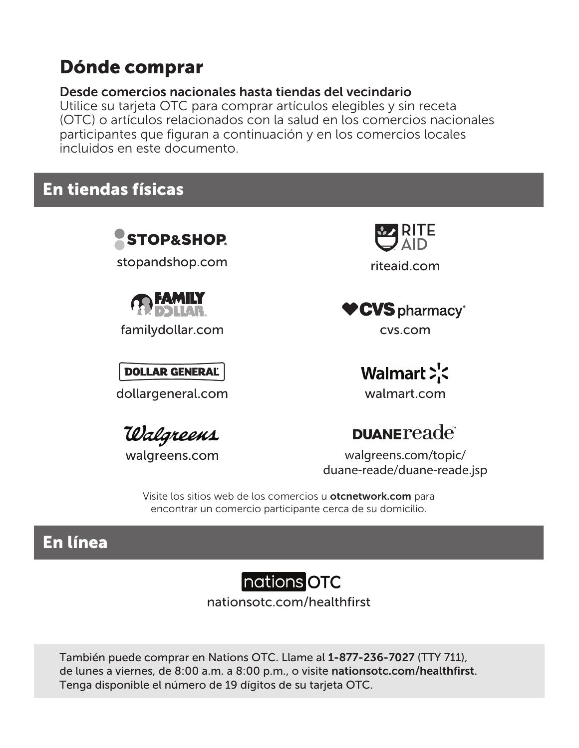# Dónde comprar

**Desde comercios nacionales hasta tiendas del vecindario**
Utilice su tarjeta OTC para comprar artículos elegibles y sin receta (OTC) o artículos relacionados con la salud en los comercios nacionales participantes que figuran a continuación y en los comercios locales incluidos en este documento.

## En tiendas físicas

STOP&SHOP
stopandshop.com

RITE AID
riteaid.com

FAMILY DOLLAR
familydollar.com

CVS pharmacy
cvs.com

DOLLAR GENERAL
dollargeneral.com

Walmart
walmart.com

Walgreens
walgreens.com

DUANE reade
walgreens.com/topic/duane-reade/duane-reade.jsp

Visite los sitios web de los comercios u **otcnetwork.com** para encontrar un comercio participante cerca de su domicilio.

## En línea

nations OTC
nationsotc.com/healthfirst

También puede comprar en Nations OTC. Llame al **1-877-236-7027** (TTY 711), de lunes a viernes, de 8:00 a.m. a 8:00 p.m., o visite **nationsotc.com/healthfirst**. Tenga disponible el número de 19 dígitos de su tarjeta OTC.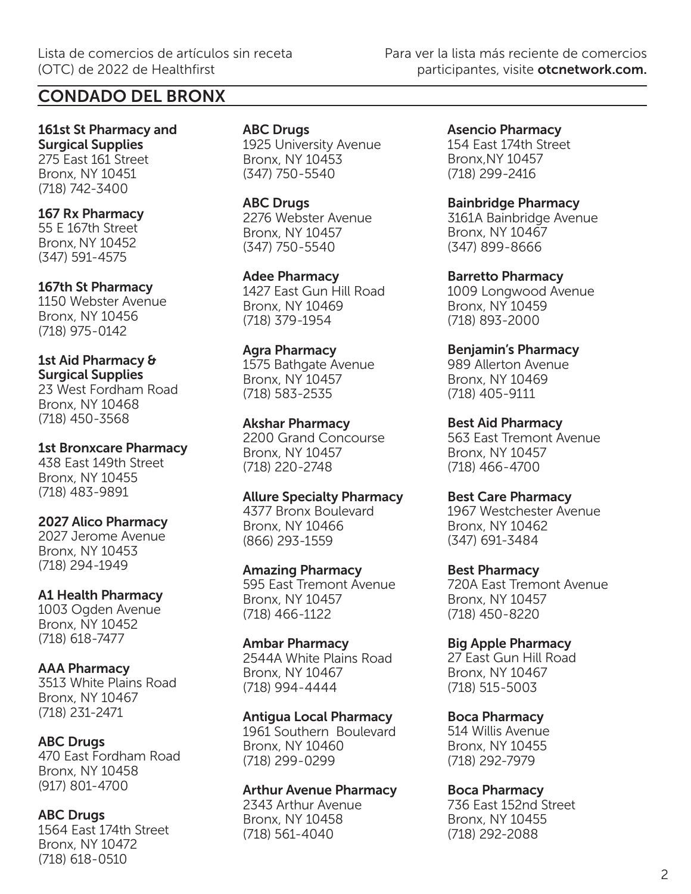Lista de comercios de artículos sin receta (OTC) de 2022 de Healthfirst

Para ver la lista más reciente de comercios participantes, visite **otcnetwork.com.**

## CONDADO DEL BRONX

**161st St Pharmacy and Surgical Supplies**
275 East 161 Street
Bronx, NY 10451
(718) 742-3400

**167 Rx Pharmacy**
55 E 167th Street
Bronx, NY 10452
(347) 591-4575

**167th St Pharmacy**
1150 Webster Avenue
Bronx, NY 10456
(718) 975-0142

**1st Aid Pharmacy & Surgical Supplies**
23 West Fordham Road
Bronx, NY 10468
(718) 450-3568

**1st Bronxcare Pharmacy**
438 East 149th Street
Bronx, NY 10455
(718) 483-9891

**2027 Alico Pharmacy**
2027 Jerome Avenue
Bronx, NY 10453
(718) 294-1949

**A1 Health Pharmacy**
1003 Ogden Avenue
Bronx, NY 10452
(718) 618-7477

**AAA Pharmacy**
3513 White Plains Road
Bronx, NY 10467
(718) 231-2471

**ABC Drugs**
470 East Fordham Road
Bronx, NY 10458
(917) 801-4700

**ABC Drugs**
1564 East 174th Street
Bronx, NY 10472
(718) 618-0510

**ABC Drugs**
1925 University Avenue
Bronx, NY 10453
(347) 750-5540

**ABC Drugs**
2276 Webster Avenue
Bronx, NY 10457
(347) 750-5540

**Adee Pharmacy**
1427 East Gun Hill Road
Bronx, NY 10469
(718) 379-1954

**Agra Pharmacy**
1575 Bathgate Avenue
Bronx, NY 10457
(718) 583-2535

**Akshar Pharmacy**
2200 Grand Concourse
Bronx, NY 10457
(718) 220-2748

**Allure Specialty Pharmacy**
4377 Bronx Boulevard
Bronx, NY 10466
(866) 293-1559

**Amazing Pharmacy**
595 East Tremont Avenue
Bronx, NY 10457
(718) 466-1122

**Ambar Pharmacy**
2544A White Plains Road
Bronx, NY 10467
(718) 994-4444

**Antigua Local Pharmacy**
1961 Southern Boulevard
Bronx, NY 10460
(718) 299-0299

**Arthur Avenue Pharmacy**
2343 Arthur Avenue
Bronx, NY 10458
(718) 561-4040

**Asencio Pharmacy**
154 East 174th Street
Bronx,NY 10457
(718) 299-2416

**Bainbridge Pharmacy**
3161A Bainbridge Avenue
Bronx, NY 10467
(347) 899-8666

**Barretto Pharmacy**
1009 Longwood Avenue
Bronx, NY 10459
(718) 893-2000

**Benjamin's Pharmacy**
989 Allerton Avenue
Bronx, NY 10469
(718) 405-9111

**Best Aid Pharmacy**
563 East Tremont Avenue
Bronx, NY 10457
(718) 466-4700

**Best Care Pharmacy**
1967 Westchester Avenue
Bronx, NY 10462
(347) 691-3484

**Best Pharmacy**
720A East Tremont Avenue
Bronx, NY 10457
(718) 450-8220

**Big Apple Pharmacy**
27 East Gun Hill Road
Bronx, NY 10467
(718) 515-5003

**Boca Pharmacy**
514 Willis Avenue
Bronx, NY 10455
(718) 292-7979

**Boca Pharmacy**
736 East 152nd Street
Bronx, NY 10455
(718) 292-2088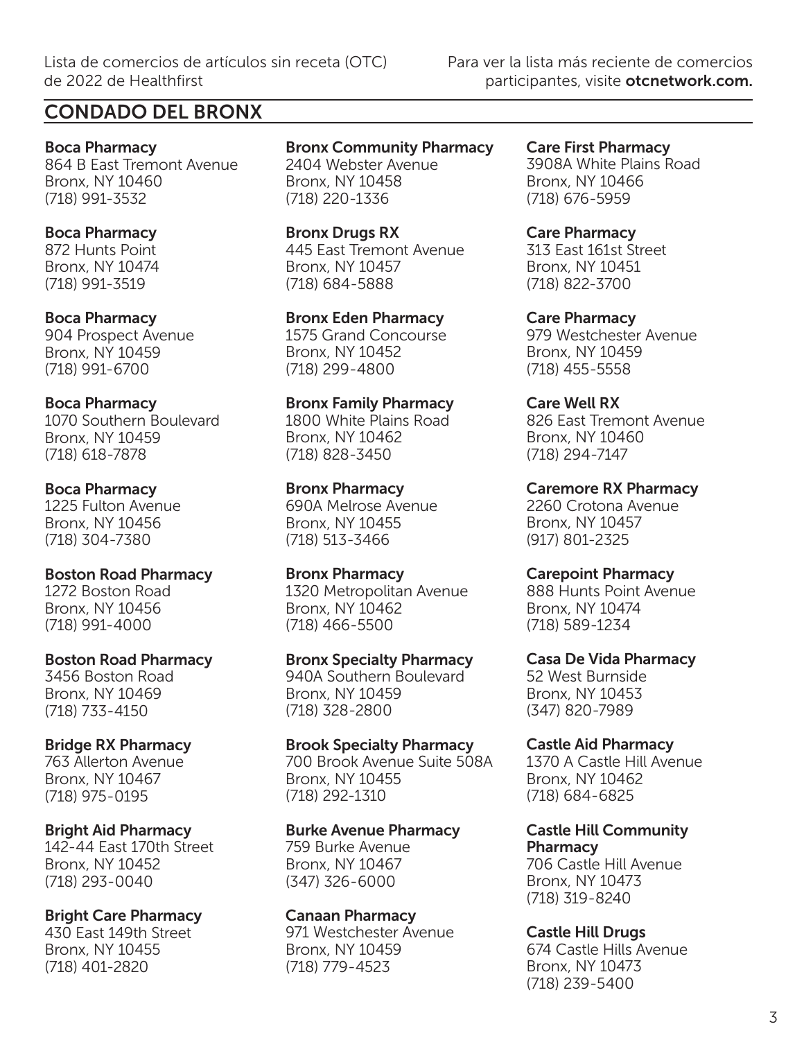## CONDADO DEL BRONX

**Boca Pharmacy**
864 B East Tremont Avenue
Bronx, NY 10460
(718) 991-3532

**Boca Pharmacy**
872 Hunts Point
Bronx, NY 10474
(718) 991-3519

**Boca Pharmacy**
904 Prospect Avenue
Bronx, NY 10459
(718) 991-6700

**Boca Pharmacy**
1070 Southern Boulevard
Bronx, NY 10459
(718) 618-7878

**Boca Pharmacy**
1225 Fulton Avenue
Bronx, NY 10456
(718) 304-7380

**Boston Road Pharmacy**
1272 Boston Road
Bronx, NY 10456
(718) 991-4000

**Boston Road Pharmacy**
3456 Boston Road
Bronx, NY 10469
(718) 733-4150

**Bridge RX Pharmacy**
763 Allerton Avenue
Bronx, NY 10467
(718) 975-0195

**Bright Aid Pharmacy**
142-44 East 170th Street
Bronx, NY 10452
(718) 293-0040

**Bright Care Pharmacy**
430 East 149th Street
Bronx, NY 10455
(718) 401-2820

**Bronx Community Pharmacy**
2404 Webster Avenue
Bronx, NY 10458
(718) 220-1336

**Bronx Drugs RX**
445 East Tremont Avenue
Bronx, NY 10457
(718) 684-5888

**Bronx Eden Pharmacy**
1575 Grand Concourse
Bronx, NY 10452
(718) 299-4800

**Bronx Family Pharmacy**
1800 White Plains Road
Bronx, NY 10462
(718) 828-3450

**Bronx Pharmacy**
690A Melrose Avenue
Bronx, NY 10455
(718) 513-3466

**Bronx Pharmacy**
1320 Metropolitan Avenue
Bronx, NY 10462
(718) 466-5500

**Bronx Specialty Pharmacy**
940A Southern Boulevard
Bronx, NY 10459
(718) 328-2800

**Brook Specialty Pharmacy**
700 Brook Avenue Suite 508A
Bronx, NY 10455
(718) 292-1310

**Burke Avenue Pharmacy**
759 Burke Avenue
Bronx, NY 10467
(347) 326-6000

**Canaan Pharmacy**
971 Westchester Avenue
Bronx, NY 10459
(718) 779-4523

**Care First Pharmacy**
3908A White Plains Road
Bronx, NY 10466
(718) 676-5959

**Care Pharmacy**
313 East 161st Street
Bronx, NY 10451
(718) 822-3700

**Care Pharmacy**
979 Westchester Avenue
Bronx, NY 10459
(718) 455-5558

**Care Well RX**
826 East Tremont Avenue
Bronx, NY 10460
(718) 294-7147

**Caremore RX Pharmacy**
2260 Crotona Avenue
Bronx, NY 10457
(917) 801-2325

**Carepoint Pharmacy**
888 Hunts Point Avenue
Bronx, NY 10474
(718) 589-1234

**Casa De Vida Pharmacy**
52 West Burnside
Bronx, NY 10453
(347) 820-7989

**Castle Aid Pharmacy**
1370 A Castle Hill Avenue
Bronx, NY 10462
(718) 684-6825

**Castle Hill Community Pharmacy**
706 Castle Hill Avenue
Bronx, NY 10473
(718) 319-8240

**Castle Hill Drugs**
674 Castle Hills Avenue
Bronx, NY 10473
(718) 239-5400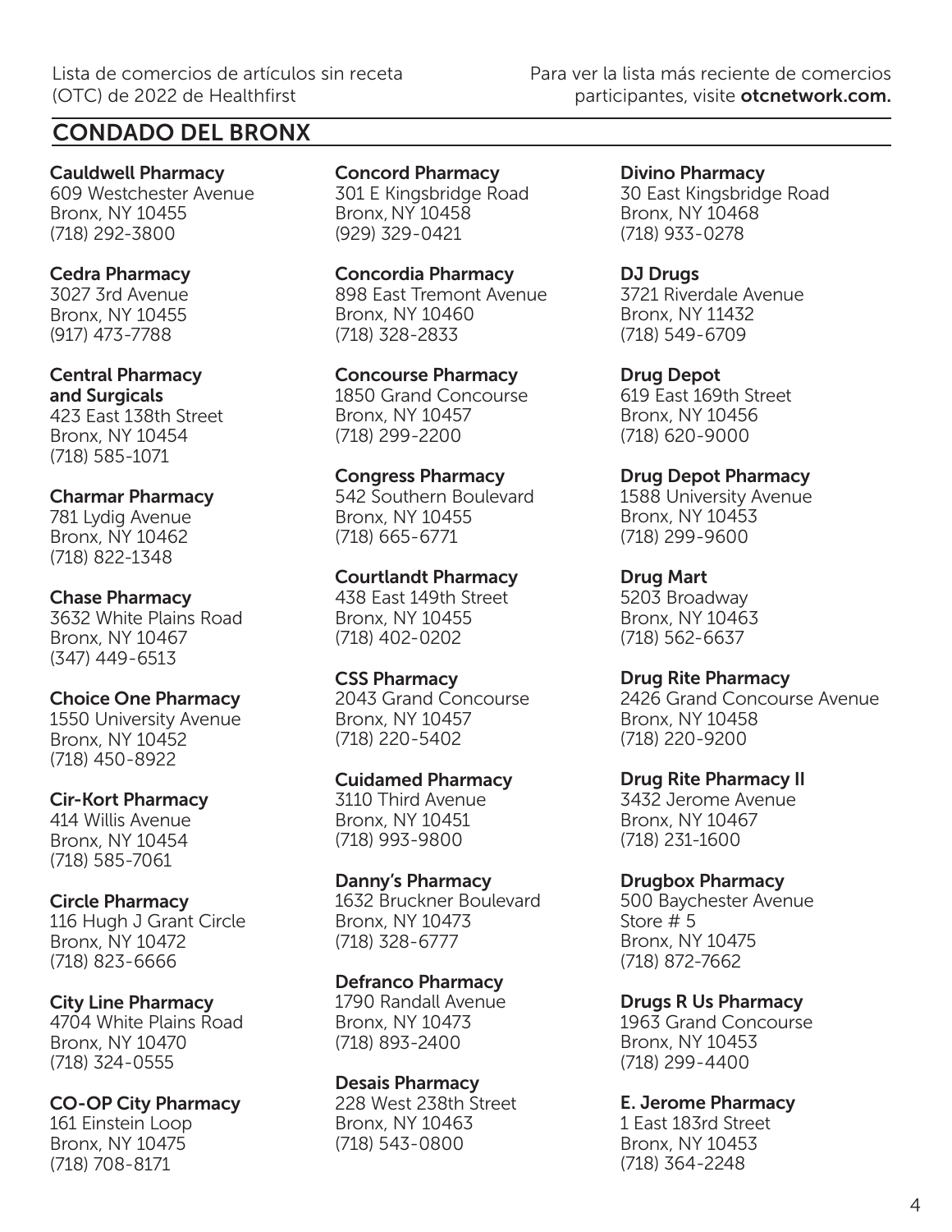## CONDADO DEL BRONX

**Cauldwell Pharmacy**
609 Westchester Avenue
Bronx, NY 10455
(718) 292-3800

**Cedra Pharmacy**
3027 3rd Avenue
Bronx, NY 10455
(917) 473-7788

**Central Pharmacy and Surgicals**
423 East 138th Street
Bronx, NY 10454
(718) 585-1071

**Charmar Pharmacy**
781 Lydig Avenue
Bronx, NY 10462
(718) 822-1348

**Chase Pharmacy**
3632 White Plains Road
Bronx, NY 10467
(347) 449-6513

**Choice One Pharmacy**
1550 University Avenue
Bronx, NY 10452
(718) 450-8922

**Cir-Kort Pharmacy**
414 Willis Avenue
Bronx, NY 10454
(718) 585-7061

**Circle Pharmacy**
116 Hugh J Grant Circle
Bronx, NY 10472
(718) 823-6666

**City Line Pharmacy**
4704 White Plains Road
Bronx, NY 10470
(718) 324-0555

**CO-OP City Pharmacy**
161 Einstein Loop
Bronx, NY 10475
(718) 708-8171

**Concord Pharmacy**
301 E Kingsbridge Road
Bronx, NY 10458
(929) 329-0421

**Concordia Pharmacy**
898 East Tremont Avenue
Bronx, NY 10460
(718) 328-2833

**Concourse Pharmacy**
1850 Grand Concourse
Bronx, NY 10457
(718) 299-2200

**Congress Pharmacy**
542 Southern Boulevard
Bronx, NY 10455
(718) 665-6771

**Courtlandt Pharmacy**
438 East 149th Street
Bronx, NY 10455
(718) 402-0202

**CSS Pharmacy**
2043 Grand Concourse
Bronx, NY 10457
(718) 220-5402

**Cuidamed Pharmacy**
3110 Third Avenue
Bronx, NY 10451
(718) 993-9800

**Danny's Pharmacy**
1632 Bruckner Boulevard
Bronx, NY 10473
(718) 328-6777

**Defranco Pharmacy**
1790 Randall Avenue
Bronx, NY 10473
(718) 893-2400

**Desais Pharmacy**
228 West 238th Street
Bronx, NY 10463
(718) 543-0800

**Divino Pharmacy**
30 East Kingsbridge Road
Bronx, NY 10468
(718) 933-0278

**DJ Drugs**
3721 Riverdale Avenue
Bronx, NY 11432
(718) 549-6709

**Drug Depot**
619 East 169th Street
Bronx, NY 10456
(718) 620-9000

**Drug Depot Pharmacy**
1588 University Avenue
Bronx, NY 10453
(718) 299-9600

**Drug Mart**
5203 Broadway
Bronx, NY 10463
(718) 562-6637

**Drug Rite Pharmacy**
2426 Grand Concourse Avenue
Bronx, NY 10458
(718) 220-9200

**Drug Rite Pharmacy II**
3432 Jerome Avenue
Bronx, NY 10467
(718) 231-1600

**Drugbox Pharmacy**
500 Baychester Avenue
Store # 5
Bronx, NY 10475
(718) 872-7662

**Drugs R Us Pharmacy**
1963 Grand Concourse
Bronx, NY 10453
(718) 299-4400

**E. Jerome Pharmacy**
1 East 183rd Street
Bronx, NY 10453
(718) 364-2248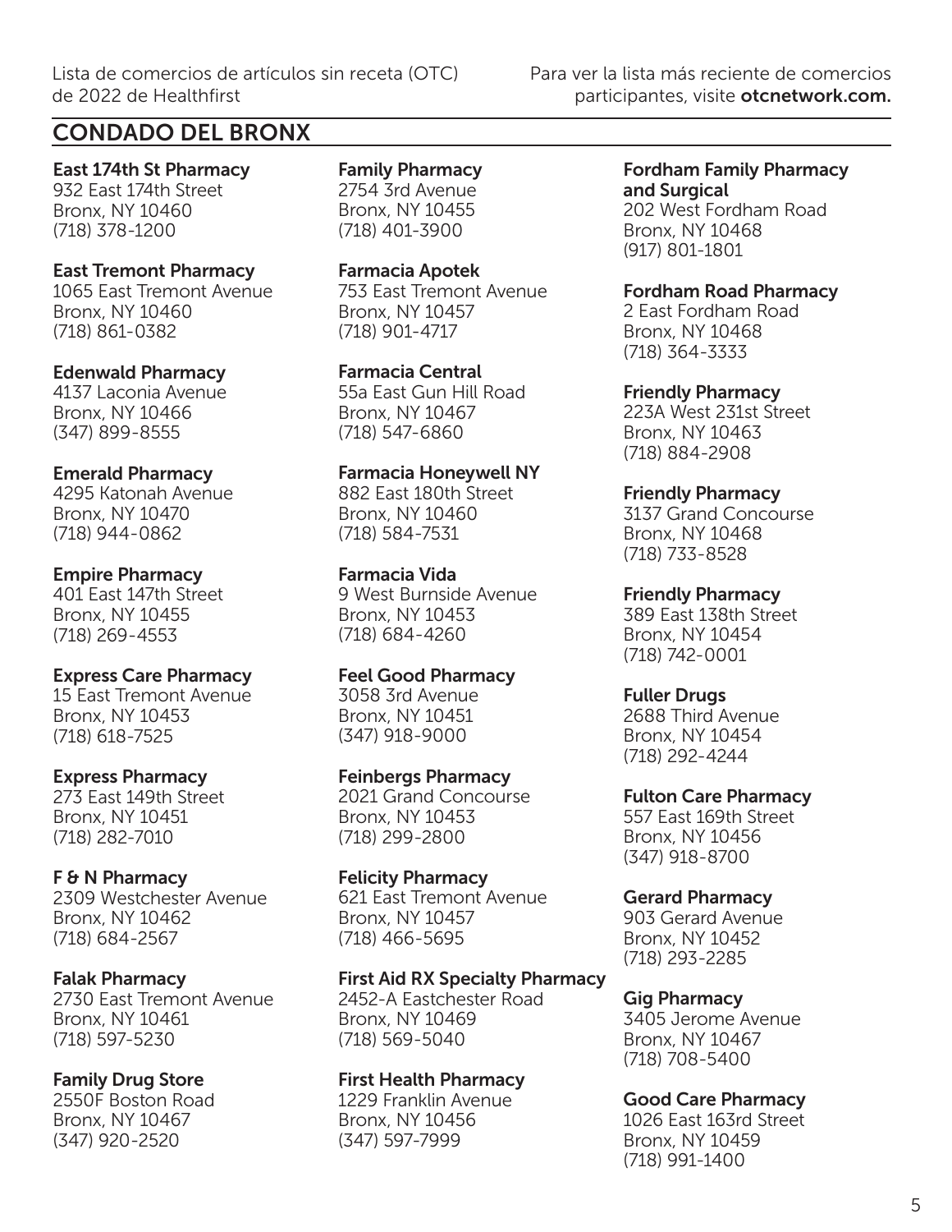## CONDADO DEL BRONX

**East 174th St Pharmacy**
932 East 174th Street
Bronx, NY 10460
(718) 378-1200

**East Tremont Pharmacy**
1065 East Tremont Avenue
Bronx, NY 10460
(718) 861-0382

**Edenwald Pharmacy**
4137 Laconia Avenue
Bronx, NY 10466
(347) 899-8555

**Emerald Pharmacy**
4295 Katonah Avenue
Bronx, NY 10470
(718) 944-0862

**Empire Pharmacy**
401 East 147th Street
Bronx, NY 10455
(718) 269-4553

**Express Care Pharmacy**
15 East Tremont Avenue
Bronx, NY 10453
(718) 618-7525

**Express Pharmacy**
273 East 149th Street
Bronx, NY 10451
(718) 282-7010

**F & N Pharmacy**
2309 Westchester Avenue
Bronx, NY 10462
(718) 684-2567

**Falak Pharmacy**
2730 East Tremont Avenue
Bronx, NY 10461
(718) 597-5230

**Family Drug Store**
2550F Boston Road
Bronx, NY 10467
(347) 920-2520

**Family Pharmacy**
2754 3rd Avenue
Bronx, NY 10455
(718) 401-3900

**Farmacia Apotek**
753 East Tremont Avenue
Bronx, NY 10457
(718) 901-4717

**Farmacia Central**
55a East Gun Hill Road
Bronx, NY 10467
(718) 547-6860

**Farmacia Honeywell NY**
882 East 180th Street
Bronx, NY 10460
(718) 584-7531

**Farmacia Vida**
9 West Burnside Avenue
Bronx, NY 10453
(718) 684-4260

**Feel Good Pharmacy**
3058 3rd Avenue
Bronx, NY 10451
(347) 918-9000

**Feinbergs Pharmacy**
2021 Grand Concourse
Bronx, NY 10453
(718) 299-2800

**Felicity Pharmacy**
621 East Tremont Avenue
Bronx, NY 10457
(718) 466-5695

**First Aid RX Specialty Pharmacy**
2452-A Eastchester Road
Bronx, NY 10469
(718) 569-5040

**First Health Pharmacy**
1229 Franklin Avenue
Bronx, NY 10456
(347) 597-7999

**Fordham Family Pharmacy and Surgical**
202 West Fordham Road
Bronx, NY 10468
(917) 801-1801

**Fordham Road Pharmacy**
2 East Fordham Road
Bronx, NY 10468
(718) 364-3333

**Friendly Pharmacy**
223A West 231st Street
Bronx, NY 10463
(718) 884-2908

**Friendly Pharmacy**
3137 Grand Concourse
Bronx, NY 10468
(718) 733-8528

**Friendly Pharmacy**
389 East 138th Street
Bronx, NY 10454
(718) 742-0001

**Fuller Drugs**
2688 Third Avenue
Bronx, NY 10454
(718) 292-4244

**Fulton Care Pharmacy**
557 East 169th Street
Bronx, NY 10456
(347) 918-8700

**Gerard Pharmacy**
903 Gerard Avenue
Bronx, NY 10452
(718) 293-2285

**Gig Pharmacy**
3405 Jerome Avenue
Bronx, NY 10467
(718) 708-5400

**Good Care Pharmacy**
1026 East 163rd Street
Bronx, NY 10459
(718) 991-1400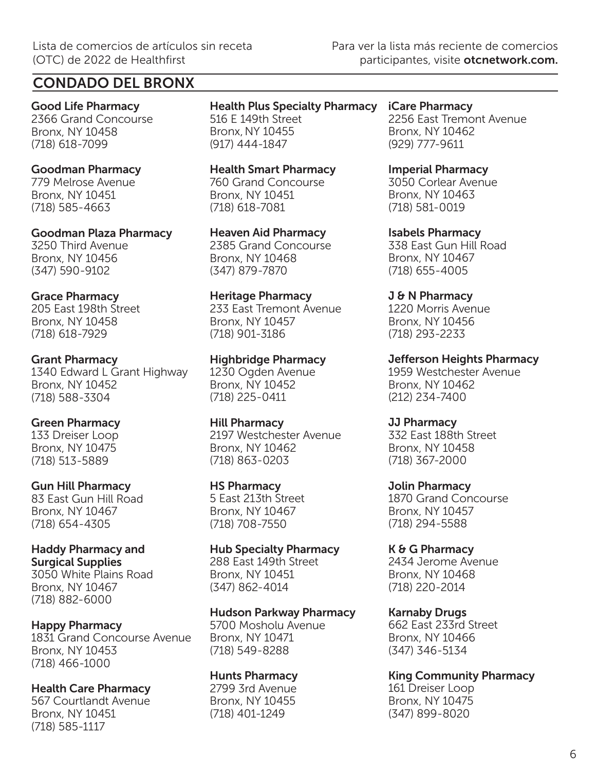## CONDADO DEL BRONX

**Good Life Pharmacy**
2366 Grand Concourse
Bronx, NY 10458
(718) 618-7099

**Goodman Pharmacy**
779 Melrose Avenue
Bronx, NY 10451
(718) 585-4663

**Goodman Plaza Pharmacy**
3250 Third Avenue
Bronx, NY 10456
(347) 590-9102

**Grace Pharmacy**
205 East 198th Street
Bronx, NY 10458
(718) 618-7929

**Grant Pharmacy**
1340 Edward L Grant Highway
Bronx, NY 10452
(718) 588-3304

**Green Pharmacy**
133 Dreiser Loop
Bronx, NY 10475
(718) 513-5889

**Gun Hill Pharmacy**
83 East Gun Hill Road
Bronx, NY 10467
(718) 654-4305

**Haddy Pharmacy and Surgical Supplies**
3050 White Plains Road
Bronx, NY 10467
(718) 882-6000

**Happy Pharmacy**
1831 Grand Concourse Avenue
Bronx, NY 10453
(718) 466-1000

**Health Care Pharmacy**
567 Courtlandt Avenue
Bronx, NY 10451
(718) 585-1117

**Health Plus Specialty Pharmacy**
516 E 149th Street
Bronx, NY 10455
(917) 444-1847

**Health Smart Pharmacy**
760 Grand Concourse
Bronx, NY 10451
(718) 618-7081

**Heaven Aid Pharmacy**
2385 Grand Concourse
Bronx, NY 10468
(347) 879-7870

**Heritage Pharmacy**
233 East Tremont Avenue
Bronx, NY 10457
(718) 901-3186

**Highbridge Pharmacy**
1230 Ogden Avenue
Bronx, NY 10452
(718) 225-0411

**Hill Pharmacy**
2197 Westchester Avenue
Bronx, NY 10462
(718) 863-0203

**HS Pharmacy**
5 East 213th Street
Bronx, NY 10467
(718) 708-7550

**Hub Specialty Pharmacy**
288 East 149th Street
Bronx, NY 10451
(347) 862-4014

**Hudson Parkway Pharmacy**
5700 Mosholu Avenue
Bronx, NY 10471
(718) 549-8288

**Hunts Pharmacy**
2799 3rd Avenue
Bronx, NY 10455
(718) 401-1249

**iCare Pharmacy**
2256 East Tremont Avenue
Bronx, NY 10462
(929) 777-9611

**Imperial Pharmacy**
3050 Corlear Avenue
Bronx, NY 10463
(718) 581-0019

**Isabels Pharmacy**
338 East Gun Hill Road
Bronx, NY 10467
(718) 655-4005

**J & N Pharmacy**
1220 Morris Avenue
Bronx, NY 10456
(718) 293-2233

**Jefferson Heights Pharmacy**
1959 Westchester Avenue
Bronx, NY 10462
(212) 234-7400

**JJ Pharmacy**
332 East 188th Street
Bronx, NY 10458
(718) 367-2000

**Jolin Pharmacy**
1870 Grand Concourse
Bronx, NY 10457
(718) 294-5588

**K & G Pharmacy**
2434 Jerome Avenue
Bronx, NY 10468
(718) 220-2014

**Karnaby Drugs**
662 East 233rd Street
Bronx, NY 10466
(347) 346-5134

**King Community Pharmacy**
161 Dreiser Loop
Bronx, NY 10475
(347) 899-8020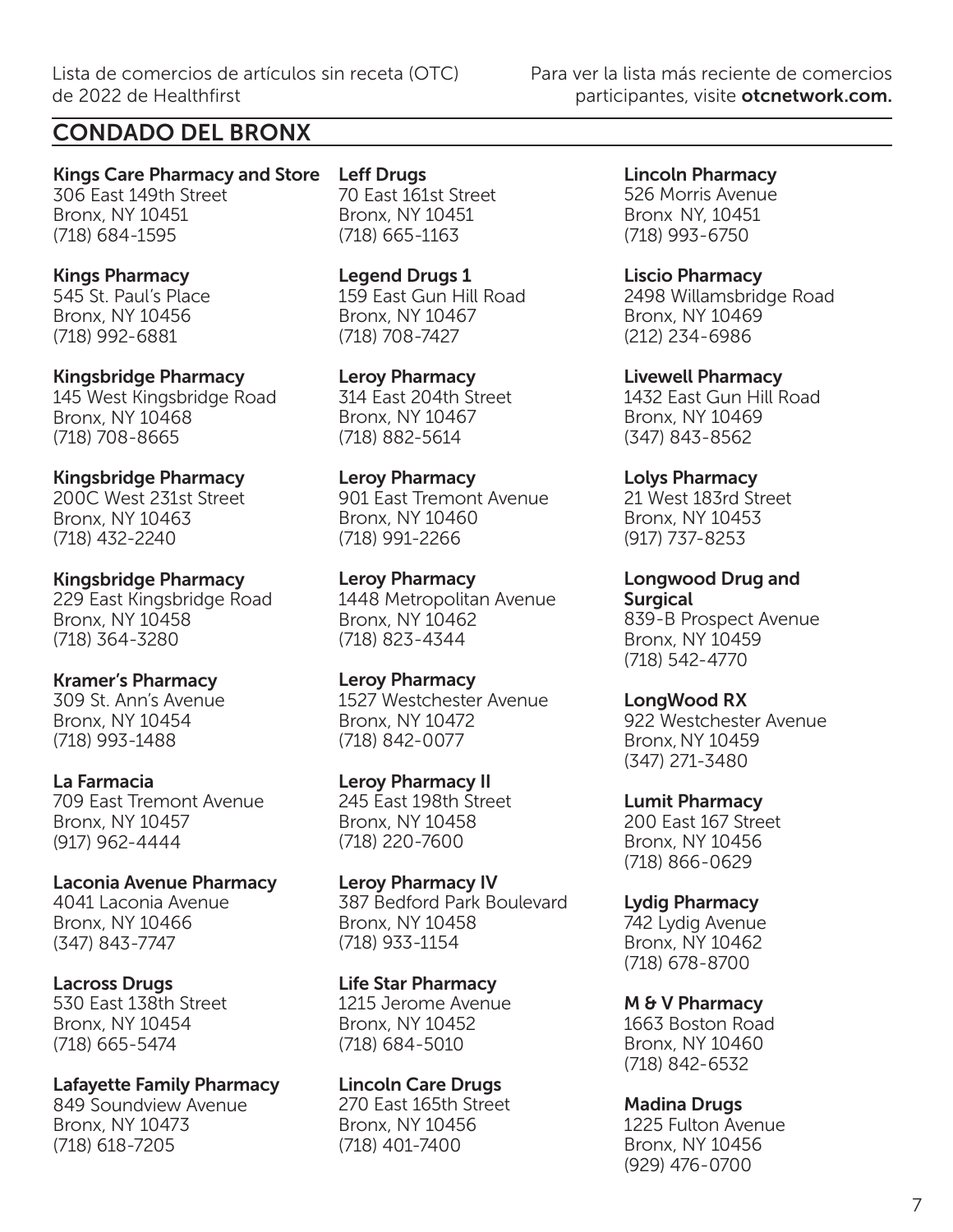## CONDADO DEL BRONX

**Kings Care Pharmacy and Store**
306 East 149th Street
Bronx, NY 10451
(718) 684-1595

**Kings Pharmacy**
545 St. Paul's Place
Bronx, NY 10456
(718) 992-6881

**Kingsbridge Pharmacy**
145 West Kingsbridge Road
Bronx, NY 10468
(718) 708-8665

**Kingsbridge Pharmacy**
200C West 231st Street
Bronx, NY 10463
(718) 432-2240

**Kingsbridge Pharmacy**
229 East Kingsbridge Road
Bronx, NY 10458
(718) 364-3280

**Kramer's Pharmacy**
309 St. Ann's Avenue
Bronx, NY 10454
(718) 993-1488

**La Farmacia**
709 East Tremont Avenue
Bronx, NY 10457
(917) 962-4444

**Laconia Avenue Pharmacy**
4041 Laconia Avenue
Bronx, NY 10466
(347) 843-7747

**Lacross Drugs**
530 East 138th Street
Bronx, NY 10454
(718) 665-5474

**Lafayette Family Pharmacy**
849 Soundview Avenue
Bronx, NY 10473
(718) 618-7205

**Leff Drugs**
70 East 161st Street
Bronx, NY 10451
(718) 665-1163

**Legend Drugs 1**
159 East Gun Hill Road
Bronx, NY 10467
(718) 708-7427

**Leroy Pharmacy**
314 East 204th Street
Bronx, NY 10467
(718) 882-5614

**Leroy Pharmacy**
901 East Tremont Avenue
Bronx, NY 10460
(718) 991-2266

**Leroy Pharmacy**
1448 Metropolitan Avenue
Bronx, NY 10462
(718) 823-4344

**Leroy Pharmacy**
1527 Westchester Avenue
Bronx, NY 10472
(718) 842-0077

**Leroy Pharmacy II**
245 East 198th Street
Bronx, NY 10458
(718) 220-7600

**Leroy Pharmacy IV**
387 Bedford Park Boulevard
Bronx, NY 10458
(718) 933-1154

**Life Star Pharmacy**
1215 Jerome Avenue
Bronx, NY 10452
(718) 684-5010

**Lincoln Care Drugs**
270 East 165th Street
Bronx, NY 10456
(718) 401-7400

**Lincoln Pharmacy**
526 Morris Avenue
Bronx NY, 10451
(718) 993-6750

**Liscio Pharmacy**
2498 Willamsbridge Road
Bronx, NY 10469
(212) 234-6986

**Livewell Pharmacy**
1432 East Gun Hill Road
Bronx, NY 10469
(347) 843-8562

**Lolys Pharmacy**
21 West 183rd Street
Bronx, NY 10453
(917) 737-8253

**Longwood Drug and Surgical**
839-B Prospect Avenue
Bronx, NY 10459
(718) 542-4770

**LongWood RX**
922 Westchester Avenue
Bronx, NY 10459
(347) 271-3480

**Lumit Pharmacy**
200 East 167 Street
Bronx, NY 10456
(718) 866-0629

**Lydig Pharmacy**
742 Lydig Avenue
Bronx, NY 10462
(718) 678-8700

**M & V Pharmacy**
1663 Boston Road
Bronx, NY 10460
(718) 842-6532

**Madina Drugs**
1225 Fulton Avenue
Bronx, NY 10456
(929) 476-0700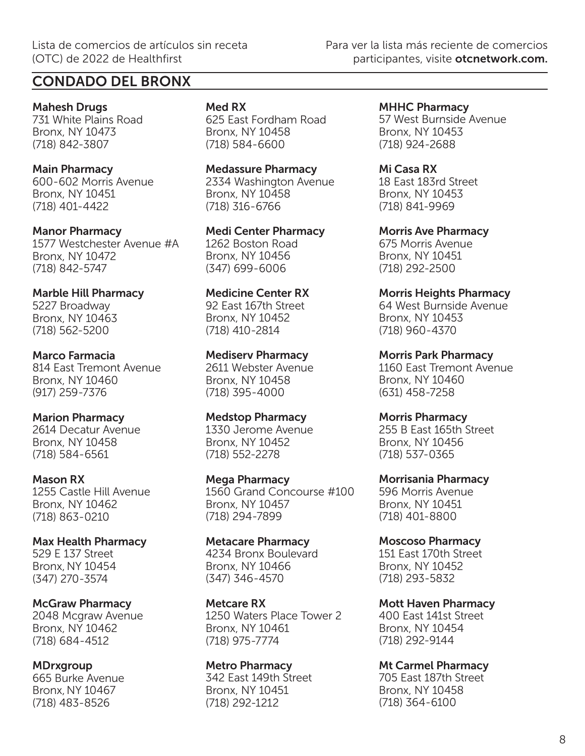Lista de comercios de artículos sin receta (OTC) de 2022 de Healthfirst

Para ver la lista más reciente de comercios participantes, visite **otcnetwork.com.**

## CONDADO DEL BRONX

**Mahesh Drugs**
731 White Plains Road
Bronx, NY 10473
(718) 842-3807

**Main Pharmacy**
600-602 Morris Avenue
Bronx, NY 10451
(718) 401-4422

**Manor Pharmacy**
1577 Westchester Avenue #A
Bronx, NY 10472
(718) 842-5747

**Marble Hill Pharmacy**
5227 Broadway
Bronx, NY 10463
(718) 562-5200

**Marco Farmacia**
814 East Tremont Avenue
Bronx, NY 10460
(917) 259-7376

**Marion Pharmacy**
2614 Decatur Avenue
Bronx, NY 10458
(718) 584-6561

**Mason RX**
1255 Castle Hill Avenue
Bronx, NY 10462
(718) 863-0210

**Max Health Pharmacy**
529 E 137 Street
Bronx, NY 10454
(347) 270-3574

**McGraw Pharmacy**
2048 Mcgraw Avenue
Bronx, NY 10462
(718) 684-4512

**MDrxgroup**
665 Burke Avenue
Bronx, NY 10467
(718) 483-8526

**Med RX**
625 East Fordham Road
Bronx, NY 10458
(718) 584-6600

**Medassure Pharmacy**
2334 Washington Avenue
Bronx, NY 10458
(718) 316-6766

**Medi Center Pharmacy**
1262 Boston Road
Bronx, NY 10456
(347) 699-6006

**Medicine Center RX**
92 East 167th Street
Bronx, NY 10452
(718) 410-2814

**Mediserv Pharmacy**
2611 Webster Avenue
Bronx, NY 10458
(718) 395-4000

**Medstop Pharmacy**
1330 Jerome Avenue
Bronx, NY 10452
(718) 552-2278

**Mega Pharmacy**
1560 Grand Concourse #100
Bronx, NY 10457
(718) 294-7899

**Metacare Pharmacy**
4234 Bronx Boulevard
Bronx, NY 10466
(347) 346-4570

**Metcare RX**
1250 Waters Place Tower 2
Bronx, NY 10461
(718) 975-7774

**Metro Pharmacy**
342 East 149th Street
Bronx, NY 10451
(718) 292-1212

**MHHC Pharmacy**
57 West Burnside Avenue
Bronx, NY 10453
(718) 924-2688

**Mi Casa RX**
18 East 183rd Street
Bronx, NY 10453
(718) 841-9969

**Morris Ave Pharmacy**
675 Morris Avenue
Bronx, NY 10451
(718) 292-2500

**Morris Heights Pharmacy**
64 West Burnside Avenue
Bronx, NY 10453
(718) 960-4370

**Morris Park Pharmacy**
1160 East Tremont Avenue
Bronx, NY 10460
(631) 458-7258

**Morris Pharmacy**
255 B East 165th Street
Bronx, NY 10456
(718) 537-0365

**Morrisania Pharmacy**
596 Morris Avenue
Bronx, NY 10451
(718) 401-8800

**Moscoso Pharmacy**
151 East 170th Street
Bronx, NY 10452
(718) 293-5832

**Mott Haven Pharmacy**
400 East 141st Street
Bronx, NY 10454
(718) 292-9144

**Mt Carmel Pharmacy**
705 East 187th Street
Bronx, NY 10458
(718) 364-6100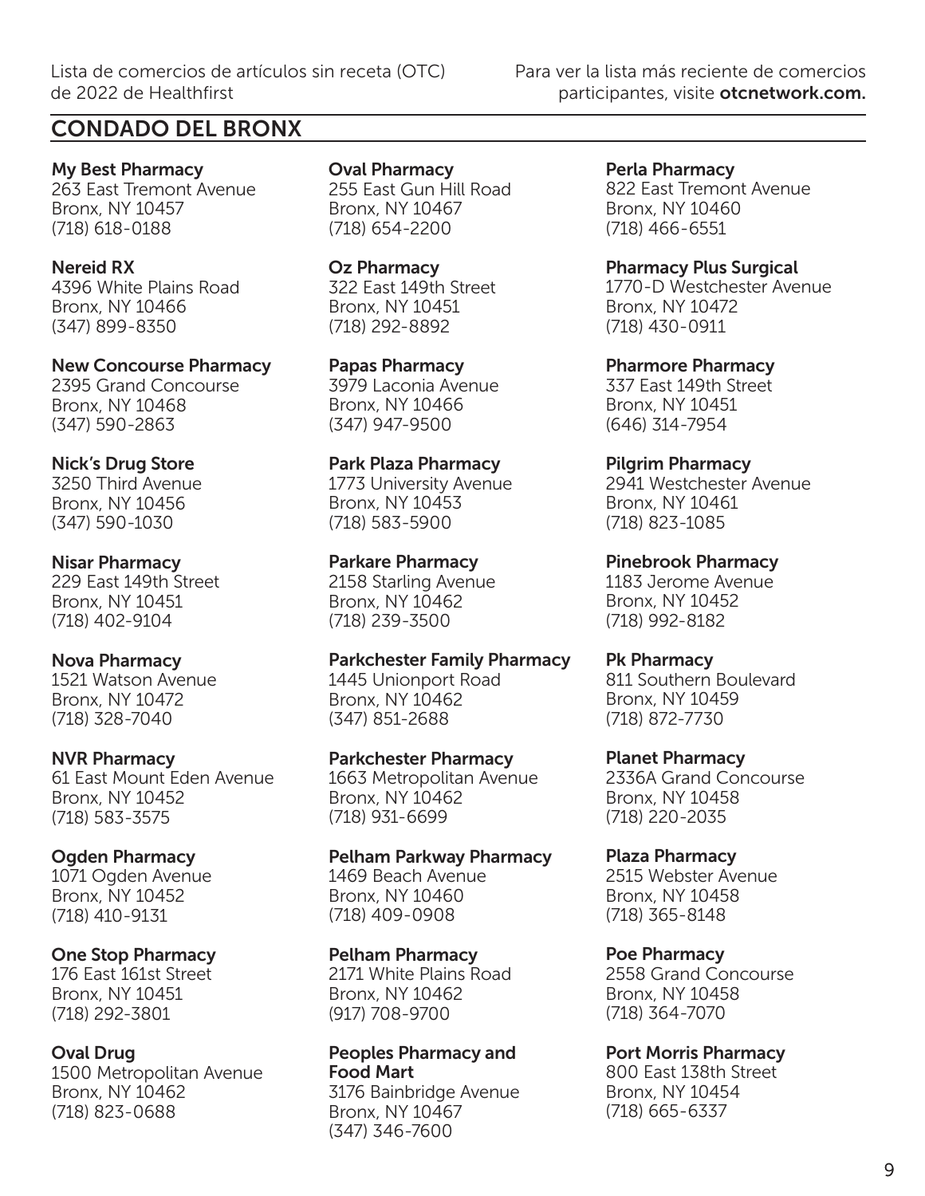## CONDADO DEL BRONX

**My Best Pharmacy**
263 East Tremont Avenue
Bronx, NY 10457
(718) 618-0188

**Nereid RX**
4396 White Plains Road
Bronx, NY 10466
(347) 899-8350

**New Concourse Pharmacy**
2395 Grand Concourse
Bronx, NY 10468
(347) 590-2863

**Nick's Drug Store**
3250 Third Avenue
Bronx, NY 10456
(347) 590-1030

**Nisar Pharmacy**
229 East 149th Street
Bronx, NY 10451
(718) 402-9104

**Nova Pharmacy**
1521 Watson Avenue
Bronx, NY 10472
(718) 328-7040

**NVR Pharmacy**
61 East Mount Eden Avenue
Bronx, NY 10452
(718) 583-3575

**Ogden Pharmacy**
1071 Ogden Avenue
Bronx, NY 10452
(718) 410-9131

**One Stop Pharmacy**
176 East 161st Street
Bronx, NY 10451
(718) 292-3801

**Oval Drug**
1500 Metropolitan Avenue
Bronx, NY 10462
(718) 823-0688

**Oval Pharmacy**
255 East Gun Hill Road
Bronx, NY 10467
(718) 654-2200

**Oz Pharmacy**
322 East 149th Street
Bronx, NY 10451
(718) 292-8892

**Papas Pharmacy**
3979 Laconia Avenue
Bronx, NY 10466
(347) 947-9500

**Park Plaza Pharmacy**
1773 University Avenue
Bronx, NY 10453
(718) 583-5900

**Parkare Pharmacy**
2158 Starling Avenue
Bronx, NY 10462
(718) 239-3500

**Parkchester Family Pharmacy**
1445 Unionport Road
Bronx, NY 10462
(347) 851-2688

**Parkchester Pharmacy**
1663 Metropolitan Avenue
Bronx, NY 10462
(718) 931-6699

**Pelham Parkway Pharmacy**
1469 Beach Avenue
Bronx, NY 10460
(718) 409-0908

**Pelham Pharmacy**
2171 White Plains Road
Bronx, NY 10462
(917) 708-9700

**Peoples Pharmacy and Food Mart**
3176 Bainbridge Avenue
Bronx, NY 10467
(347) 346-7600

**Perla Pharmacy**
822 East Tremont Avenue
Bronx, NY 10460
(718) 466-6551

**Pharmacy Plus Surgical**
1770-D Westchester Avenue
Bronx, NY 10472
(718) 430-0911

**Pharmore Pharmacy**
337 East 149th Street
Bronx, NY 10451
(646) 314-7954

**Pilgrim Pharmacy**
2941 Westchester Avenue
Bronx, NY 10461
(718) 823-1085

**Pinebrook Pharmacy**
1183 Jerome Avenue
Bronx, NY 10452
(718) 992-8182

**Pk Pharmacy**
811 Southern Boulevard
Bronx, NY 10459
(718) 872-7730

**Planet Pharmacy**
2336A Grand Concourse
Bronx, NY 10458
(718) 220-2035

**Plaza Pharmacy**
2515 Webster Avenue
Bronx, NY 10458
(718) 365-8148

**Poe Pharmacy**
2558 Grand Concourse
Bronx, NY 10458
(718) 364-7070

**Port Morris Pharmacy**
800 East 138th Street
Bronx, NY 10454
(718) 665-6337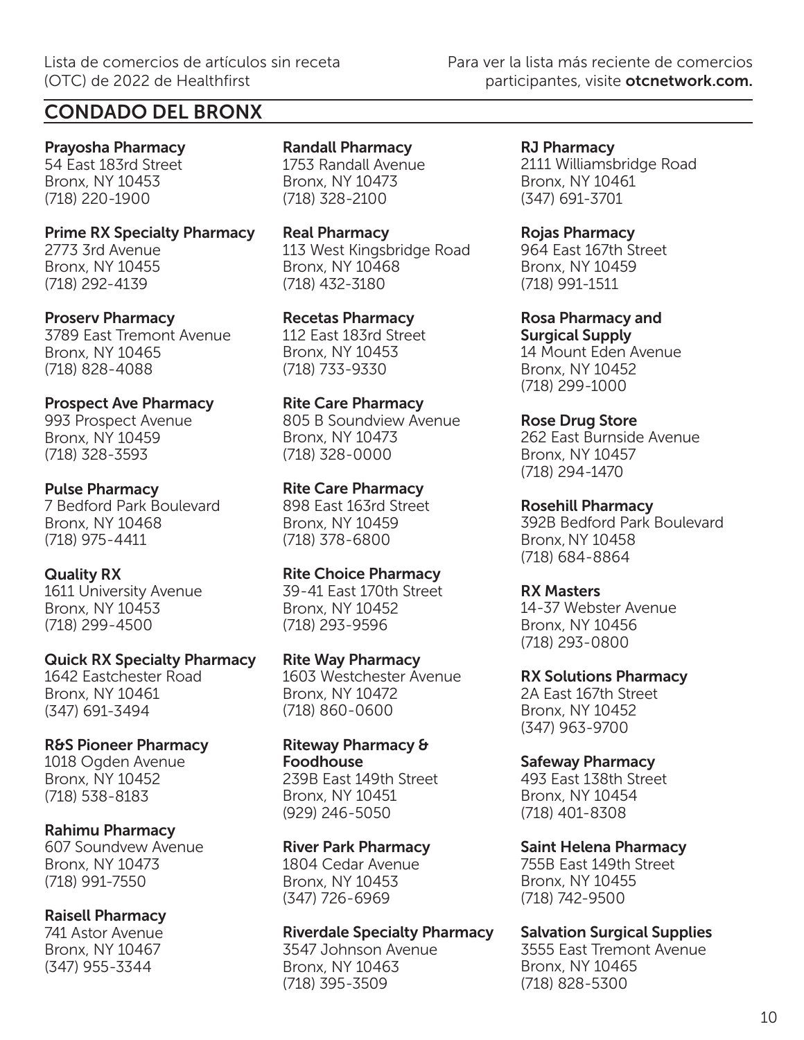## CONDADO DEL BRONX

**Prayosha Pharmacy**
54 East 183rd Street
Bronx, NY 10453
(718) 220-1900

**Prime RX Specialty Pharmacy**
2773 3rd Avenue
Bronx, NY 10455
(718) 292-4139

**Proserv Pharmacy**
3789 East Tremont Avenue
Bronx, NY 10465
(718) 828-4088

**Prospect Ave Pharmacy**
993 Prospect Avenue
Bronx, NY 10459
(718) 328-3593

**Pulse Pharmacy**
7 Bedford Park Boulevard
Bronx, NY 10468
(718) 975-4411

**Quality RX**
1611 University Avenue
Bronx, NY 10453
(718) 299-4500

**Quick RX Specialty Pharmacy**
1642 Eastchester Road
Bronx, NY 10461
(347) 691-3494

**R&S Pioneer Pharmacy**
1018 Ogden Avenue
Bronx, NY 10452
(718) 538-8183

**Rahimu Pharmacy**
607 Soundvew Avenue
Bronx, NY 10473
(718) 991-7550

**Raisell Pharmacy**
741 Astor Avenue
Bronx, NY 10467
(347) 955-3344

**Randall Pharmacy**
1753 Randall Avenue
Bronx, NY 10473
(718) 328-2100

**Real Pharmacy**
113 West Kingsbridge Road
Bronx, NY 10468
(718) 432-3180

**Recetas Pharmacy**
112 East 183rd Street
Bronx, NY 10453
(718) 733-9330

**Rite Care Pharmacy**
805 B Soundview Avenue
Bronx, NY 10473
(718) 328-0000

**Rite Care Pharmacy**
898 East 163rd Street
Bronx, NY 10459
(718) 378-6800

**Rite Choice Pharmacy**
39-41 East 170th Street
Bronx, NY 10452
(718) 293-9596

**Rite Way Pharmacy**
1603 Westchester Avenue
Bronx, NY 10472
(718) 860-0600

**Riteway Pharmacy & Foodhouse**
239B East 149th Street
Bronx, NY 10451
(929) 246-5050

**River Park Pharmacy**
1804 Cedar Avenue
Bronx, NY 10453
(347) 726-6969

**Riverdale Specialty Pharmacy**
3547 Johnson Avenue
Bronx, NY 10463
(718) 395-3509

**RJ Pharmacy**
2111 Williamsbridge Road
Bronx, NY 10461
(347) 691-3701

**Rojas Pharmacy**
964 East 167th Street
Bronx, NY 10459
(718) 991-1511

**Rosa Pharmacy and Surgical Supply**
14 Mount Eden Avenue
Bronx, NY 10452
(718) 299-1000

**Rose Drug Store**
262 East Burnside Avenue
Bronx, NY 10457
(718) 294-1470

**Rosehill Pharmacy**
392B Bedford Park Boulevard
Bronx, NY 10458
(718) 684-8864

**RX Masters**
14-37 Webster Avenue
Bronx, NY 10456
(718) 293-0800

**RX Solutions Pharmacy**
2A East 167th Street
Bronx, NY 10452
(347) 963-9700

**Safeway Pharmacy**
493 East 138th Street
Bronx, NY 10454
(718) 401-8308

**Saint Helena Pharmacy**
755B East 149th Street
Bronx, NY 10455
(718) 742-9500

**Salvation Surgical Supplies**
3555 East Tremont Avenue
Bronx, NY 10465
(718) 828-5300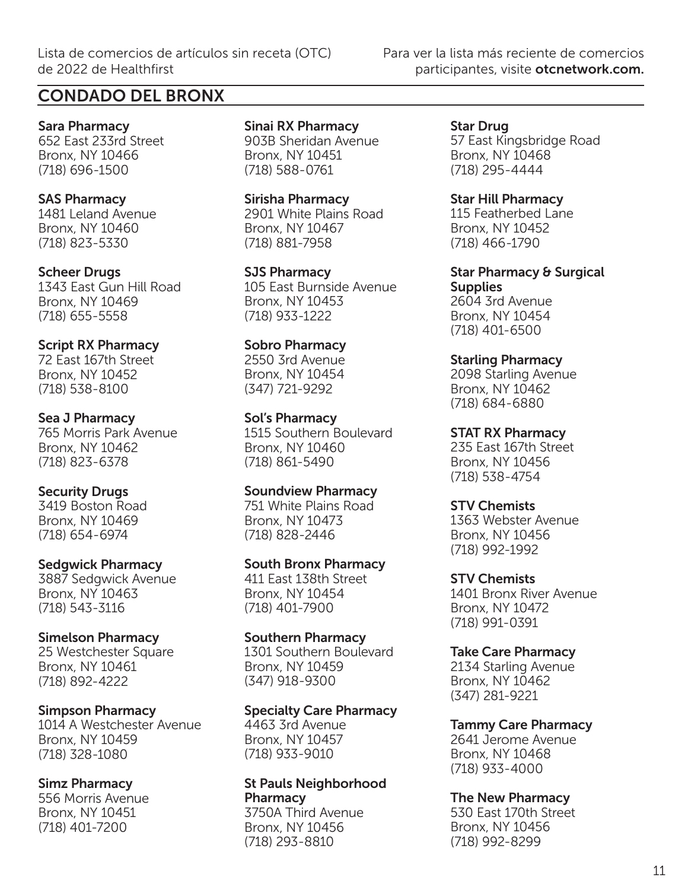## CONDADO DEL BRONX

**Sara Pharmacy**
652 East 233rd Street
Bronx, NY 10466
(718) 696-1500

**SAS Pharmacy**
1481 Leland Avenue
Bronx, NY 10460
(718) 823-5330

**Scheer Drugs**
1343 East Gun Hill Road
Bronx, NY 10469
(718) 655-5558

**Script RX Pharmacy**
72 East 167th Street
Bronx, NY 10452
(718) 538-8100

**Sea J Pharmacy**
765 Morris Park Avenue
Bronx, NY 10462
(718) 823-6378

**Security Drugs**
3419 Boston Road
Bronx, NY 10469
(718) 654-6974

**Sedgwick Pharmacy**
3887 Sedgwick Avenue
Bronx, NY 10463
(718) 543-3116

**Simelson Pharmacy**
25 Westchester Square
Bronx, NY 10461
(718) 892-4222

**Simpson Pharmacy**
1014 A Westchester Avenue
Bronx, NY 10459
(718) 328-1080

**Simz Pharmacy**
556 Morris Avenue
Bronx, NY 10451
(718) 401-7200

**Sinai RX Pharmacy**
903B Sheridan Avenue
Bronx, NY 10451
(718) 588-0761

**Sirisha Pharmacy**
2901 White Plains Road
Bronx, NY 10467
(718) 881-7958

**SJS Pharmacy**
105 East Burnside Avenue
Bronx, NY 10453
(718) 933-1222

**Sobro Pharmacy**
2550 3rd Avenue
Bronx, NY 10454
(347) 721-9292

**Sol's Pharmacy**
1515 Southern Boulevard
Bronx, NY 10460
(718) 861-5490

**Soundview Pharmacy**
751 White Plains Road
Bronx, NY 10473
(718) 828-2446

**South Bronx Pharmacy**
411 East 138th Street
Bronx, NY 10454
(718) 401-7900

**Southern Pharmacy**
1301 Southern Boulevard
Bronx, NY 10459
(347) 918-9300

**Specialty Care Pharmacy**
4463 3rd Avenue
Bronx, NY 10457
(718) 933-9010

**St Pauls Neighborhood Pharmacy**
3750A Third Avenue
Bronx, NY 10456
(718) 293-8810

**Star Drug**
57 East Kingsbridge Road
Bronx, NY 10468
(718) 295-4444

**Star Hill Pharmacy**
115 Featherbed Lane
Bronx, NY 10452
(718) 466-1790

**Star Pharmacy & Surgical Supplies**
2604 3rd Avenue
Bronx, NY 10454
(718) 401-6500

**Starling Pharmacy**
2098 Starling Avenue
Bronx, NY 10462
(718) 684-6880

**STAT RX Pharmacy**
235 East 167th Street
Bronx, NY 10456
(718) 538-4754

**STV Chemists**
1363 Webster Avenue
Bronx, NY 10456
(718) 992-1992

**STV Chemists**
1401 Bronx River Avenue
Bronx, NY 10472
(718) 991-0391

**Take Care Pharmacy**
2134 Starling Avenue
Bronx, NY 10462
(347) 281-9221

**Tammy Care Pharmacy**
2641 Jerome Avenue
Bronx, NY 10468
(718) 933-4000

**The New Pharmacy**
530 East 170th Street
Bronx, NY 10456
(718) 992-8299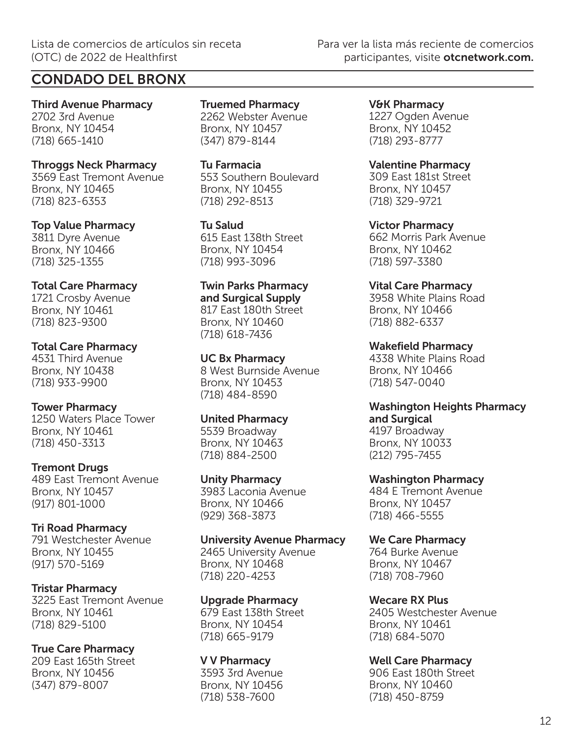## CONDADO DEL BRONX

**Third Avenue Pharmacy**
2702 3rd Avenue
Bronx, NY 10454
(718) 665-1410

**Throggs Neck Pharmacy**
3569 East Tremont Avenue
Bronx, NY 10465
(718) 823-6353

**Top Value Pharmacy**
3811 Dyre Avenue
Bronx, NY 10466
(718) 325-1355

**Total Care Pharmacy**
1721 Crosby Avenue
Bronx, NY 10461
(718) 823-9300

**Total Care Pharmacy**
4531 Third Avenue
Bronx, NY 10438
(718) 933-9900

**Tower Pharmacy**
1250 Waters Place Tower
Bronx, NY 10461
(718) 450-3313

**Tremont Drugs**
489 East Tremont Avenue
Bronx, NY 10457
(917) 801-1000

**Tri Road Pharmacy**
791 Westchester Avenue
Bronx, NY 10455
(917) 570-5169

**Tristar Pharmacy**
3225 East Tremont Avenue
Bronx, NY 10461
(718) 829-5100

**True Care Pharmacy**
209 East 165th Street
Bronx, NY 10456
(347) 879-8007

**Truemed Pharmacy**
2262 Webster Avenue
Bronx, NY 10457
(347) 879-8144

**Tu Farmacia**
553 Southern Boulevard
Bronx, NY 10455
(718) 292-8513

**Tu Salud**
615 East 138th Street
Bronx, NY 10454
(718) 993-3096

**Twin Parks Pharmacy and Surgical Supply**
817 East 180th Street
Bronx, NY 10460
(718) 618-7436

**UC Bx Pharmacy**
8 West Burnside Avenue
Bronx, NY 10453
(718) 484-8590

**United Pharmacy**
5539 Broadway
Bronx, NY 10463
(718) 884-2500

**Unity Pharmacy**
3983 Laconia Avenue
Bronx, NY 10466
(929) 368-3873

**University Avenue Pharmacy**
2465 University Avenue
Bronx, NY 10468
(718) 220-4253

**Upgrade Pharmacy**
679 East 138th Street
Bronx, NY 10454
(718) 665-9179

**V V Pharmacy**
3593 3rd Avenue
Bronx, NY 10456
(718) 538-7600

**V&K Pharmacy**
1227 Ogden Avenue
Bronx, NY 10452
(718) 293-8777

**Valentine Pharmacy**
309 East 181st Street
Bronx, NY 10457
(718) 329-9721

**Victor Pharmacy**
662 Morris Park Avenue
Bronx, NY 10462
(718) 597-3380

**Vital Care Pharmacy**
3958 White Plains Road
Bronx, NY 10466
(718) 882-6337

**Wakefield Pharmacy**
4338 White Plains Road
Bronx, NY 10466
(718) 547-0040

**Washington Heights Pharmacy and Surgical**
4197 Broadway
Bronx, NY 10033
(212) 795-7455

**Washington Pharmacy**
484 E Tremont Avenue
Bronx, NY 10457
(718) 466-5555

**We Care Pharmacy**
764 Burke Avenue
Bronx, NY 10467
(718) 708-7960

**Wecare RX Plus**
2405 Westchester Avenue
Bronx, NY 10461
(718) 684-5070

**Well Care Pharmacy**
906 East 180th Street
Bronx, NY 10460
(718) 450-8759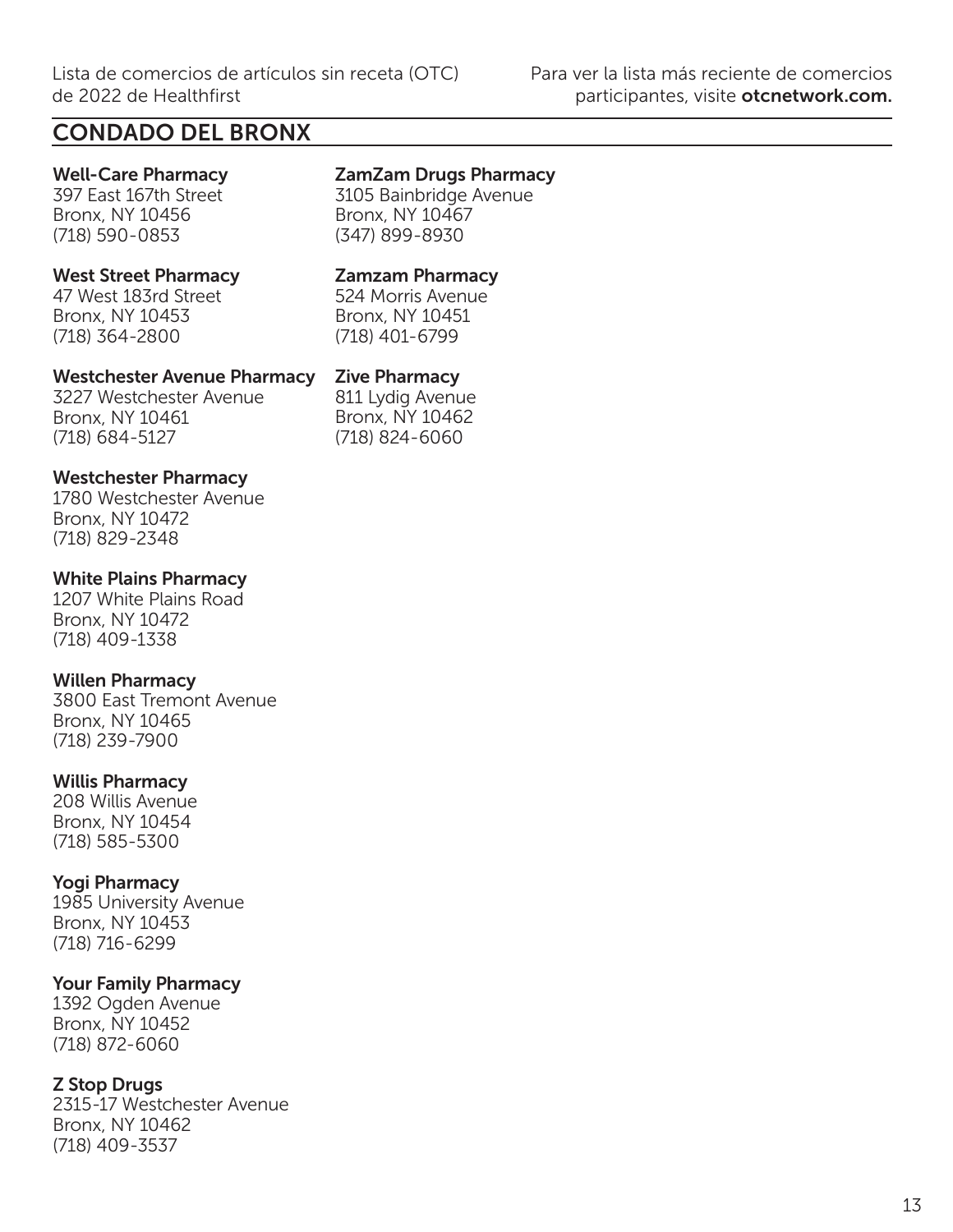## CONDADO DEL BRONX

**Well-Care Pharmacy**
397 East 167th Street
Bronx, NY 10456
(718) 590-0853

**West Street Pharmacy**
47 West 183rd Street
Bronx, NY 10453
(718) 364-2800

**Westchester Avenue Pharmacy**
3227 Westchester Avenue
Bronx, NY 10461
(718) 684-5127

**Westchester Pharmacy**
1780 Westchester Avenue
Bronx, NY 10472
(718) 829-2348

**White Plains Pharmacy**
1207 White Plains Road
Bronx, NY 10472
(718) 409-1338

**Willen Pharmacy**
3800 East Tremont Avenue
Bronx, NY 10465
(718) 239-7900

**Willis Pharmacy**
208 Willis Avenue
Bronx, NY 10454
(718) 585-5300

**Yogi Pharmacy**
1985 University Avenue
Bronx, NY 10453
(718) 716-6299

**Your Family Pharmacy**
1392 Ogden Avenue
Bronx, NY 10452
(718) 872-6060

**Z Stop Drugs**
2315-17 Westchester Avenue
Bronx, NY 10462
(718) 409-3537

**ZamZam Drugs Pharmacy**
3105 Bainbridge Avenue
Bronx, NY 10467
(347) 899-8930

**Zamzam Pharmacy**
524 Morris Avenue
Bronx, NY 10451
(718) 401-6799

**Zive Pharmacy**
811 Lydig Avenue
Bronx, NY 10462
(718) 824-6060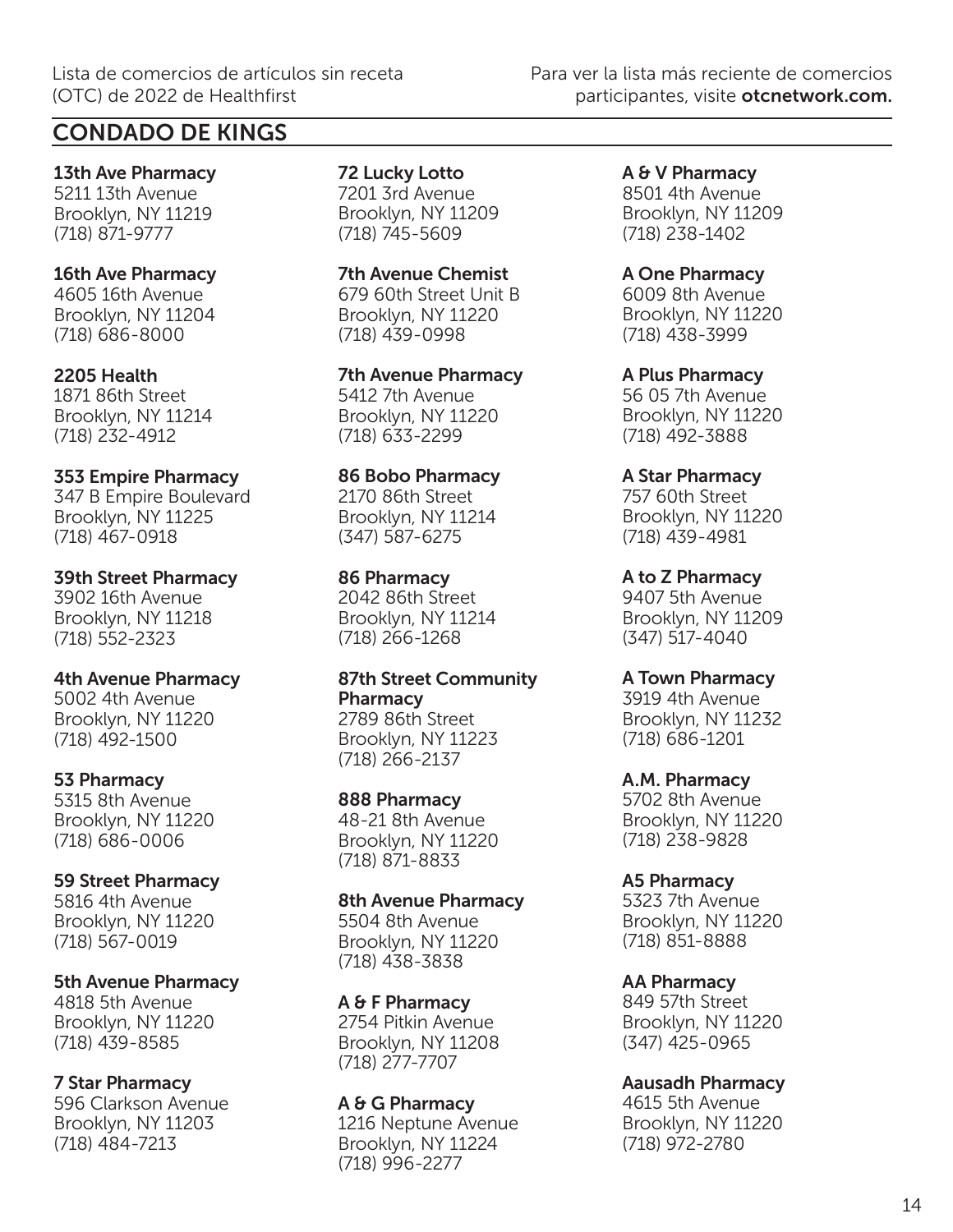## CONDADO DE KINGS

**13th Ave Pharmacy**
5211 13th Avenue
Brooklyn, NY 11219
(718) 871-9777

**16th Ave Pharmacy**
4605 16th Avenue
Brooklyn, NY 11204
(718) 686-8000

**2205 Health**
1871 86th Street
Brooklyn, NY 11214
(718) 232-4912

**353 Empire Pharmacy**
347 B Empire Boulevard
Brooklyn, NY 11225
(718) 467-0918

**39th Street Pharmacy**
3902 16th Avenue
Brooklyn, NY 11218
(718) 552-2323

**4th Avenue Pharmacy**
5002 4th Avenue
Brooklyn, NY 11220
(718) 492-1500

**53 Pharmacy**
5315 8th Avenue
Brooklyn, NY 11220
(718) 686-0006

**59 Street Pharmacy**
5816 4th Avenue
Brooklyn, NY 11220
(718) 567-0019

**5th Avenue Pharmacy**
4818 5th Avenue
Brooklyn, NY 11220
(718) 439-8585

**7 Star Pharmacy**
596 Clarkson Avenue
Brooklyn, NY 11203
(718) 484-7213

**72 Lucky Lotto**
7201 3rd Avenue
Brooklyn, NY 11209
(718) 745-5609

**7th Avenue Chemist**
679 60th Street Unit B
Brooklyn, NY 11220
(718) 439-0998

**7th Avenue Pharmacy**
5412 7th Avenue
Brooklyn, NY 11220
(718) 633-2299

**86 Bobo Pharmacy**
2170 86th Street
Brooklyn, NY 11214
(347) 587-6275

**86 Pharmacy**
2042 86th Street
Brooklyn, NY 11214
(718) 266-1268

**87th Street Community Pharmacy**
2789 86th Street
Brooklyn, NY 11223
(718) 266-2137

**888 Pharmacy**
48-21 8th Avenue
Brooklyn, NY 11220
(718) 871-8833

**8th Avenue Pharmacy**
5504 8th Avenue
Brooklyn, NY 11220
(718) 438-3838

**A & F Pharmacy**
2754 Pitkin Avenue
Brooklyn, NY 11208
(718) 277-7707

**A & G Pharmacy**
1216 Neptune Avenue
Brooklyn, NY 11224
(718) 996-2277

**A & V Pharmacy**
8501 4th Avenue
Brooklyn, NY 11209
(718) 238-1402

**A One Pharmacy**
6009 8th Avenue
Brooklyn, NY 11220
(718) 438-3999

**A Plus Pharmacy**
56 05 7th Avenue
Brooklyn, NY 11220
(718) 492-3888

**A Star Pharmacy**
757 60th Street
Brooklyn, NY 11220
(718) 439-4981

**A to Z Pharmacy**
9407 5th Avenue
Brooklyn, NY 11209
(347) 517-4040

**A Town Pharmacy**
3919 4th Avenue
Brooklyn, NY 11232
(718) 686-1201

**A.M. Pharmacy**
5702 8th Avenue
Brooklyn, NY 11220
(718) 238-9828

**A5 Pharmacy**
5323 7th Avenue
Brooklyn, NY 11220
(718) 851-8888

**AA Pharmacy**
849 57th Street
Brooklyn, NY 11220
(347) 425-0965

**Aausadh Pharmacy**
4615 5th Avenue
Brooklyn, NY 11220
(718) 972-2780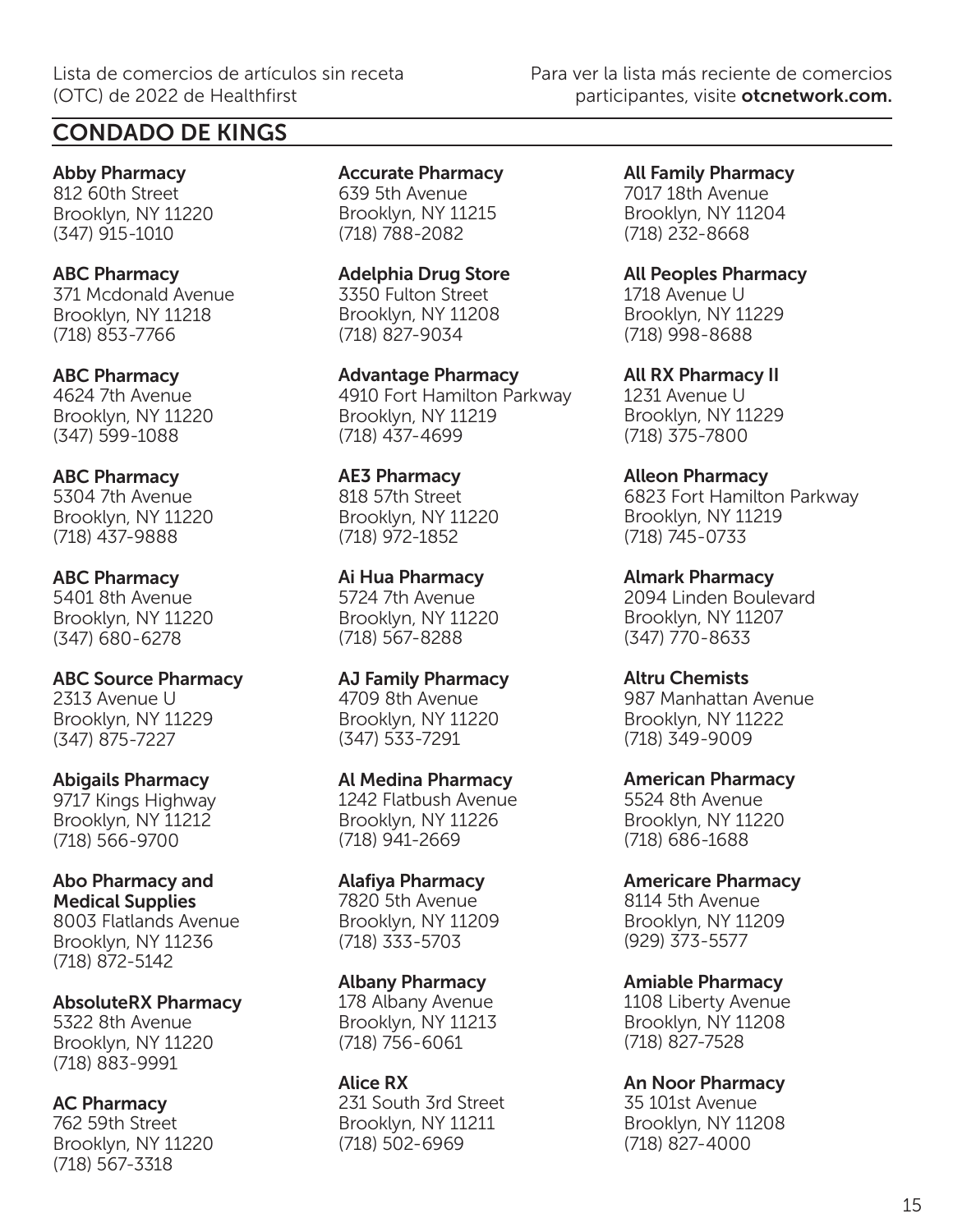## CONDADO DE KINGS

**Abby Pharmacy**
812 60th Street
Brooklyn, NY 11220
(347) 915-1010

**ABC Pharmacy**
371 Mcdonald Avenue
Brooklyn, NY 11218
(718) 853-7766

**ABC Pharmacy**
4624 7th Avenue
Brooklyn, NY 11220
(347) 599-1088

**ABC Pharmacy**
5304 7th Avenue
Brooklyn, NY 11220
(718) 437-9888

**ABC Pharmacy**
5401 8th Avenue
Brooklyn, NY 11220
(347) 680-6278

**ABC Source Pharmacy**
2313 Avenue U
Brooklyn, NY 11229
(347) 875-7227

**Abigails Pharmacy**
9717 Kings Highway
Brooklyn, NY 11212
(718) 566-9700

**Abo Pharmacy and Medical Supplies**
8003 Flatlands Avenue
Brooklyn, NY 11236
(718) 872-5142

**AbsoluteRX Pharmacy**
5322 8th Avenue
Brooklyn, NY 11220
(718) 883-9991

**AC Pharmacy**
762 59th Street
Brooklyn, NY 11220
(718) 567-3318

**Accurate Pharmacy**
639 5th Avenue
Brooklyn, NY 11215
(718) 788-2082

**Adelphia Drug Store**
3350 Fulton Street
Brooklyn, NY 11208
(718) 827-9034

**Advantage Pharmacy**
4910 Fort Hamilton Parkway
Brooklyn, NY 11219
(718) 437-4699

**AE3 Pharmacy**
818 57th Street
Brooklyn, NY 11220
(718) 972-1852

**Ai Hua Pharmacy**
5724 7th Avenue
Brooklyn, NY 11220
(718) 567-8288

**AJ Family Pharmacy**
4709 8th Avenue
Brooklyn, NY 11220
(347) 533-7291

**Al Medina Pharmacy**
1242 Flatbush Avenue
Brooklyn, NY 11226
(718) 941-2669

**Alafiya Pharmacy**
7820 5th Avenue
Brooklyn, NY 11209
(718) 333-5703

**Albany Pharmacy**
178 Albany Avenue
Brooklyn, NY 11213
(718) 756-6061

**Alice RX**
231 South 3rd Street
Brooklyn, NY 11211
(718) 502-6969

**All Family Pharmacy**
7017 18th Avenue
Brooklyn, NY 11204
(718) 232-8668

**All Peoples Pharmacy**
1718 Avenue U
Brooklyn, NY 11229
(718) 998-8688

**All RX Pharmacy II**
1231 Avenue U
Brooklyn, NY 11229
(718) 375-7800

**Alleon Pharmacy**
6823 Fort Hamilton Parkway
Brooklyn, NY 11219
(718) 745-0733

**Almark Pharmacy**
2094 Linden Boulevard
Brooklyn, NY 11207
(347) 770-8633

**Altru Chemists**
987 Manhattan Avenue
Brooklyn, NY 11222
(718) 349-9009

**American Pharmacy**
5524 8th Avenue
Brooklyn, NY 11220
(718) 686-1688

**Americare Pharmacy**
8114 5th Avenue
Brooklyn, NY 11209
(929) 373-5577

**Amiable Pharmacy**
1108 Liberty Avenue
Brooklyn, NY 11208
(718) 827-7528

**An Noor Pharmacy**
35 101st Avenue
Brooklyn, NY 11208
(718) 827-4000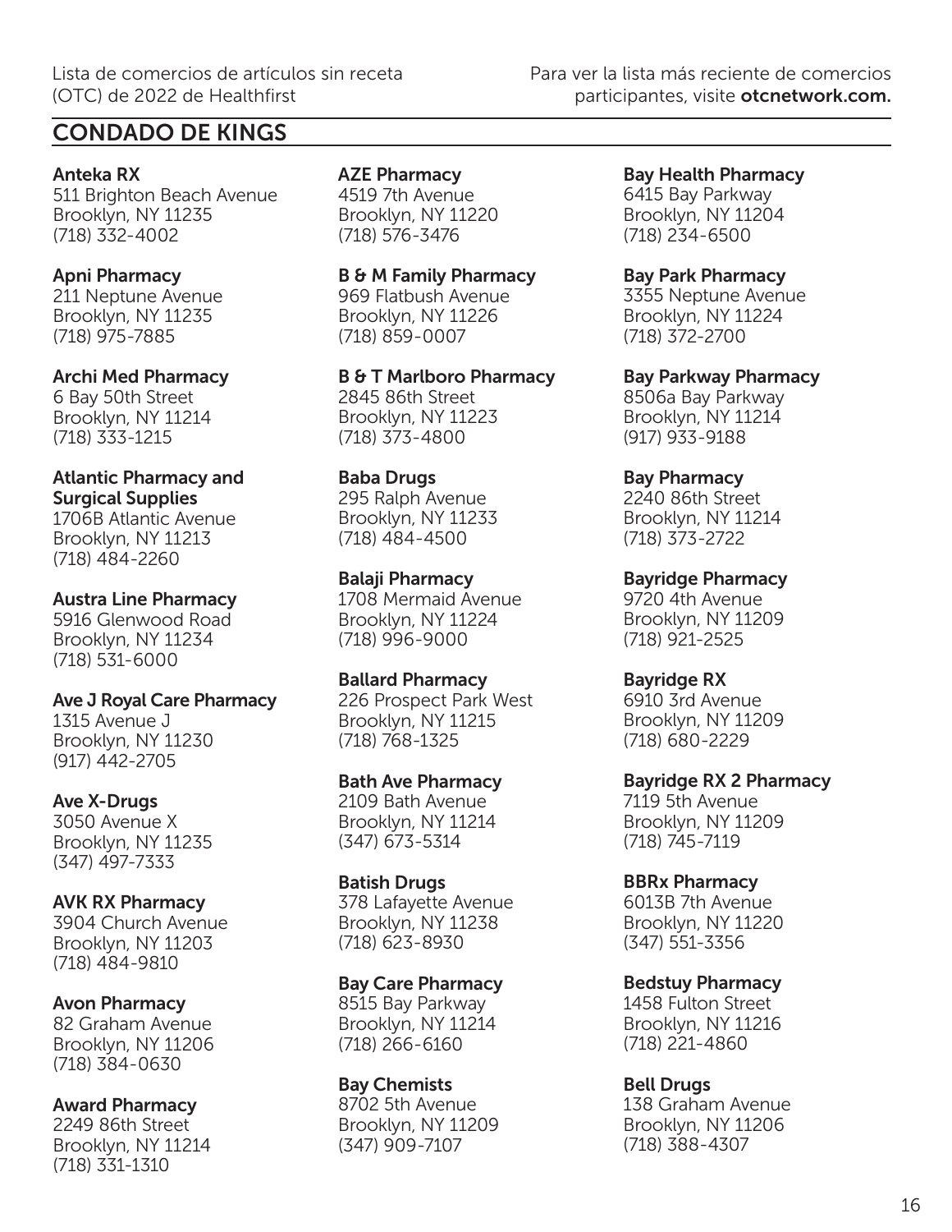## CONDADO DE KINGS

**Anteka RX**
511 Brighton Beach Avenue
Brooklyn, NY 11235
(718) 332-4002

**Apni Pharmacy**
211 Neptune Avenue
Brooklyn, NY 11235
(718) 975-7885

**Archi Med Pharmacy**
6 Bay 50th Street
Brooklyn, NY 11214
(718) 333-1215

**Atlantic Pharmacy and Surgical Supplies**
1706B Atlantic Avenue
Brooklyn, NY 11213
(718) 484-2260

**Austra Line Pharmacy**
5916 Glenwood Road
Brooklyn, NY 11234
(718) 531-6000

**Ave J Royal Care Pharmacy**
1315 Avenue J
Brooklyn, NY 11230
(917) 442-2705

**Ave X-Drugs**
3050 Avenue X
Brooklyn, NY 11235
(347) 497-7333

**AVK RX Pharmacy**
3904 Church Avenue
Brooklyn, NY 11203
(718) 484-9810

**Avon Pharmacy**
82 Graham Avenue
Brooklyn, NY 11206
(718) 384-0630

**Award Pharmacy**
2249 86th Street
Brooklyn, NY 11214
(718) 331-1310

**AZE Pharmacy**
4519 7th Avenue
Brooklyn, NY 11220
(718) 576-3476

**B & M Family Pharmacy**
969 Flatbush Avenue
Brooklyn, NY 11226
(718) 859-0007

**B & T Marlboro Pharmacy**
2845 86th Street
Brooklyn, NY 11223
(718) 373-4800

**Baba Drugs**
295 Ralph Avenue
Brooklyn, NY 11233
(718) 484-4500

**Balaji Pharmacy**
1708 Mermaid Avenue
Brooklyn, NY 11224
(718) 996-9000

**Ballard Pharmacy**
226 Prospect Park West
Brooklyn, NY 11215
(718) 768-1325

**Bath Ave Pharmacy**
2109 Bath Avenue
Brooklyn, NY 11214
(347) 673-5314

**Batish Drugs**
378 Lafayette Avenue
Brooklyn, NY 11238
(718) 623-8930

**Bay Care Pharmacy**
8515 Bay Parkway
Brooklyn, NY 11214
(718) 266-6160

**Bay Chemists**
8702 5th Avenue
Brooklyn, NY 11209
(347) 909-7107

**Bay Health Pharmacy**
6415 Bay Parkway
Brooklyn, NY 11204
(718) 234-6500

**Bay Park Pharmacy**
3355 Neptune Avenue
Brooklyn, NY 11224
(718) 372-2700

**Bay Parkway Pharmacy**
8506a Bay Parkway
Brooklyn, NY 11214
(917) 933-9188

**Bay Pharmacy**
2240 86th Street
Brooklyn, NY 11214
(718) 373-2722

**Bayridge Pharmacy**
9720 4th Avenue
Brooklyn, NY 11209
(718) 921-2525

**Bayridge RX**
6910 3rd Avenue
Brooklyn, NY 11209
(718) 680-2229

**Bayridge RX 2 Pharmacy**
7119 5th Avenue
Brooklyn, NY 11209
(718) 745-7119

**BBRx Pharmacy**
6013B 7th Avenue
Brooklyn, NY 11220
(347) 551-3356

**Bedstuy Pharmacy**
1458 Fulton Street
Brooklyn, NY 11216
(718) 221-4860

**Bell Drugs**
138 Graham Avenue
Brooklyn, NY 11206
(718) 388-4307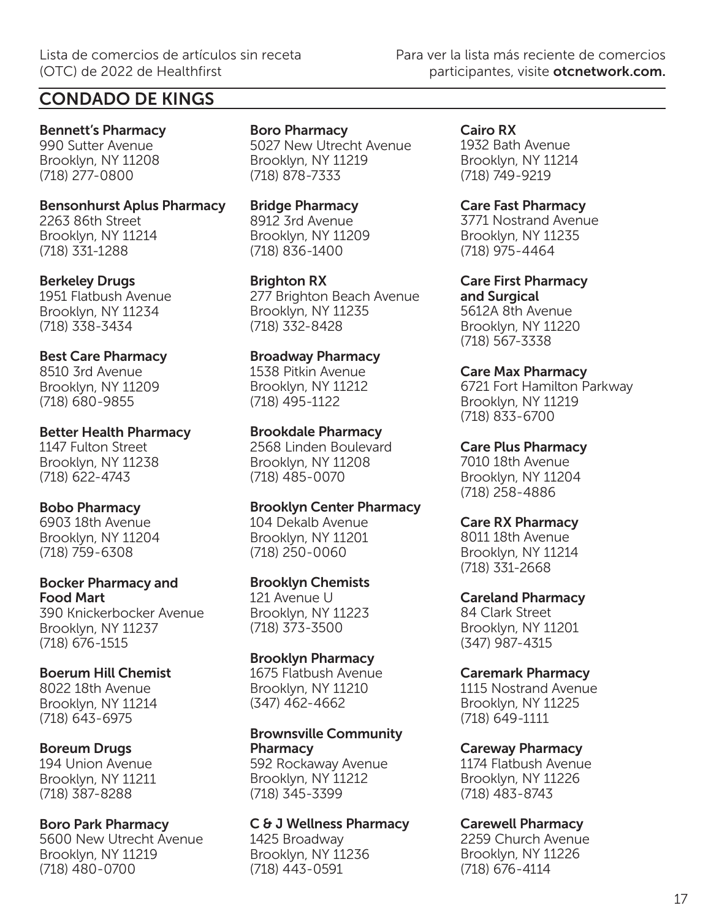## CONDADO DE KINGS

**Bennett's Pharmacy**
990 Sutter Avenue
Brooklyn, NY 11208
(718) 277-0800

**Bensonhurst Aplus Pharmacy**
2263 86th Street
Brooklyn, NY 11214
(718) 331-1288

**Berkeley Drugs**
1951 Flatbush Avenue
Brooklyn, NY 11234
(718) 338-3434

**Best Care Pharmacy**
8510 3rd Avenue
Brooklyn, NY 11209
(718) 680-9855

**Better Health Pharmacy**
1147 Fulton Street
Brooklyn, NY 11238
(718) 622-4743

**Bobo Pharmacy**
6903 18th Avenue
Brooklyn, NY 11204
(718) 759-6308

**Bocker Pharmacy and Food Mart**
390 Knickerbocker Avenue
Brooklyn, NY 11237
(718) 676-1515

**Boerum Hill Chemist**
8022 18th Avenue
Brooklyn, NY 11214
(718) 643-6975

**Boreum Drugs**
194 Union Avenue
Brooklyn, NY 11211
(718) 387-8288

**Boro Park Pharmacy**
5600 New Utrecht Avenue
Brooklyn, NY 11219
(718) 480-0700

**Boro Pharmacy**
5027 New Utrecht Avenue
Brooklyn, NY 11219
(718) 878-7333

**Bridge Pharmacy**
8912 3rd Avenue
Brooklyn, NY 11209
(718) 836-1400

**Brighton RX**
277 Brighton Beach Avenue
Brooklyn, NY 11235
(718) 332-8428

**Broadway Pharmacy**
1538 Pitkin Avenue
Brooklyn, NY 11212
(718) 495-1122

**Brookdale Pharmacy**
2568 Linden Boulevard
Brooklyn, NY 11208
(718) 485-0070

**Brooklyn Center Pharmacy**
104 Dekalb Avenue
Brooklyn, NY 11201
(718) 250-0060

**Brooklyn Chemists**
121 Avenue U
Brooklyn, NY 11223
(718) 373-3500

**Brooklyn Pharmacy**
1675 Flatbush Avenue
Brooklyn, NY 11210
(347) 462-4662

**Brownsville Community Pharmacy**
592 Rockaway Avenue
Brooklyn, NY 11212
(718) 345-3399

**C & J Wellness Pharmacy**
1425 Broadway
Brooklyn, NY 11236
(718) 443-0591

**Cairo RX**
1932 Bath Avenue
Brooklyn, NY 11214
(718) 749-9219

**Care Fast Pharmacy**
3771 Nostrand Avenue
Brooklyn, NY 11235
(718) 975-4464

**Care First Pharmacy and Surgical**
5612A 8th Avenue
Brooklyn, NY 11220
(718) 567-3338

**Care Max Pharmacy**
6721 Fort Hamilton Parkway
Brooklyn, NY 11219
(718) 833-6700

**Care Plus Pharmacy**
7010 18th Avenue
Brooklyn, NY 11204
(718) 258-4886

**Care RX Pharmacy**
8011 18th Avenue
Brooklyn, NY 11214
(718) 331-2668

**Careland Pharmacy**
84 Clark Street
Brooklyn, NY 11201
(347) 987-4315

**Caremark Pharmacy**
1115 Nostrand Avenue
Brooklyn, NY 11225
(718) 649-1111

**Careway Pharmacy**
1174 Flatbush Avenue
Brooklyn, NY 11226
(718) 483-8743

**Carewell Pharmacy**
2259 Church Avenue
Brooklyn, NY 11226
(718) 676-4114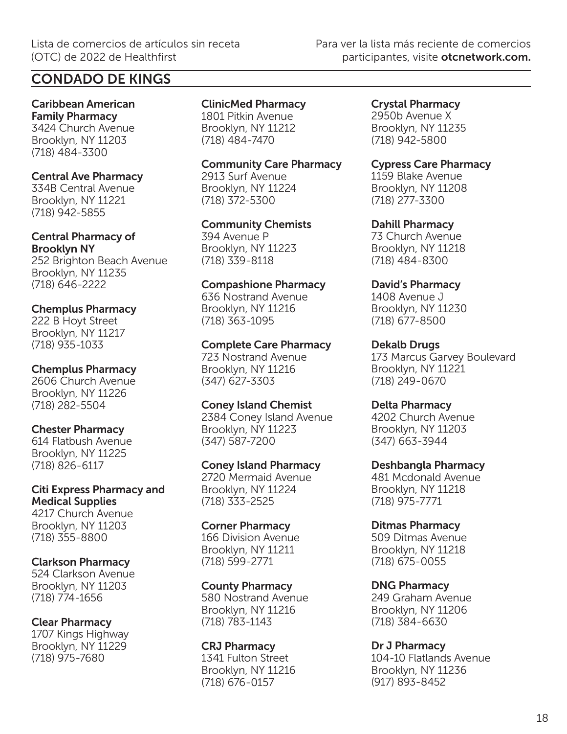## CONDADO DE KINGS

**Caribbean American Family Pharmacy**
3424 Church Avenue
Brooklyn, NY 11203
(718) 484-3300

**Central Ave Pharmacy**
334B Central Avenue
Brooklyn, NY 11221
(718) 942-5855

**Central Pharmacy of Brooklyn NY**
252 Brighton Beach Avenue
Brooklyn, NY 11235
(718) 646-2222

**Chemplus Pharmacy**
222 B Hoyt Street
Brooklyn, NY 11217
(718) 935-1033

**Chemplus Pharmacy**
2606 Church Avenue
Brooklyn, NY 11226
(718) 282-5504

**Chester Pharmacy**
614 Flatbush Avenue
Brooklyn, NY 11225
(718) 826-6117

**Citi Express Pharmacy and Medical Supplies**
4217 Church Avenue
Brooklyn, NY 11203
(718) 355-8800

**Clarkson Pharmacy**
524 Clarkson Avenue
Brooklyn, NY 11203
(718) 774-1656

**Clear Pharmacy**
1707 Kings Highway
Brooklyn, NY 11229
(718) 975-7680

**ClinicMed Pharmacy**
1801 Pitkin Avenue
Brooklyn, NY 11212
(718) 484-7470

**Community Care Pharmacy**
2913 Surf Avenue
Brooklyn, NY 11224
(718) 372-5300

**Community Chemists**
394 Avenue P
Brooklyn, NY 11223
(718) 339-8118

**Compashione Pharmacy**
636 Nostrand Avenue
Brooklyn, NY 11216
(718) 363-1095

**Complete Care Pharmacy**
723 Nostrand Avenue
Brooklyn, NY 11216
(347) 627-3303

**Coney Island Chemist**
2384 Coney Island Avenue
Brooklyn, NY 11223
(347) 587-7200

**Coney Island Pharmacy**
2720 Mermaid Avenue
Brooklyn, NY 11224
(718) 333-2525

**Corner Pharmacy**
166 Division Avenue
Brooklyn, NY 11211
(718) 599-2771

**County Pharmacy**
580 Nostrand Avenue
Brooklyn, NY 11216
(718) 783-1143

**CRJ Pharmacy**
1341 Fulton Street
Brooklyn, NY 11216
(718) 676-0157

**Crystal Pharmacy**
2950b Avenue X
Brooklyn, NY 11235
(718) 942-5800

**Cypress Care Pharmacy**
1159 Blake Avenue
Brooklyn, NY 11208
(718) 277-3300

**Dahill Pharmacy**
73 Church Avenue
Brooklyn, NY 11218
(718) 484-8300

**David's Pharmacy**
1408 Avenue J
Brooklyn, NY 11230
(718) 677-8500

**Dekalb Drugs**
173 Marcus Garvey Boulevard
Brooklyn, NY 11221
(718) 249-0670

**Delta Pharmacy**
4202 Church Avenue
Brooklyn, NY 11203
(347) 663-3944

**Deshbangla Pharmacy**
481 Mcdonald Avenue
Brooklyn, NY 11218
(718) 975-7771

**Ditmas Pharmacy**
509 Ditmas Avenue
Brooklyn, NY 11218
(718) 675-0055

**DNG Pharmacy**
249 Graham Avenue
Brooklyn, NY 11206
(718) 384-6630

**Dr J Pharmacy**
104-10 Flatlands Avenue
Brooklyn, NY 11236
(917) 893-8452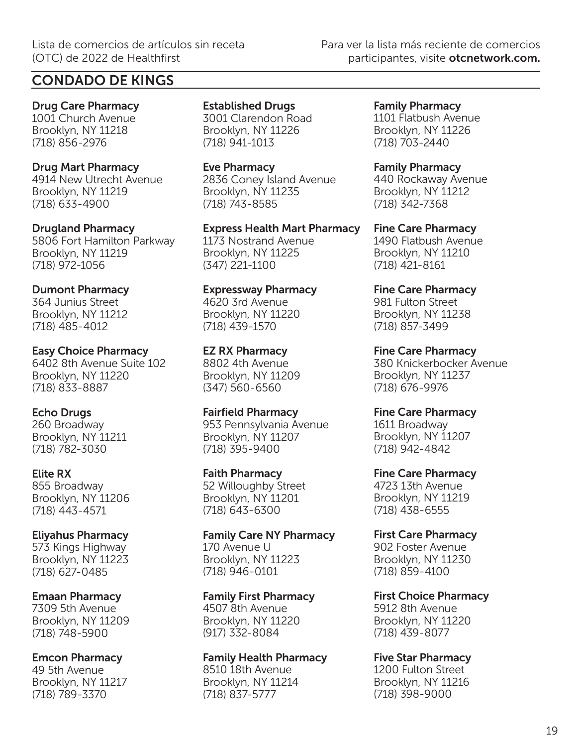## CONDADO DE KINGS

**Drug Care Pharmacy**
1001 Church Avenue
Brooklyn, NY 11218
(718) 856-2976

**Drug Mart Pharmacy**
4914 New Utrecht Avenue
Brooklyn, NY 11219
(718) 633-4900

**Drugland Pharmacy**
5806 Fort Hamilton Parkway
Brooklyn, NY 11219
(718) 972-1056

**Dumont Pharmacy**
364 Junius Street
Brooklyn, NY 11212
(718) 485-4012

**Easy Choice Pharmacy**
6402 8th Avenue Suite 102
Brooklyn, NY 11220
(718) 833-8887

**Echo Drugs**
260 Broadway
Brooklyn, NY 11211
(718) 782-3030

**Elite RX**
855 Broadway
Brooklyn, NY 11206
(718) 443-4571

**Eliyahus Pharmacy**
573 Kings Highway
Brooklyn, NY 11223
(718) 627-0485

**Emaan Pharmacy**
7309 5th Avenue
Brooklyn, NY 11209
(718) 748-5900

**Emcon Pharmacy**
49 5th Avenue
Brooklyn, NY 11217
(718) 789-3370

**Established Drugs**
3001 Clarendon Road
Brooklyn, NY 11226
(718) 941-1013

**Eve Pharmacy**
2836 Coney Island Avenue
Brooklyn, NY 11235
(718) 743-8585

**Express Health Mart Pharmacy**
1173 Nostrand Avenue
Brooklyn, NY 11225
(347) 221-1100

**Expressway Pharmacy**
4620 3rd Avenue
Brooklyn, NY 11220
(718) 439-1570

**EZ RX Pharmacy**
8802 4th Avenue
Brooklyn, NY 11209
(347) 560-6560

**Fairfield Pharmacy**
953 Pennsylvania Avenue
Brooklyn, NY 11207
(718) 395-9400

**Faith Pharmacy**
52 Willoughby Street
Brooklyn, NY 11201
(718) 643-6300

**Family Care NY Pharmacy**
170 Avenue U
Brooklyn, NY 11223
(718) 946-0101

**Family First Pharmacy**
4507 8th Avenue
Brooklyn, NY 11220
(917) 332-8084

**Family Health Pharmacy**
8510 18th Avenue
Brooklyn, NY 11214
(718) 837-5777

**Family Pharmacy**
1101 Flatbush Avenue
Brooklyn, NY 11226
(718) 703-2440

**Family Pharmacy**
440 Rockaway Avenue
Brooklyn, NY 11212
(718) 342-7368

**Fine Care Pharmacy**
1490 Flatbush Avenue
Brooklyn, NY 11210
(718) 421-8161

**Fine Care Pharmacy**
981 Fulton Street
Brooklyn, NY 11238
(718) 857-3499

**Fine Care Pharmacy**
380 Knickerbocker Avenue
Brooklyn, NY 11237
(718) 676-9976

**Fine Care Pharmacy**
1611 Broadway
Brooklyn, NY 11207
(718) 942-4842

**Fine Care Pharmacy**
4723 13th Avenue
Brooklyn, NY 11219
(718) 438-6555

**First Care Pharmacy**
902 Foster Avenue
Brooklyn, NY 11230
(718) 859-4100

**First Choice Pharmacy**
5912 8th Avenue
Brooklyn, NY 11220
(718) 439-8077

**Five Star Pharmacy**
1200 Fulton Street
Brooklyn, NY 11216
(718) 398-9000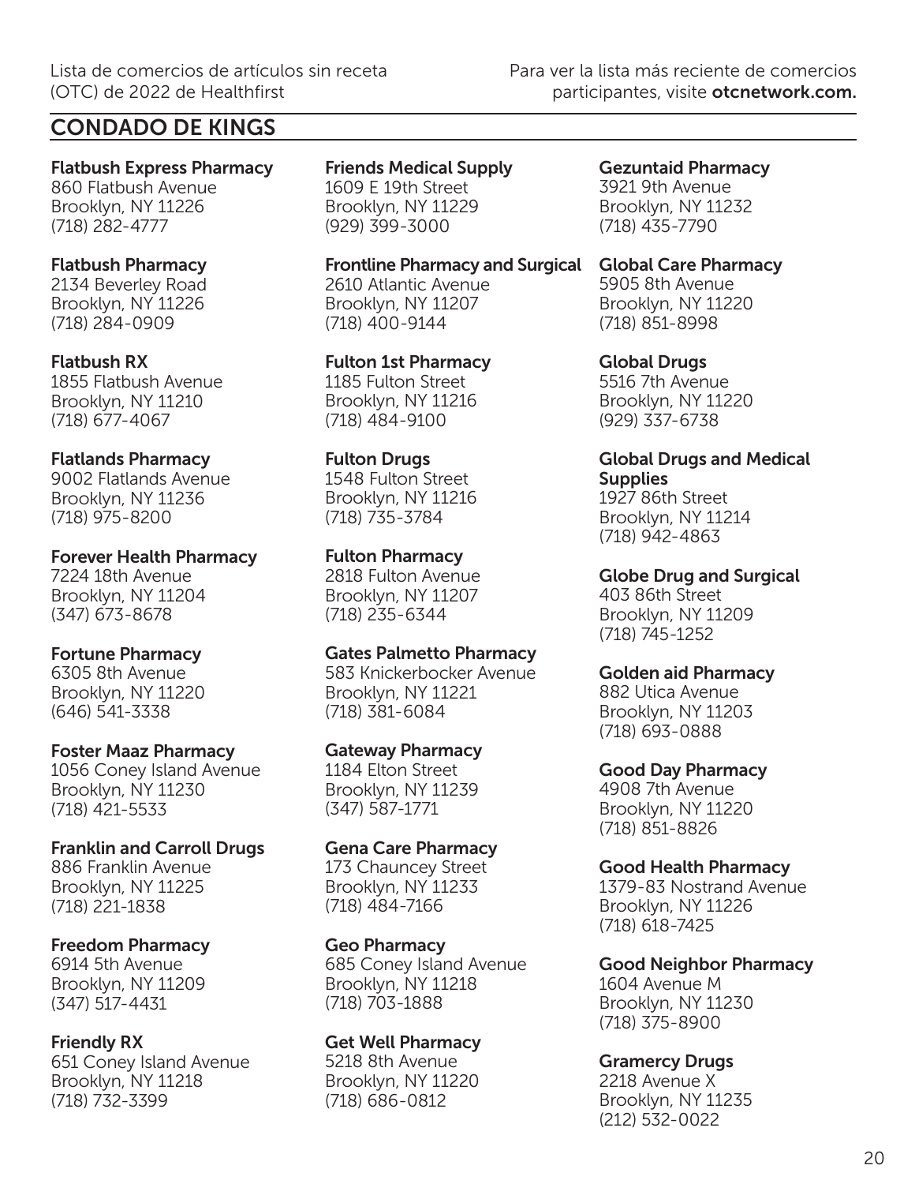## CONDADO DE KINGS

**Flatbush Express Pharmacy**
860 Flatbush Avenue
Brooklyn, NY 11226
(718) 282-4777

**Flatbush Pharmacy**
2134 Beverley Road
Brooklyn, NY 11226
(718) 284-0909

**Flatbush RX**
1855 Flatbush Avenue
Brooklyn, NY 11210
(718) 677-4067

**Flatlands Pharmacy**
9002 Flatlands Avenue
Brooklyn, NY 11236
(718) 975-8200

**Forever Health Pharmacy**
7224 18th Avenue
Brooklyn, NY 11204
(347) 673-8678

**Fortune Pharmacy**
6305 8th Avenue
Brooklyn, NY 11220
(646) 541-3338

**Foster Maaz Pharmacy**
1056 Coney Island Avenue
Brooklyn, NY 11230
(718) 421-5533

**Franklin and Carroll Drugs**
886 Franklin Avenue
Brooklyn, NY 11225
(718) 221-1838

**Freedom Pharmacy**
6914 5th Avenue
Brooklyn, NY 11209
(347) 517-4431

**Friendly RX**
651 Coney Island Avenue
Brooklyn, NY 11218
(718) 732-3399

**Friends Medical Supply**
1609 E 19th Street
Brooklyn, NY 11229
(929) 399-3000

**Frontline Pharmacy and Surgical**
2610 Atlantic Avenue
Brooklyn, NY 11207
(718) 400-9144

**Fulton 1st Pharmacy**
1185 Fulton Street
Brooklyn, NY 11216
(718) 484-9100

**Fulton Drugs**
1548 Fulton Street
Brooklyn, NY 11216
(718) 735-3784

**Fulton Pharmacy**
2818 Fulton Avenue
Brooklyn, NY 11207
(718) 235-6344

**Gates Palmetto Pharmacy**
583 Knickerbocker Avenue
Brooklyn, NY 11221
(718) 381-6084

**Gateway Pharmacy**
1184 Elton Street
Brooklyn, NY 11239
(347) 587-1771

**Gena Care Pharmacy**
173 Chauncey Street
Brooklyn, NY 11233
(718) 484-7166

**Geo Pharmacy**
685 Coney Island Avenue
Brooklyn, NY 11218
(718) 703-1888

**Get Well Pharmacy**
5218 8th Avenue
Brooklyn, NY 11220
(718) 686-0812

**Gezuntaid Pharmacy**
3921 9th Avenue
Brooklyn, NY 11232
(718) 435-7790

**Global Care Pharmacy**
5905 8th Avenue
Brooklyn, NY 11220
(718) 851-8998

**Global Drugs**
5516 7th Avenue
Brooklyn, NY 11220
(929) 337-6738

**Global Drugs and Medical Supplies**
1927 86th Street
Brooklyn, NY 11214
(718) 942-4863

**Globe Drug and Surgical**
403 86th Street
Brooklyn, NY 11209
(718) 745-1252

**Golden aid Pharmacy**
882 Utica Avenue
Brooklyn, NY 11203
(718) 693-0888

**Good Day Pharmacy**
4908 7th Avenue
Brooklyn, NY 11220
(718) 851-8826

**Good Health Pharmacy**
1379-83 Nostrand Avenue
Brooklyn, NY 11226
(718) 618-7425

**Good Neighbor Pharmacy**
1604 Avenue M
Brooklyn, NY 11230
(718) 375-8900

**Gramercy Drugs**
2218 Avenue X
Brooklyn, NY 11235
(212) 532-0022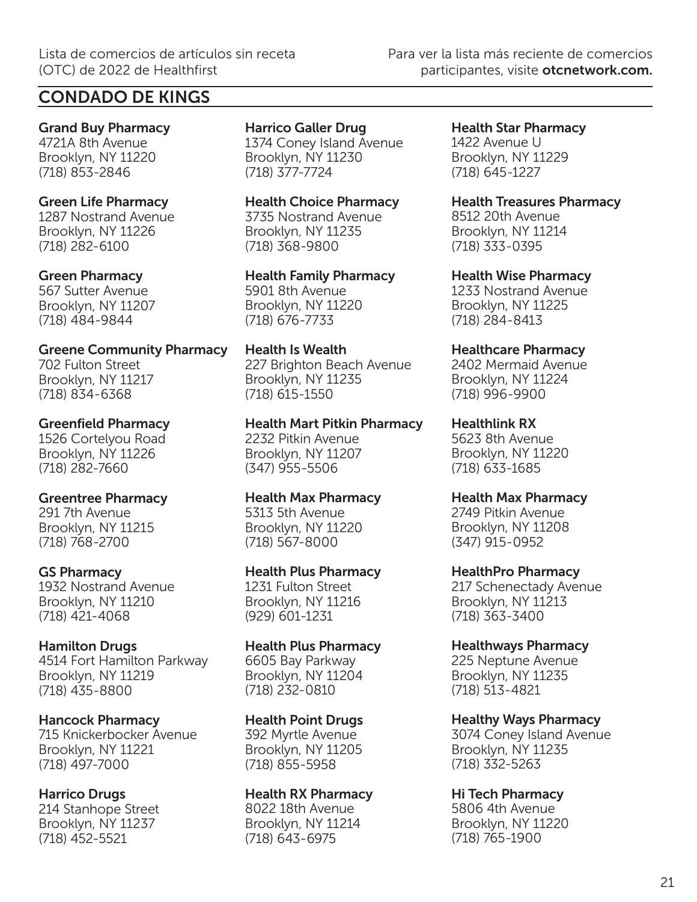## CONDADO DE KINGS

**Grand Buy Pharmacy**
4721A 8th Avenue
Brooklyn, NY 11220
(718) 853-2846

**Green Life Pharmacy**
1287 Nostrand Avenue
Brooklyn, NY 11226
(718) 282-6100

**Green Pharmacy**
567 Sutter Avenue
Brooklyn, NY 11207
(718) 484-9844

**Greene Community Pharmacy**
702 Fulton Street
Brooklyn, NY 11217
(718) 834-6368

**Greenfield Pharmacy**
1526 Cortelyou Road
Brooklyn, NY 11226
(718) 282-7660

**Greentree Pharmacy**
291 7th Avenue
Brooklyn, NY 11215
(718) 768-2700

**GS Pharmacy**
1932 Nostrand Avenue
Brooklyn, NY 11210
(718) 421-4068

**Hamilton Drugs**
4514 Fort Hamilton Parkway
Brooklyn, NY 11219
(718) 435-8800

**Hancock Pharmacy**
715 Knickerbocker Avenue
Brooklyn, NY 11221
(718) 497-7000

**Harrico Drugs**
214 Stanhope Street
Brooklyn, NY 11237
(718) 452-5521

**Harrico Galler Drug**
1374 Coney Island Avenue
Brooklyn, NY 11230
(718) 377-7724

**Health Choice Pharmacy**
3735 Nostrand Avenue
Brooklyn, NY 11235
(718) 368-9800

**Health Family Pharmacy**
5901 8th Avenue
Brooklyn, NY 11220
(718) 676-7733

**Health Is Wealth**
227 Brighton Beach Avenue
Brooklyn, NY 11235
(718) 615-1550

**Health Mart Pitkin Pharmacy**
2232 Pitkin Avenue
Brooklyn, NY 11207
(347) 955-5506

**Health Max Pharmacy**
5313 5th Avenue
Brooklyn, NY 11220
(718) 567-8000

**Health Plus Pharmacy**
1231 Fulton Street
Brooklyn, NY 11216
(929) 601-1231

**Health Plus Pharmacy**
6605 Bay Parkway
Brooklyn, NY 11204
(718) 232-0810

**Health Point Drugs**
392 Myrtle Avenue
Brooklyn, NY 11205
(718) 855-5958

**Health RX Pharmacy**
8022 18th Avenue
Brooklyn, NY 11214
(718) 643-6975

**Health Star Pharmacy**
1422 Avenue U
Brooklyn, NY 11229
(718) 645-1227

**Health Treasures Pharmacy**
8512 20th Avenue
Brooklyn, NY 11214
(718) 333-0395

**Health Wise Pharmacy**
1233 Nostrand Avenue
Brooklyn, NY 11225
(718) 284-8413

**Healthcare Pharmacy**
2402 Mermaid Avenue
Brooklyn, NY 11224
(718) 996-9900

**Healthlink RX**
5623 8th Avenue
Brooklyn, NY 11220
(718) 633-1685

**Health Max Pharmacy**
2749 Pitkin Avenue
Brooklyn, NY 11208
(347) 915-0952

**HealthPro Pharmacy**
217 Schenectady Avenue
Brooklyn, NY 11213
(718) 363-3400

**Healthways Pharmacy**
225 Neptune Avenue
Brooklyn, NY 11235
(718) 513-4821

**Healthy Ways Pharmacy**
3074 Coney Island Avenue
Brooklyn, NY 11235
(718) 332-5263

**Hi Tech Pharmacy**
5806 4th Avenue
Brooklyn, NY 11220
(718) 765-1900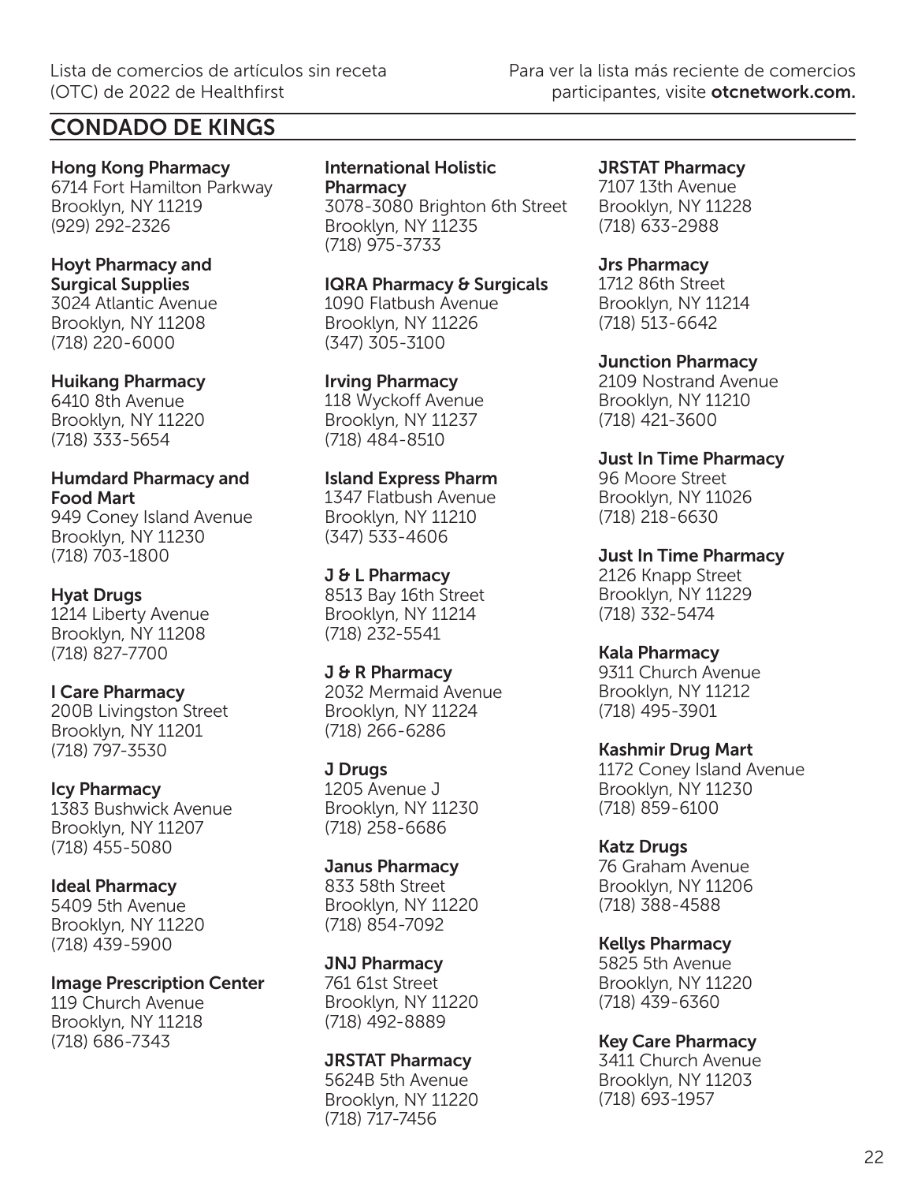## CONDADO DE KINGS

**Hong Kong Pharmacy**
6714 Fort Hamilton Parkway
Brooklyn, NY 11219
(929) 292-2326

**Hoyt Pharmacy and Surgical Supplies**
3024 Atlantic Avenue
Brooklyn, NY 11208
(718) 220-6000

**Huikang Pharmacy**
6410 8th Avenue
Brooklyn, NY 11220
(718) 333-5654

**Humdard Pharmacy and Food Mart**
949 Coney Island Avenue
Brooklyn, NY 11230
(718) 703-1800

**Hyat Drugs**
1214 Liberty Avenue
Brooklyn, NY 11208
(718) 827-7700

**I Care Pharmacy**
200B Livingston Street
Brooklyn, NY 11201
(718) 797-3530

**Icy Pharmacy**
1383 Bushwick Avenue
Brooklyn, NY 11207
(718) 455-5080

**Ideal Pharmacy**
5409 5th Avenue
Brooklyn, NY 11220
(718) 439-5900

**Image Prescription Center**
119 Church Avenue
Brooklyn, NY 11218
(718) 686-7343

**International Holistic Pharmacy**
3078-3080 Brighton 6th Street
Brooklyn, NY 11235
(718) 975-3733

**IQRA Pharmacy & Surgicals**
1090 Flatbush Avenue
Brooklyn, NY 11226
(347) 305-3100

**Irving Pharmacy**
118 Wyckoff Avenue
Brooklyn, NY 11237
(718) 484-8510

**Island Express Pharm**
1347 Flatbush Avenue
Brooklyn, NY 11210
(347) 533-4606

**J & L Pharmacy**
8513 Bay 16th Street
Brooklyn, NY 11214
(718) 232-5541

**J & R Pharmacy**
2032 Mermaid Avenue
Brooklyn, NY 11224
(718) 266-6286

**J Drugs**
1205 Avenue J
Brooklyn, NY 11230
(718) 258-6686

**Janus Pharmacy**
833 58th Street
Brooklyn, NY 11220
(718) 854-7092

**JNJ Pharmacy**
761 61st Street
Brooklyn, NY 11220
(718) 492-8889

**JRSTAT Pharmacy**
5624B 5th Avenue
Brooklyn, NY 11220
(718) 717-7456

**JRSTAT Pharmacy**
7107 13th Avenue
Brooklyn, NY 11228
(718) 633-2988

**Jrs Pharmacy**
1712 86th Street
Brooklyn, NY 11214
(718) 513-6642

**Junction Pharmacy**
2109 Nostrand Avenue
Brooklyn, NY 11210
(718) 421-3600

**Just In Time Pharmacy**
96 Moore Street
Brooklyn, NY 11026
(718) 218-6630

**Just In Time Pharmacy**
2126 Knapp Street
Brooklyn, NY 11229
(718) 332-5474

**Kala Pharmacy**
9311 Church Avenue
Brooklyn, NY 11212
(718) 495-3901

**Kashmir Drug Mart**
1172 Coney Island Avenue
Brooklyn, NY 11230
(718) 859-6100

**Katz Drugs**
76 Graham Avenue
Brooklyn, NY 11206
(718) 388-4588

**Kellys Pharmacy**
5825 5th Avenue
Brooklyn, NY 11220
(718) 439-6360

**Key Care Pharmacy**
3411 Church Avenue
Brooklyn, NY 11203
(718) 693-1957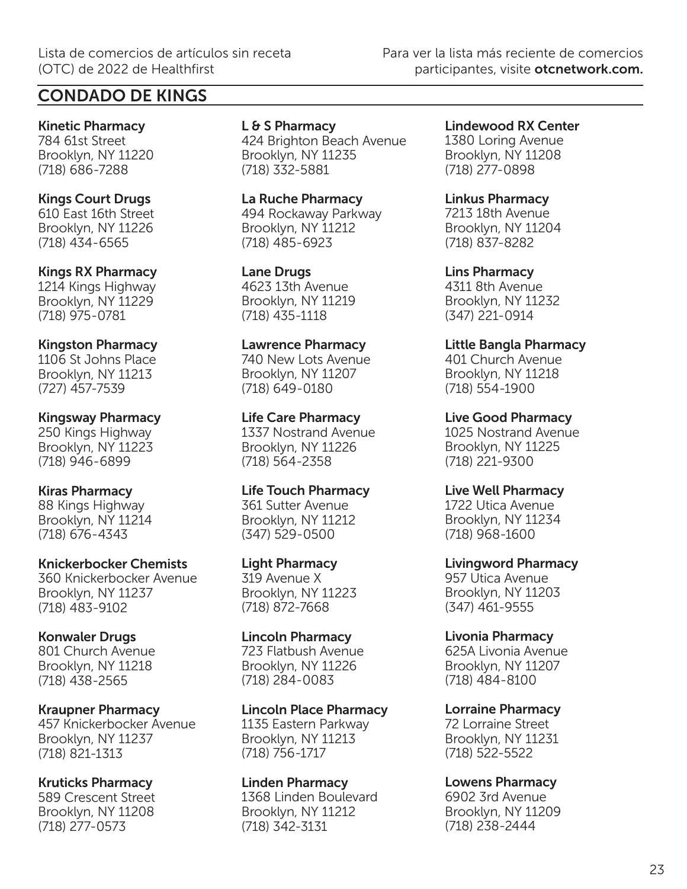## CONDADO DE KINGS

**Kinetic Pharmacy**
784 61st Street
Brooklyn, NY 11220
(718) 686-7288

**Kings Court Drugs**
610 East 16th Street
Brooklyn, NY 11226
(718) 434-6565

**Kings RX Pharmacy**
1214 Kings Highway
Brooklyn, NY 11229
(718) 975-0781

**Kingston Pharmacy**
1106 St Johns Place
Brooklyn, NY 11213
(727) 457-7539

**Kingsway Pharmacy**
250 Kings Highway
Brooklyn, NY 11223
(718) 946-6899

**Kiras Pharmacy**
88 Kings Highway
Brooklyn, NY 11214
(718) 676-4343

**Knickerbocker Chemists**
360 Knickerbocker Avenue
Brooklyn, NY 11237
(718) 483-9102

**Konwaler Drugs**
801 Church Avenue
Brooklyn, NY 11218
(718) 438-2565

**Kraupner Pharmacy**
457 Knickerbocker Avenue
Brooklyn, NY 11237
(718) 821-1313

**Kruticks Pharmacy**
589 Crescent Street
Brooklyn, NY 11208
(718) 277-0573

**L & S Pharmacy**
424 Brighton Beach Avenue
Brooklyn, NY 11235
(718) 332-5881

**La Ruche Pharmacy**
494 Rockaway Parkway
Brooklyn, NY 11212
(718) 485-6923

**Lane Drugs**
4623 13th Avenue
Brooklyn, NY 11219
(718) 435-1118

**Lawrence Pharmacy**
740 New Lots Avenue
Brooklyn, NY 11207
(718) 649-0180

**Life Care Pharmacy**
1337 Nostrand Avenue
Brooklyn, NY 11226
(718) 564-2358

**Life Touch Pharmacy**
361 Sutter Avenue
Brooklyn, NY 11212
(347) 529-0500

**Light Pharmacy**
319 Avenue X
Brooklyn, NY 11223
(718) 872-7668

**Lincoln Pharmacy**
723 Flatbush Avenue
Brooklyn, NY 11226
(718) 284-0083

**Lincoln Place Pharmacy**
1135 Eastern Parkway
Brooklyn, NY 11213
(718) 756-1717

**Linden Pharmacy**
1368 Linden Boulevard
Brooklyn, NY 11212
(718) 342-3131

**Lindewood RX Center**
1380 Loring Avenue
Brooklyn, NY 11208
(718) 277-0898

**Linkus Pharmacy**
7213 18th Avenue
Brooklyn, NY 11204
(718) 837-8282

**Lins Pharmacy**
4311 8th Avenue
Brooklyn, NY 11232
(347) 221-0914

**Little Bangla Pharmacy**
401 Church Avenue
Brooklyn, NY 11218
(718) 554-1900

**Live Good Pharmacy**
1025 Nostrand Avenue
Brooklyn, NY 11225
(718) 221-9300

**Live Well Pharmacy**
1722 Utica Avenue
Brooklyn, NY 11234
(718) 968-1600

**Livingword Pharmacy**
957 Utica Avenue
Brooklyn, NY 11203
(347) 461-9555

**Livonia Pharmacy**
625A Livonia Avenue
Brooklyn, NY 11207
(718) 484-8100

**Lorraine Pharmacy**
72 Lorraine Street
Brooklyn, NY 11231
(718) 522-5522

**Lowens Pharmacy**
6902 3rd Avenue
Brooklyn, NY 11209
(718) 238-2444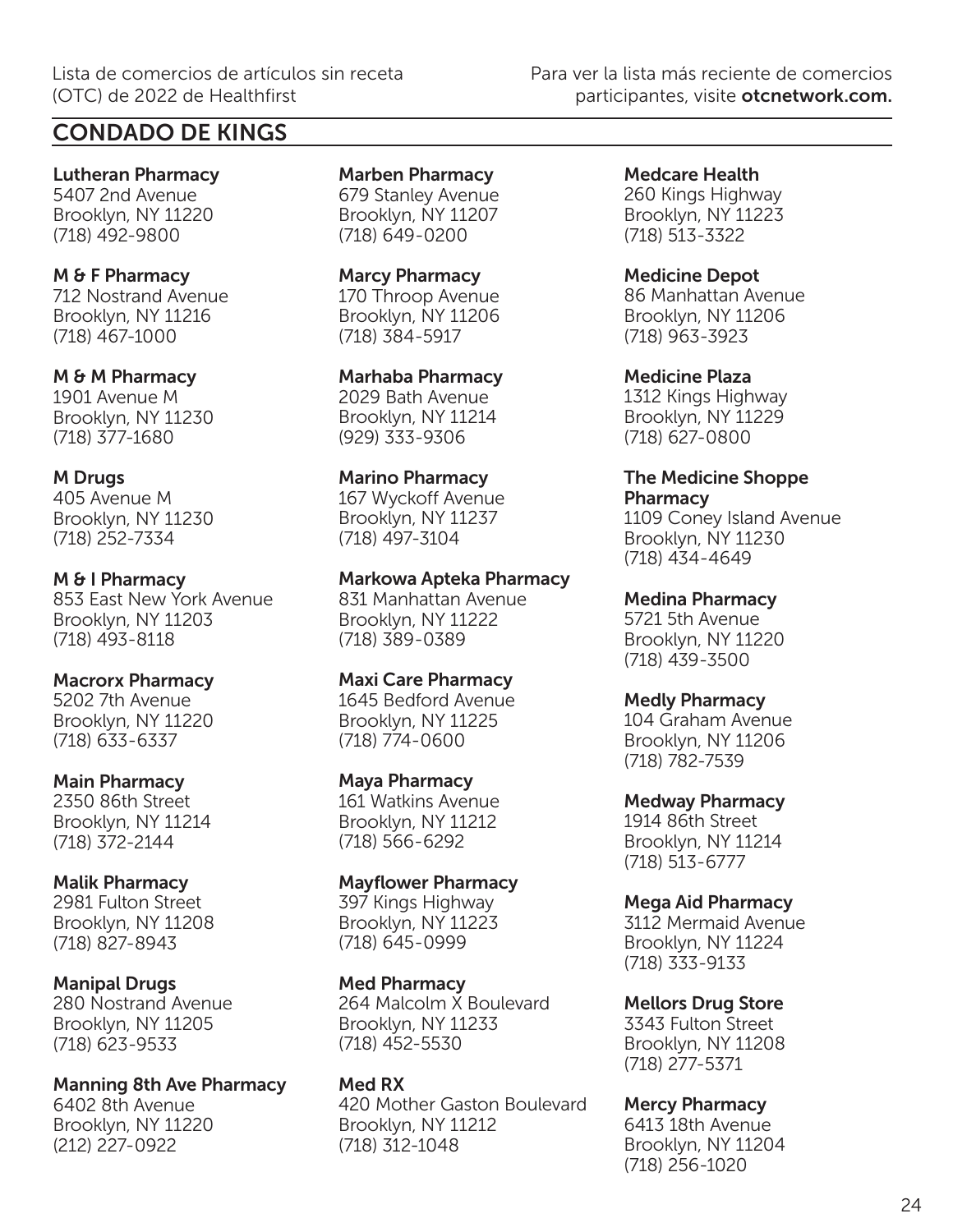## CONDADO DE KINGS

**Lutheran Pharmacy**
5407 2nd Avenue
Brooklyn, NY 11220
(718) 492-9800

**M & F Pharmacy**
712 Nostrand Avenue
Brooklyn, NY 11216
(718) 467-1000

**M & M Pharmacy**
1901 Avenue M
Brooklyn, NY 11230
(718) 377-1680

**M Drugs**
405 Avenue M
Brooklyn, NY 11230
(718) 252-7334

**M & I Pharmacy**
853 East New York Avenue
Brooklyn, NY 11203
(718) 493-8118

**Macrorx Pharmacy**
5202 7th Avenue
Brooklyn, NY 11220
(718) 633-6337

**Main Pharmacy**
2350 86th Street
Brooklyn, NY 11214
(718) 372-2144

**Malik Pharmacy**
2981 Fulton Street
Brooklyn, NY 11208
(718) 827-8943

**Manipal Drugs**
280 Nostrand Avenue
Brooklyn, NY 11205
(718) 623-9533

**Manning 8th Ave Pharmacy**
6402 8th Avenue
Brooklyn, NY 11220
(212) 227-0922

**Marben Pharmacy**
679 Stanley Avenue
Brooklyn, NY 11207
(718) 649-0200

**Marcy Pharmacy**
170 Throop Avenue
Brooklyn, NY 11206
(718) 384-5917

**Marhaba Pharmacy**
2029 Bath Avenue
Brooklyn, NY 11214
(929) 333-9306

**Marino Pharmacy**
167 Wyckoff Avenue
Brooklyn, NY 11237
(718) 497-3104

**Markowa Apteka Pharmacy**
831 Manhattan Avenue
Brooklyn, NY 11222
(718) 389-0389

**Maxi Care Pharmacy**
1645 Bedford Avenue
Brooklyn, NY 11225
(718) 774-0600

**Maya Pharmacy**
161 Watkins Avenue
Brooklyn, NY 11212
(718) 566-6292

**Mayflower Pharmacy**
397 Kings Highway
Brooklyn, NY 11223
(718) 645-0999

**Med Pharmacy**
264 Malcolm X Boulevard
Brooklyn, NY 11233
(718) 452-5530

**Med RX**
420 Mother Gaston Boulevard
Brooklyn, NY 11212
(718) 312-1048

**Medcare Health**
260 Kings Highway
Brooklyn, NY 11223
(718) 513-3322

**Medicine Depot**
86 Manhattan Avenue
Brooklyn, NY 11206
(718) 963-3923

**Medicine Plaza**
1312 Kings Highway
Brooklyn, NY 11229
(718) 627-0800

**The Medicine Shoppe Pharmacy**
1109 Coney Island Avenue
Brooklyn, NY 11230
(718) 434-4649

**Medina Pharmacy**
5721 5th Avenue
Brooklyn, NY 11220
(718) 439-3500

**Medly Pharmacy**
104 Graham Avenue
Brooklyn, NY 11206
(718) 782-7539

**Medway Pharmacy**
1914 86th Street
Brooklyn, NY 11214
(718) 513-6777

**Mega Aid Pharmacy**
3112 Mermaid Avenue
Brooklyn, NY 11224
(718) 333-9133

**Mellors Drug Store**
3343 Fulton Street
Brooklyn, NY 11208
(718) 277-5371

**Mercy Pharmacy**
6413 18th Avenue
Brooklyn, NY 11204
(718) 256-1020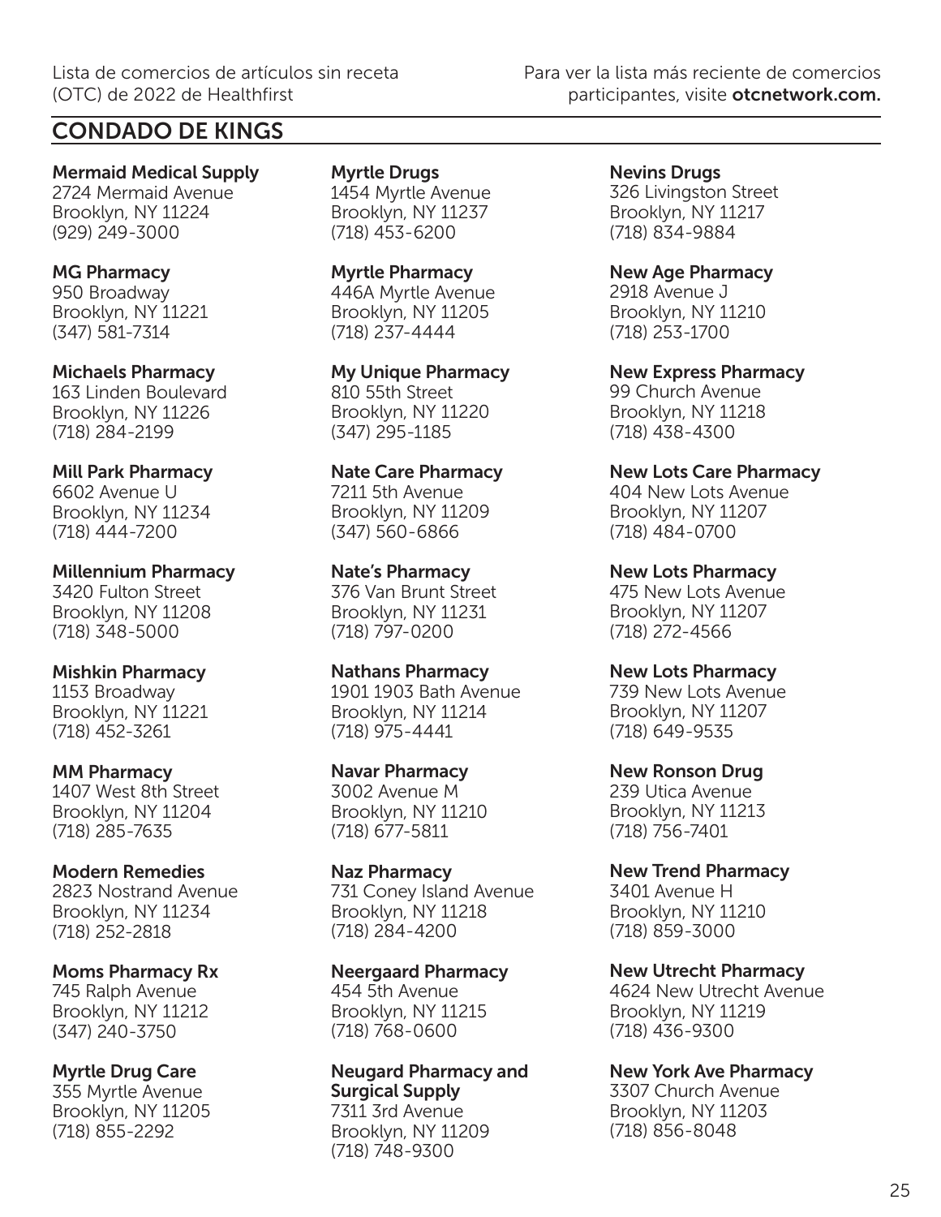## CONDADO DE KINGS

**Mermaid Medical Supply**
2724 Mermaid Avenue
Brooklyn, NY 11224
(929) 249-3000

**MG Pharmacy**
950 Broadway
Brooklyn, NY 11221
(347) 581-7314

**Michaels Pharmacy**
163 Linden Boulevard
Brooklyn, NY 11226
(718) 284-2199

**Mill Park Pharmacy**
6602 Avenue U
Brooklyn, NY 11234
(718) 444-7200

**Millennium Pharmacy**
3420 Fulton Street
Brooklyn, NY 11208
(718) 348-5000

**Mishkin Pharmacy**
1153 Broadway
Brooklyn, NY 11221
(718) 452-3261

**MM Pharmacy**
1407 West 8th Street
Brooklyn, NY 11204
(718) 285-7635

**Modern Remedies**
2823 Nostrand Avenue
Brooklyn, NY 11234
(718) 252-2818

**Moms Pharmacy Rx**
745 Ralph Avenue
Brooklyn, NY 11212
(347) 240-3750

**Myrtle Drug Care**
355 Myrtle Avenue
Brooklyn, NY 11205
(718) 855-2292

**Myrtle Drugs**
1454 Myrtle Avenue
Brooklyn, NY 11237
(718) 453-6200

**Myrtle Pharmacy**
446A Myrtle Avenue
Brooklyn, NY 11205
(718) 237-4444

**My Unique Pharmacy**
810 55th Street
Brooklyn, NY 11220
(347) 295-1185

**Nate Care Pharmacy**
7211 5th Avenue
Brooklyn, NY 11209
(347) 560-6866

**Nate's Pharmacy**
376 Van Brunt Street
Brooklyn, NY 11231
(718) 797-0200

**Nathans Pharmacy**
1901 1903 Bath Avenue
Brooklyn, NY 11214
(718) 975-4441

**Navar Pharmacy**
3002 Avenue M
Brooklyn, NY 11210
(718) 677-5811

**Naz Pharmacy**
731 Coney Island Avenue
Brooklyn, NY 11218
(718) 284-4200

**Neergaard Pharmacy**
454 5th Avenue
Brooklyn, NY 11215
(718) 768-0600

**Neugard Pharmacy and Surgical Supply**
7311 3rd Avenue
Brooklyn, NY 11209
(718) 748-9300

**Nevins Drugs**
326 Livingston Street
Brooklyn, NY 11217
(718) 834-9884

**New Age Pharmacy**
2918 Avenue J
Brooklyn, NY 11210
(718) 253-1700

**New Express Pharmacy**
99 Church Avenue
Brooklyn, NY 11218
(718) 438-4300

**New Lots Care Pharmacy**
404 New Lots Avenue
Brooklyn, NY 11207
(718) 484-0700

**New Lots Pharmacy**
475 New Lots Avenue
Brooklyn, NY 11207
(718) 272-4566

**New Lots Pharmacy**
739 New Lots Avenue
Brooklyn, NY 11207
(718) 649-9535

**New Ronson Drug**
239 Utica Avenue
Brooklyn, NY 11213
(718) 756-7401

**New Trend Pharmacy**
3401 Avenue H
Brooklyn, NY 11210
(718) 859-3000

**New Utrecht Pharmacy**
4624 New Utrecht Avenue
Brooklyn, NY 11219
(718) 436-9300

**New York Ave Pharmacy**
3307 Church Avenue
Brooklyn, NY 11203
(718) 856-8048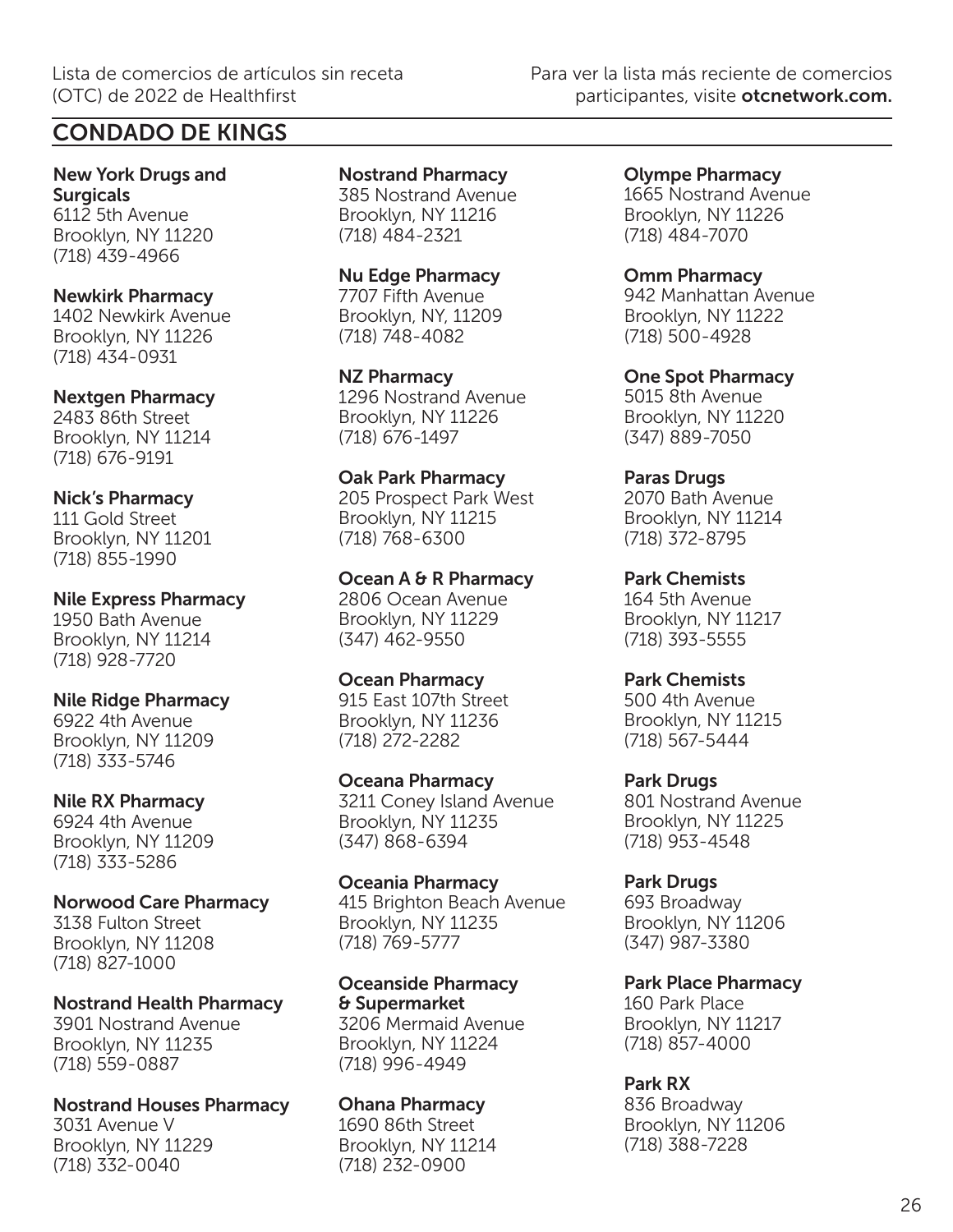## CONDADO DE KINGS

**New York Drugs and Surgicals**
6112 5th Avenue
Brooklyn, NY 11220
(718) 439-4966

**Newkirk Pharmacy**
1402 Newkirk Avenue
Brooklyn, NY 11226
(718) 434-0931

**Nextgen Pharmacy**
2483 86th Street
Brooklyn, NY 11214
(718) 676-9191

**Nick's Pharmacy**
111 Gold Street
Brooklyn, NY 11201
(718) 855-1990

**Nile Express Pharmacy**
1950 Bath Avenue
Brooklyn, NY 11214
(718) 928-7720

**Nile Ridge Pharmacy**
6922 4th Avenue
Brooklyn, NY 11209
(718) 333-5746

**Nile RX Pharmacy**
6924 4th Avenue
Brooklyn, NY 11209
(718) 333-5286

**Norwood Care Pharmacy**
3138 Fulton Street
Brooklyn, NY 11208
(718) 827-1000

**Nostrand Health Pharmacy**
3901 Nostrand Avenue
Brooklyn, NY 11235
(718) 559-0887

**Nostrand Houses Pharmacy**
3031 Avenue V
Brooklyn, NY 11229
(718) 332-0040

**Nostrand Pharmacy**
385 Nostrand Avenue
Brooklyn, NY 11216
(718) 484-2321

**Nu Edge Pharmacy**
7707 Fifth Avenue
Brooklyn, NY, 11209
(718) 748-4082

**NZ Pharmacy**
1296 Nostrand Avenue
Brooklyn, NY 11226
(718) 676-1497

**Oak Park Pharmacy**
205 Prospect Park West
Brooklyn, NY 11215
(718) 768-6300

**Ocean A & R Pharmacy**
2806 Ocean Avenue
Brooklyn, NY 11229
(347) 462-9550

**Ocean Pharmacy**
915 East 107th Street
Brooklyn, NY 11236
(718) 272-2282

**Oceana Pharmacy**
3211 Coney Island Avenue
Brooklyn, NY 11235
(347) 868-6394

**Oceania Pharmacy**
415 Brighton Beach Avenue
Brooklyn, NY 11235
(718) 769-5777

**Oceanside Pharmacy & Supermarket**
3206 Mermaid Avenue
Brooklyn, NY 11224
(718) 996-4949

**Ohana Pharmacy**
1690 86th Street
Brooklyn, NY 11214
(718) 232-0900

**Olympe Pharmacy**
1665 Nostrand Avenue
Brooklyn, NY 11226
(718) 484-7070

**Omm Pharmacy**
942 Manhattan Avenue
Brooklyn, NY 11222
(718) 500-4928

**One Spot Pharmacy**
5015 8th Avenue
Brooklyn, NY 11220
(347) 889-7050

**Paras Drugs**
2070 Bath Avenue
Brooklyn, NY 11214
(718) 372-8795

**Park Chemists**
164 5th Avenue
Brooklyn, NY 11217
(718) 393-5555

**Park Chemists**
500 4th Avenue
Brooklyn, NY 11215
(718) 567-5444

**Park Drugs**
801 Nostrand Avenue
Brooklyn, NY 11225
(718) 953-4548

**Park Drugs**
693 Broadway
Brooklyn, NY 11206
(347) 987-3380

**Park Place Pharmacy**
160 Park Place
Brooklyn, NY 11217
(718) 857-4000

**Park RX**
836 Broadway
Brooklyn, NY 11206
(718) 388-7228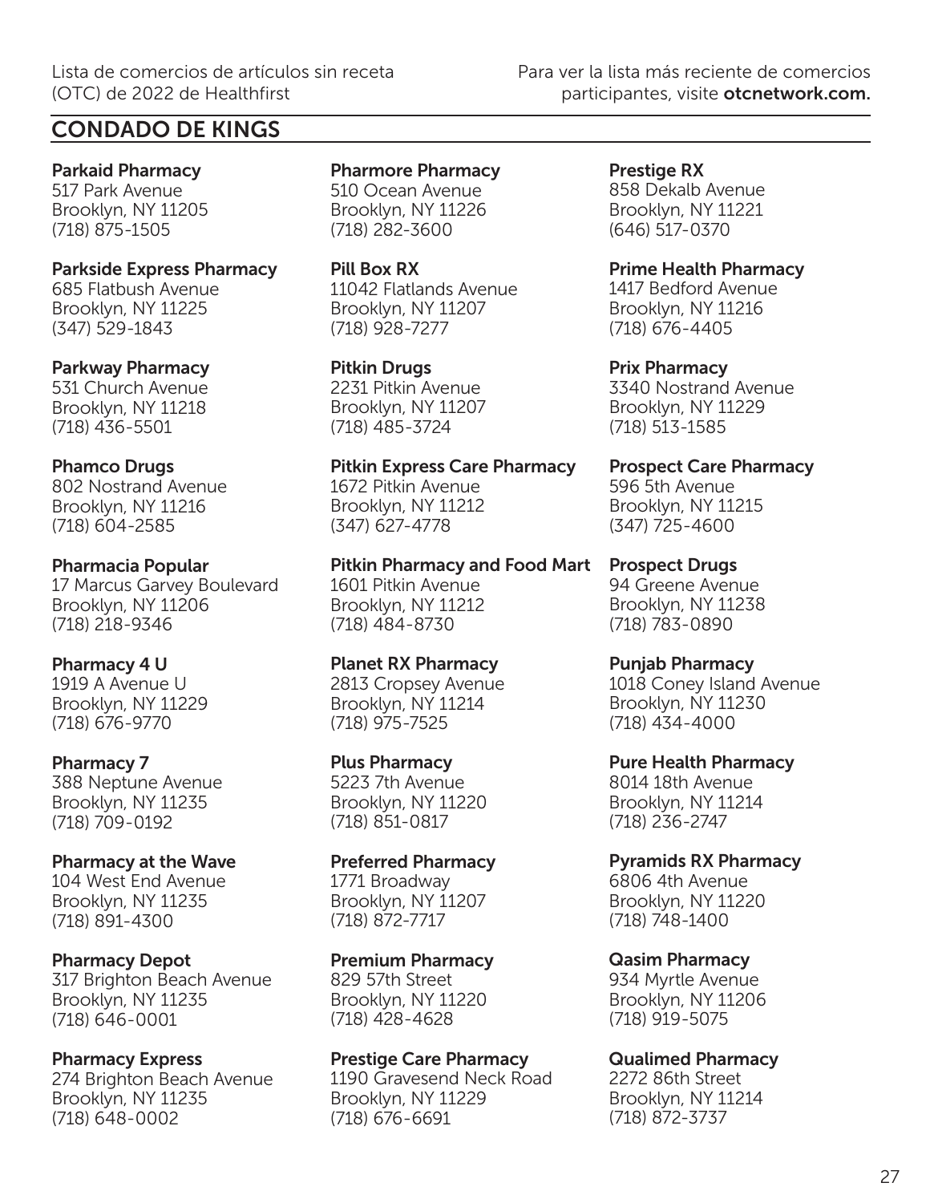## CONDADO DE KINGS

**Parkaid Pharmacy**
517 Park Avenue
Brooklyn, NY 11205
(718) 875-1505

**Parkside Express Pharmacy**
685 Flatbush Avenue
Brooklyn, NY 11225
(347) 529-1843

**Parkway Pharmacy**
531 Church Avenue
Brooklyn, NY 11218
(718) 436-5501

**Phamco Drugs**
802 Nostrand Avenue
Brooklyn, NY 11216
(718) 604-2585

**Pharmacia Popular**
17 Marcus Garvey Boulevard
Brooklyn, NY 11206
(718) 218-9346

**Pharmacy 4 U**
1919 A Avenue U
Brooklyn, NY 11229
(718) 676-9770

**Pharmacy 7**
388 Neptune Avenue
Brooklyn, NY 11235
(718) 709-0192

**Pharmacy at the Wave**
104 West End Avenue
Brooklyn, NY 11235
(718) 891-4300

**Pharmacy Depot**
317 Brighton Beach Avenue
Brooklyn, NY 11235
(718) 646-0001

**Pharmacy Express**
274 Brighton Beach Avenue
Brooklyn, NY 11235
(718) 648-0002

**Pharmore Pharmacy**
510 Ocean Avenue
Brooklyn, NY 11226
(718) 282-3600

**Pill Box RX**
11042 Flatlands Avenue
Brooklyn, NY 11207
(718) 928-7277

**Pitkin Drugs**
2231 Pitkin Avenue
Brooklyn, NY 11207
(718) 485-3724

**Pitkin Express Care Pharmacy**
1672 Pitkin Avenue
Brooklyn, NY 11212
(347) 627-4778

**Pitkin Pharmacy and Food Mart**
1601 Pitkin Avenue
Brooklyn, NY 11212
(718) 484-8730

**Planet RX Pharmacy**
2813 Cropsey Avenue
Brooklyn, NY 11214
(718) 975-7525

**Plus Pharmacy**
5223 7th Avenue
Brooklyn, NY 11220
(718) 851-0817

**Preferred Pharmacy**
1771 Broadway
Brooklyn, NY 11207
(718) 872-7717

**Premium Pharmacy**
829 57th Street
Brooklyn, NY 11220
(718) 428-4628

**Prestige Care Pharmacy**
1190 Gravesend Neck Road
Brooklyn, NY 11229
(718) 676-6691

**Prestige RX**
858 Dekalb Avenue
Brooklyn, NY 11221
(646) 517-0370

**Prime Health Pharmacy**
1417 Bedford Avenue
Brooklyn, NY 11216
(718) 676-4405

**Prix Pharmacy**
3340 Nostrand Avenue
Brooklyn, NY 11229
(718) 513-1585

**Prospect Care Pharmacy**
596 5th Avenue
Brooklyn, NY 11215
(347) 725-4600

**Prospect Drugs**
94 Greene Avenue
Brooklyn, NY 11238
(718) 783-0890

**Punjab Pharmacy**
1018 Coney Island Avenue
Brooklyn, NY 11230
(718) 434-4000

**Pure Health Pharmacy**
8014 18th Avenue
Brooklyn, NY 11214
(718) 236-2747

**Pyramids RX Pharmacy**
6806 4th Avenue
Brooklyn, NY 11220
(718) 748-1400

**Qasim Pharmacy**
934 Myrtle Avenue
Brooklyn, NY 11206
(718) 919-5075

**Qualimed Pharmacy**
2272 86th Street
Brooklyn, NY 11214
(718) 872-3737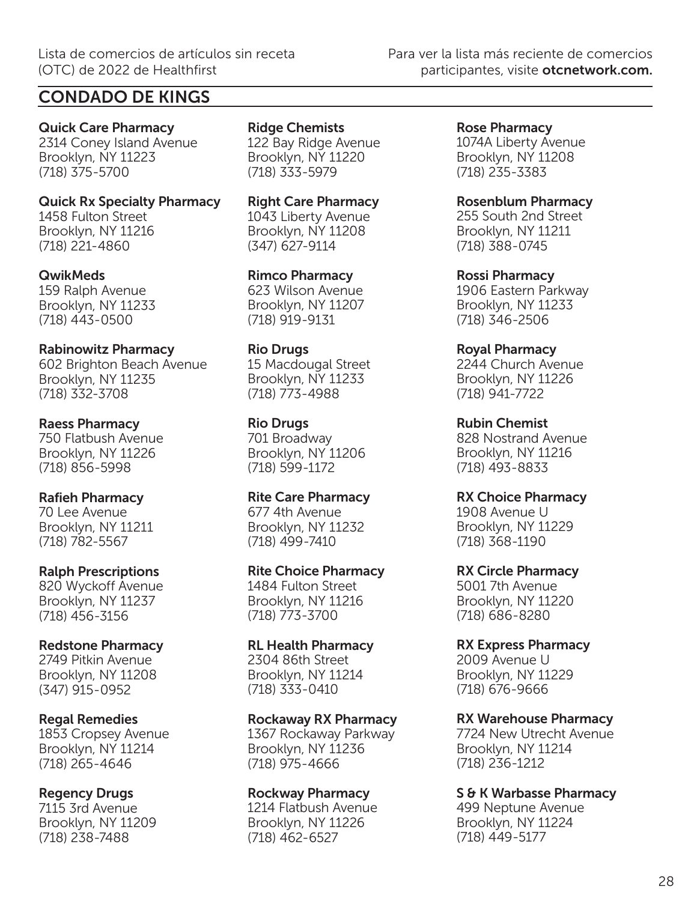## CONDADO DE KINGS

**Quick Care Pharmacy**
2314 Coney Island Avenue
Brooklyn, NY 11223
(718) 375-5700

**Quick Rx Specialty Pharmacy**
1458 Fulton Street
Brooklyn, NY 11216
(718) 221-4860

**QwikMeds**
159 Ralph Avenue
Brooklyn, NY 11233
(718) 443-0500

**Rabinowitz Pharmacy**
602 Brighton Beach Avenue
Brooklyn, NY 11235
(718) 332-3708

**Raess Pharmacy**
750 Flatbush Avenue
Brooklyn, NY 11226
(718) 856-5998

**Rafieh Pharmacy**
70 Lee Avenue
Brooklyn, NY 11211
(718) 782-5567

**Ralph Prescriptions**
820 Wyckoff Avenue
Brooklyn, NY 11237
(718) 456-3156

**Redstone Pharmacy**
2749 Pitkin Avenue
Brooklyn, NY 11208
(347) 915-0952

**Regal Remedies**
1853 Cropsey Avenue
Brooklyn, NY 11214
(718) 265-4646

**Regency Drugs**
7115 3rd Avenue
Brooklyn, NY 11209
(718) 238-7488

**Ridge Chemists**
122 Bay Ridge Avenue
Brooklyn, NY 11220
(718) 333-5979

**Right Care Pharmacy**
1043 Liberty Avenue
Brooklyn, NY 11208
(347) 627-9114

**Rimco Pharmacy**
623 Wilson Avenue
Brooklyn, NY 11207
(718) 919-9131

**Rio Drugs**
15 Macdougal Street
Brooklyn, NY 11233
(718) 773-4988

**Rio Drugs**
701 Broadway
Brooklyn, NY 11206
(718) 599-1172

**Rite Care Pharmacy**
677 4th Avenue
Brooklyn, NY 11232
(718) 499-7410

**Rite Choice Pharmacy**
1484 Fulton Street
Brooklyn, NY 11216
(718) 773-3700

**RL Health Pharmacy**
2304 86th Street
Brooklyn, NY 11214
(718) 333-0410

**Rockaway RX Pharmacy**
1367 Rockaway Parkway
Brooklyn, NY 11236
(718) 975-4666

**Rockway Pharmacy**
1214 Flatbush Avenue
Brooklyn, NY 11226
(718) 462-6527

**Rose Pharmacy**
1074A Liberty Avenue
Brooklyn, NY 11208
(718) 235-3383

**Rosenblum Pharmacy**
255 South 2nd Street
Brooklyn, NY 11211
(718) 388-0745

**Rossi Pharmacy**
1906 Eastern Parkway
Brooklyn, NY 11233
(718) 346-2506

**Royal Pharmacy**
2244 Church Avenue
Brooklyn, NY 11226
(718) 941-7722

**Rubin Chemist**
828 Nostrand Avenue
Brooklyn, NY 11216
(718) 493-8833

**RX Choice Pharmacy**
1908 Avenue U
Brooklyn, NY 11229
(718) 368-1190

**RX Circle Pharmacy**
5001 7th Avenue
Brooklyn, NY 11220
(718) 686-8280

**RX Express Pharmacy**
2009 Avenue U
Brooklyn, NY 11229
(718) 676-9666

**RX Warehouse Pharmacy**
7724 New Utrecht Avenue
Brooklyn, NY 11214
(718) 236-1212

**S & K Warbasse Pharmacy**
499 Neptune Avenue
Brooklyn, NY 11224
(718) 449-5177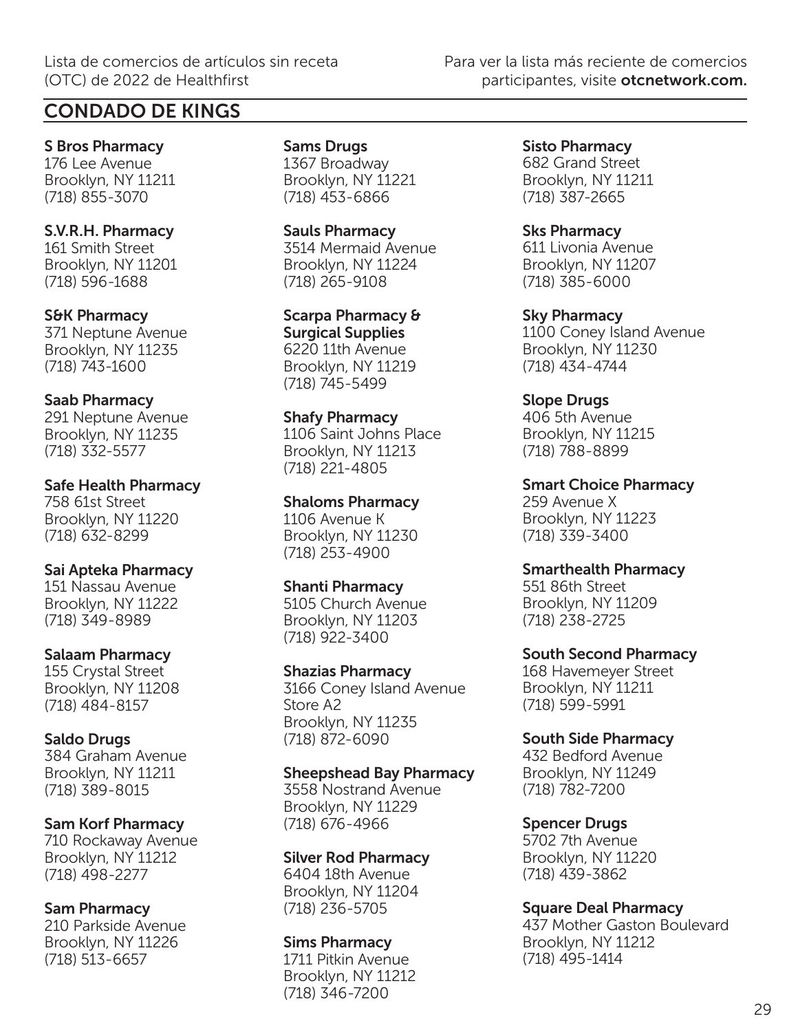## CONDADO DE KINGS

**S Bros Pharmacy**
176 Lee Avenue
Brooklyn, NY 11211
(718) 855-3070

**S.V.R.H. Pharmacy**
161 Smith Street
Brooklyn, NY 11201
(718) 596-1688

**S&K Pharmacy**
371 Neptune Avenue
Brooklyn, NY 11235
(718) 743-1600

**Saab Pharmacy**
291 Neptune Avenue
Brooklyn, NY 11235
(718) 332-5577

**Safe Health Pharmacy**
758 61st Street
Brooklyn, NY 11220
(718) 632-8299

**Sai Apteka Pharmacy**
151 Nassau Avenue
Brooklyn, NY 11222
(718) 349-8989

**Salaam Pharmacy**
155 Crystal Street
Brooklyn, NY 11208
(718) 484-8157

**Saldo Drugs**
384 Graham Avenue
Brooklyn, NY 11211
(718) 389-8015

**Sam Korf Pharmacy**
710 Rockaway Avenue
Brooklyn, NY 11212
(718) 498-2277

**Sam Pharmacy**
210 Parkside Avenue
Brooklyn, NY 11226
(718) 513-6657

**Sams Drugs**
1367 Broadway
Brooklyn, NY 11221
(718) 453-6866

**Sauls Pharmacy**
3514 Mermaid Avenue
Brooklyn, NY 11224
(718) 265-9108

**Scarpa Pharmacy & Surgical Supplies**
6220 11th Avenue
Brooklyn, NY 11219
(718) 745-5499

**Shafy Pharmacy**
1106 Saint Johns Place
Brooklyn, NY 11213
(718) 221-4805

**Shaloms Pharmacy**
1106 Avenue K
Brooklyn, NY 11230
(718) 253-4900

**Shanti Pharmacy**
5105 Church Avenue
Brooklyn, NY 11203
(718) 922-3400

**Shazias Pharmacy**
3166 Coney Island Avenue
Store A2
Brooklyn, NY 11235
(718) 872-6090

**Sheepshead Bay Pharmacy**
3558 Nostrand Avenue
Brooklyn, NY 11229
(718) 676-4966

**Silver Rod Pharmacy**
6404 18th Avenue
Brooklyn, NY 11204
(718) 236-5705

**Sims Pharmacy**
1711 Pitkin Avenue
Brooklyn, NY 11212
(718) 346-7200

**Sisto Pharmacy**
682 Grand Street
Brooklyn, NY 11211
(718) 387-2665

**Sks Pharmacy**
611 Livonia Avenue
Brooklyn, NY 11207
(718) 385-6000

**Sky Pharmacy**
1100 Coney Island Avenue
Brooklyn, NY 11230
(718) 434-4744

**Slope Drugs**
406 5th Avenue
Brooklyn, NY 11215
(718) 788-8899

**Smart Choice Pharmacy**
259 Avenue X
Brooklyn, NY 11223
(718) 339-3400

**Smarthealth Pharmacy**
551 86th Street
Brooklyn, NY 11209
(718) 238-2725

**South Second Pharmacy**
168 Havemeyer Street
Brooklyn, NY 11211
(718) 599-5991

**South Side Pharmacy**
432 Bedford Avenue
Brooklyn, NY 11249
(718) 782-7200

**Spencer Drugs**
5702 7th Avenue
Brooklyn, NY 11220
(718) 439-3862

**Square Deal Pharmacy**
437 Mother Gaston Boulevard
Brooklyn, NY 11212
(718) 495-1414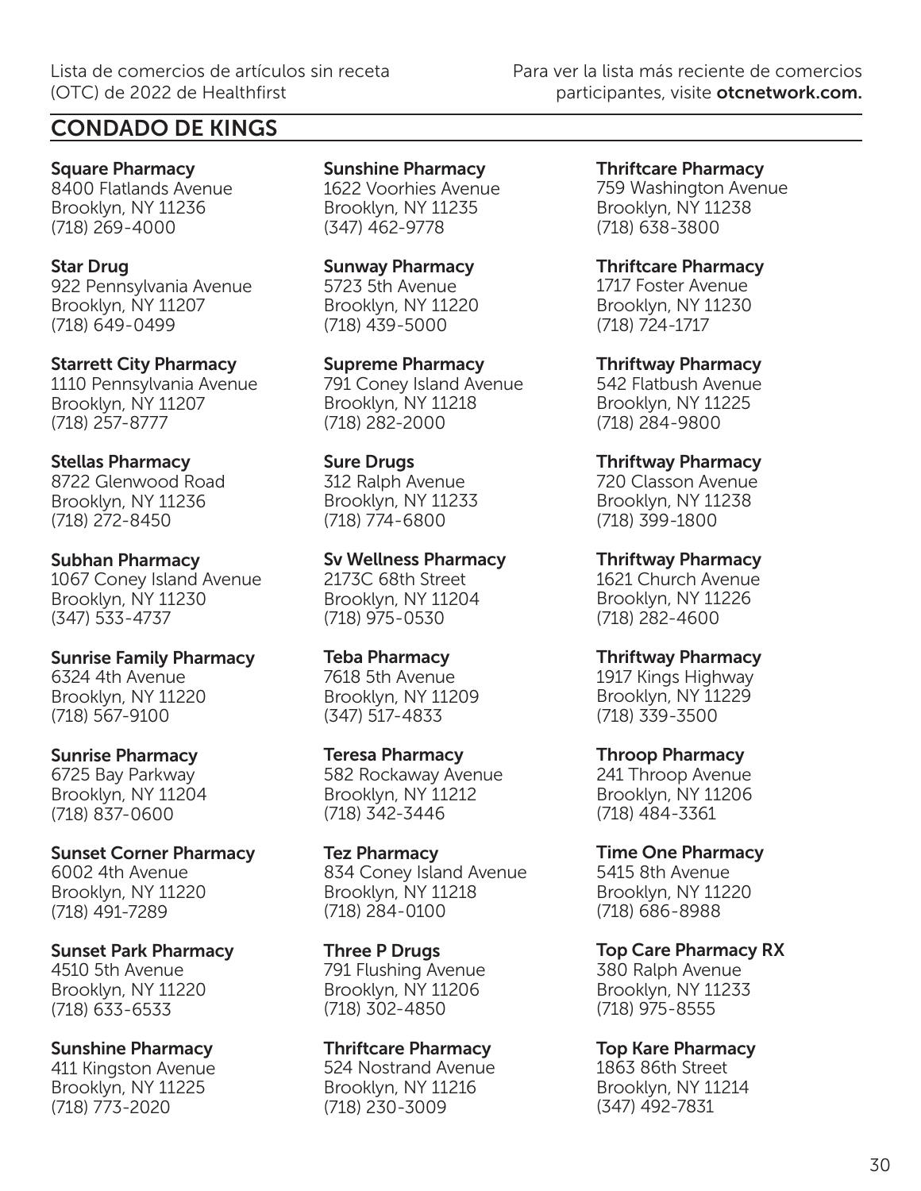## CONDADO DE KINGS

**Square Pharmacy**
8400 Flatlands Avenue
Brooklyn, NY 11236
(718) 269-4000

**Star Drug**
922 Pennsylvania Avenue
Brooklyn, NY 11207
(718) 649-0499

**Starrett City Pharmacy**
1110 Pennsylvania Avenue
Brooklyn, NY 11207
(718) 257-8777

**Stellas Pharmacy**
8722 Glenwood Road
Brooklyn, NY 11236
(718) 272-8450

**Subhan Pharmacy**
1067 Coney Island Avenue
Brooklyn, NY 11230
(347) 533-4737

**Sunrise Family Pharmacy**
6324 4th Avenue
Brooklyn, NY 11220
(718) 567-9100

**Sunrise Pharmacy**
6725 Bay Parkway
Brooklyn, NY 11204
(718) 837-0600

**Sunset Corner Pharmacy**
6002 4th Avenue
Brooklyn, NY 11220
(718) 491-7289

**Sunset Park Pharmacy**
4510 5th Avenue
Brooklyn, NY 11220
(718) 633-6533

**Sunshine Pharmacy**
411 Kingston Avenue
Brooklyn, NY 11225
(718) 773-2020

**Sunshine Pharmacy**
1622 Voorhies Avenue
Brooklyn, NY 11235
(347) 462-9778

**Sunway Pharmacy**
5723 5th Avenue
Brooklyn, NY 11220
(718) 439-5000

**Supreme Pharmacy**
791 Coney Island Avenue
Brooklyn, NY 11218
(718) 282-2000

**Sure Drugs**
312 Ralph Avenue
Brooklyn, NY 11233
(718) 774-6800

**Sv Wellness Pharmacy**
2173C 68th Street
Brooklyn, NY 11204
(718) 975-0530

**Teba Pharmacy**
7618 5th Avenue
Brooklyn, NY 11209
(347) 517-4833

**Teresa Pharmacy**
582 Rockaway Avenue
Brooklyn, NY 11212
(718) 342-3446

**Tez Pharmacy**
834 Coney Island Avenue
Brooklyn, NY 11218
(718) 284-0100

**Three P Drugs**
791 Flushing Avenue
Brooklyn, NY 11206
(718) 302-4850

**Thriftcare Pharmacy**
524 Nostrand Avenue
Brooklyn, NY 11216
(718) 230-3009

**Thriftcare Pharmacy**
759 Washington Avenue
Brooklyn, NY 11238
(718) 638-3800

**Thriftcare Pharmacy**
1717 Foster Avenue
Brooklyn, NY 11230
(718) 724-1717

**Thriftway Pharmacy**
542 Flatbush Avenue
Brooklyn, NY 11225
(718) 284-9800

**Thriftway Pharmacy**
720 Classon Avenue
Brooklyn, NY 11238
(718) 399-1800

**Thriftway Pharmacy**
1621 Church Avenue
Brooklyn, NY 11226
(718) 282-4600

**Thriftway Pharmacy**
1917 Kings Highway
Brooklyn, NY 11229
(718) 339-3500

**Throop Pharmacy**
241 Throop Avenue
Brooklyn, NY 11206
(718) 484-3361

**Time One Pharmacy**
5415 8th Avenue
Brooklyn, NY 11220
(718) 686-8988

**Top Care Pharmacy RX**
380 Ralph Avenue
Brooklyn, NY 11233
(718) 975-8555

**Top Kare Pharmacy**
1863 86th Street
Brooklyn, NY 11214
(347) 492-7831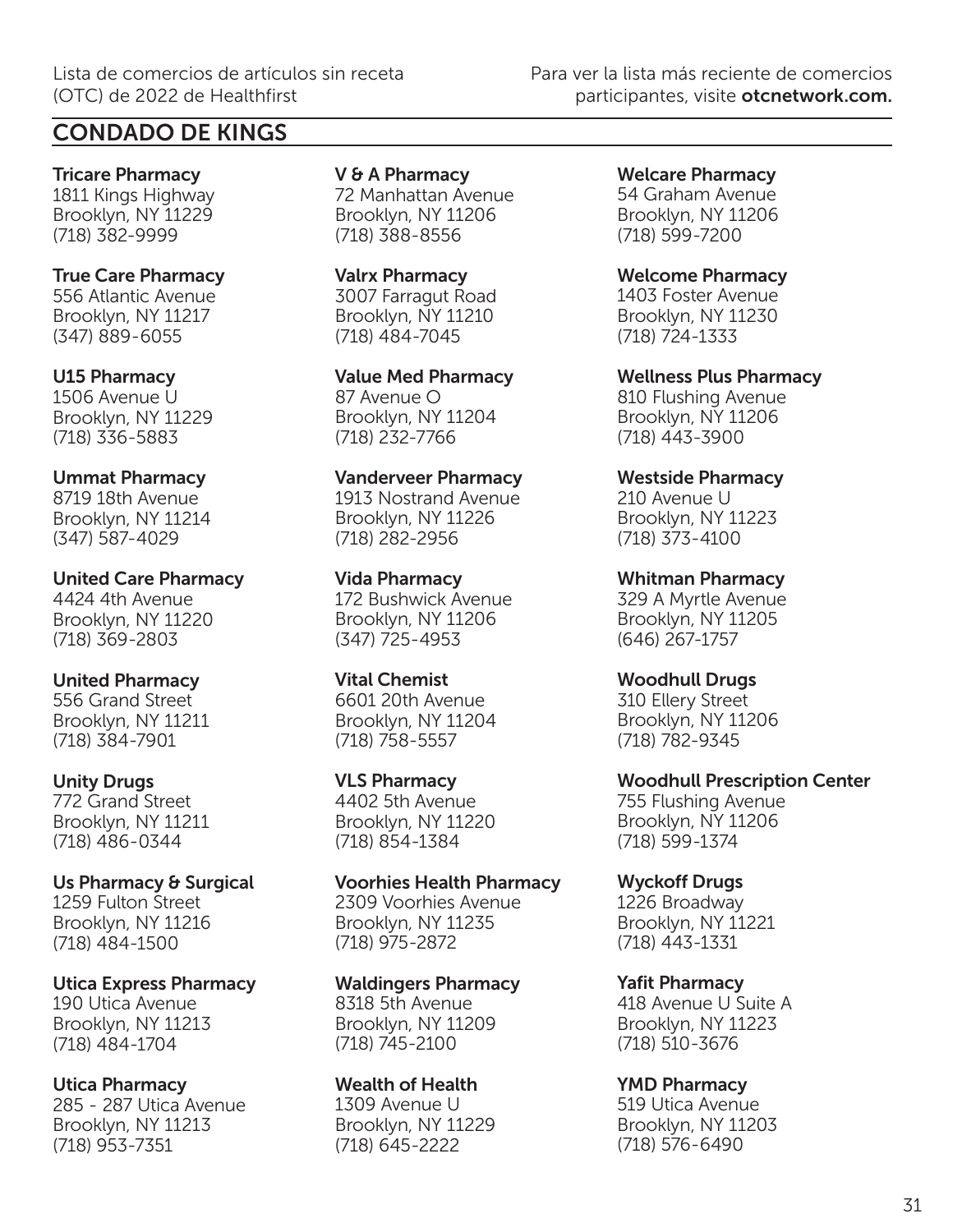## CONDADO DE KINGS

**Tricare Pharmacy**
1811 Kings Highway
Brooklyn, NY 11229
(718) 382-9999

**True Care Pharmacy**
556 Atlantic Avenue
Brooklyn, NY 11217
(347) 889-6055

**U15 Pharmacy**
1506 Avenue U
Brooklyn, NY 11229
(718) 336-5883

**Ummat Pharmacy**
8719 18th Avenue
Brooklyn, NY 11214
(347) 587-4029

**United Care Pharmacy**
4424 4th Avenue
Brooklyn, NY 11220
(718) 369-2803

**United Pharmacy**
556 Grand Street
Brooklyn, NY 11211
(718) 384-7901

**Unity Drugs**
772 Grand Street
Brooklyn, NY 11211
(718) 486-0344

**Us Pharmacy & Surgical**
1259 Fulton Street
Brooklyn, NY 11216
(718) 484-1500

**Utica Express Pharmacy**
190 Utica Avenue
Brooklyn, NY 11213
(718) 484-1704

**Utica Pharmacy**
285 - 287 Utica Avenue
Brooklyn, NY 11213
(718) 953-7351

**V & A Pharmacy**
72 Manhattan Avenue
Brooklyn, NY 11206
(718) 388-8556

**Valrx Pharmacy**
3007 Farragut Road
Brooklyn, NY 11210
(718) 484-7045

**Value Med Pharmacy**
87 Avenue O
Brooklyn, NY 11204
(718) 232-7766

**Vanderveer Pharmacy**
1913 Nostrand Avenue
Brooklyn, NY 11226
(718) 282-2956

**Vida Pharmacy**
172 Bushwick Avenue
Brooklyn, NY 11206
(347) 725-4953

**Vital Chemist**
6601 20th Avenue
Brooklyn, NY 11204
(718) 758-5557

**VLS Pharmacy**
4402 5th Avenue
Brooklyn, NY 11220
(718) 854-1384

**Voorhies Health Pharmacy**
2309 Voorhies Avenue
Brooklyn, NY 11235
(718) 975-2872

**Waldingers Pharmacy**
8318 5th Avenue
Brooklyn, NY 11209
(718) 745-2100

**Wealth of Health**
1309 Avenue U
Brooklyn, NY 11229
(718) 645-2222

**Welcare Pharmacy**
54 Graham Avenue
Brooklyn, NY 11206
(718) 599-7200

**Welcome Pharmacy**
1403 Foster Avenue
Brooklyn, NY 11230
(718) 724-1333

**Wellness Plus Pharmacy**
810 Flushing Avenue
Brooklyn, NY 11206
(718) 443-3900

**Westside Pharmacy**
210 Avenue U
Brooklyn, NY 11223
(718) 373-4100

**Whitman Pharmacy**
329 A Myrtle Avenue
Brooklyn, NY 11205
(646) 267-1757

**Woodhull Drugs**
310 Ellery Street
Brooklyn, NY 11206
(718) 782-9345

**Woodhull Prescription Center**
755 Flushing Avenue
Brooklyn, NY 11206
(718) 599-1374

**Wyckoff Drugs**
1226 Broadway
Brooklyn, NY 11221
(718) 443-1331

**Yafit Pharmacy**
418 Avenue U Suite A
Brooklyn, NY 11223
(718) 510-3676

**YMD Pharmacy**
519 Utica Avenue
Brooklyn, NY 11203
(718) 576-6490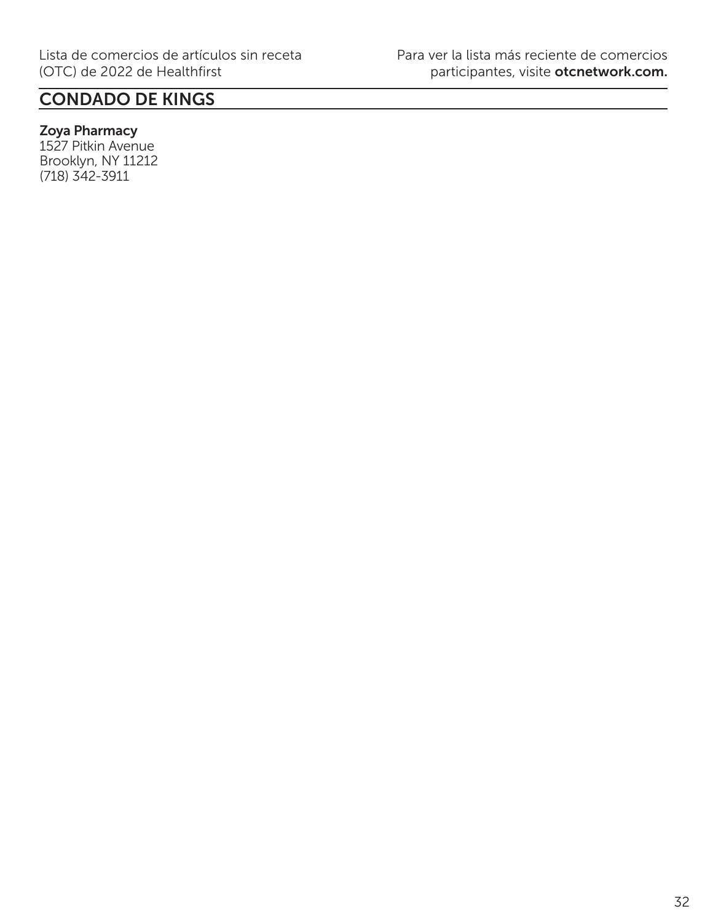## CONDADO DE KINGS

**Zoya Pharmacy**
1527 Pitkin Avenue
Brooklyn, NY 11212
(718) 342-3911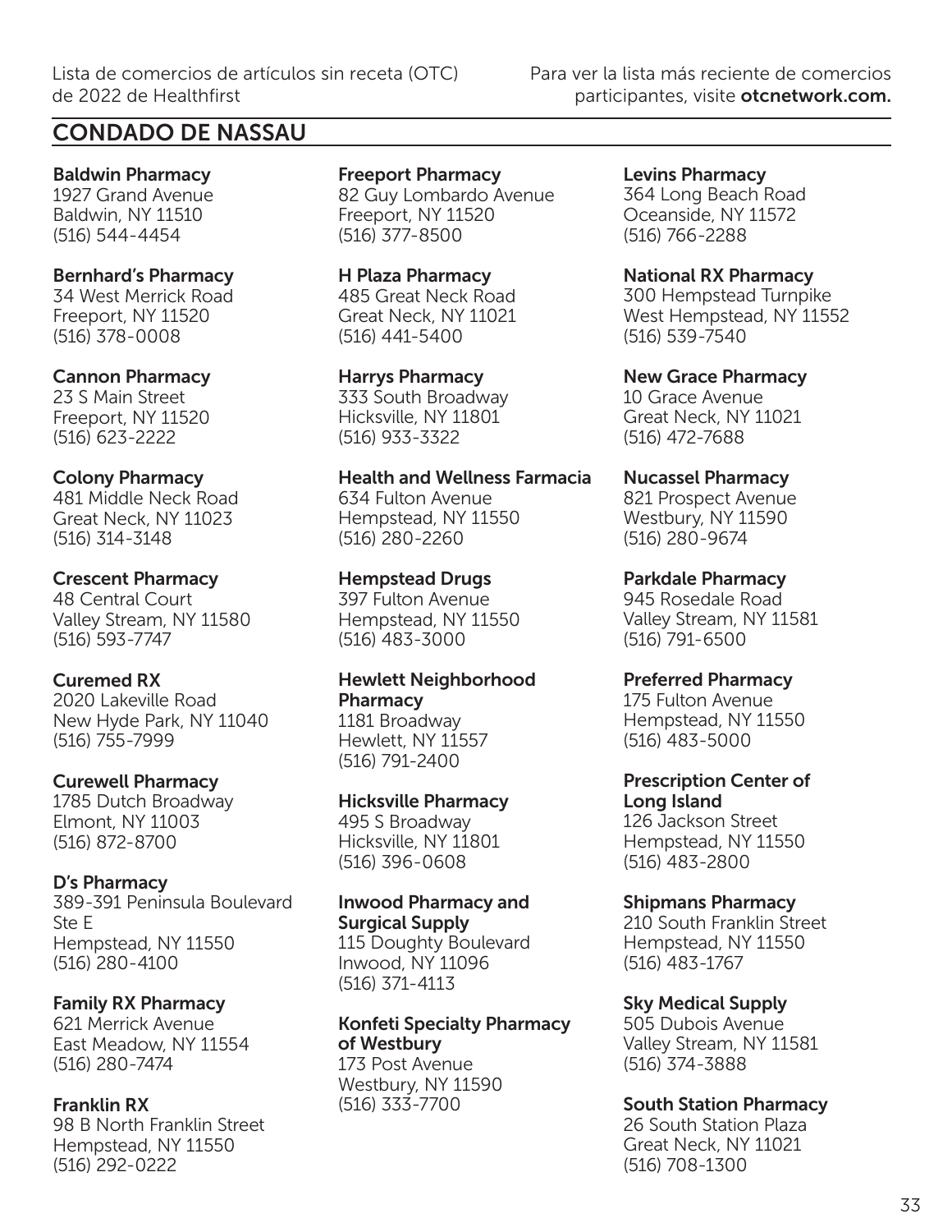## CONDADO DE NASSAU

**Baldwin Pharmacy**
1927 Grand Avenue
Baldwin, NY 11510
(516) 544-4454

**Bernhard's Pharmacy**
34 West Merrick Road
Freeport, NY 11520
(516) 378-0008

**Cannon Pharmacy**
23 S Main Street
Freeport, NY 11520
(516) 623-2222

**Colony Pharmacy**
481 Middle Neck Road
Great Neck, NY 11023
(516) 314-3148

**Crescent Pharmacy**
48 Central Court
Valley Stream, NY 11580
(516) 593-7747

**Curemed RX**
2020 Lakeville Road
New Hyde Park, NY 11040
(516) 755-7999

**Curewell Pharmacy**
1785 Dutch Broadway
Elmont, NY 11003
(516) 872-8700

**D's Pharmacy**
389-391 Peninsula Boulevard
Ste E
Hempstead, NY 11550
(516) 280-4100

**Family RX Pharmacy**
621 Merrick Avenue
East Meadow, NY 11554
(516) 280-7474

**Franklin RX**
98 B North Franklin Street
Hempstead, NY 11550
(516) 292-0222

**Freeport Pharmacy**
82 Guy Lombardo Avenue
Freeport, NY 11520
(516) 377-8500

**H Plaza Pharmacy**
485 Great Neck Road
Great Neck, NY 11021
(516) 441-5400

**Harrys Pharmacy**
333 South Broadway
Hicksville, NY 11801
(516) 933-3322

**Health and Wellness Farmacia**
634 Fulton Avenue
Hempstead, NY 11550
(516) 280-2260

**Hempstead Drugs**
397 Fulton Avenue
Hempstead, NY 11550
(516) 483-3000

**Hewlett Neighborhood Pharmacy**
1181 Broadway
Hewlett, NY 11557
(516) 791-2400

**Hicksville Pharmacy**
495 S Broadway
Hicksville, NY 11801
(516) 396-0608

**Inwood Pharmacy and Surgical Supply**
115 Doughty Boulevard
Inwood, NY 11096
(516) 371-4113

**Konfeti Specialty Pharmacy of Westbury**
173 Post Avenue
Westbury, NY 11590
(516) 333-7700

**Levins Pharmacy**
364 Long Beach Road
Oceanside, NY 11572
(516) 766-2288

**National RX Pharmacy**
300 Hempstead Turnpike
West Hempstead, NY 11552
(516) 539-7540

**New Grace Pharmacy**
10 Grace Avenue
Great Neck, NY 11021
(516) 472-7688

**Nucassel Pharmacy**
821 Prospect Avenue
Westbury, NY 11590
(516) 280-9674

**Parkdale Pharmacy**
945 Rosedale Road
Valley Stream, NY 11581
(516) 791-6500

**Preferred Pharmacy**
175 Fulton Avenue
Hempstead, NY 11550
(516) 483-5000

**Prescription Center of Long Island**
126 Jackson Street
Hempstead, NY 11550
(516) 483-2800

**Shipmans Pharmacy**
210 South Franklin Street
Hempstead, NY 11550
(516) 483-1767

**Sky Medical Supply**
505 Dubois Avenue
Valley Stream, NY 11581
(516) 374-3888

**South Station Pharmacy**
26 South Station Plaza
Great Neck, NY 11021
(516) 708-1300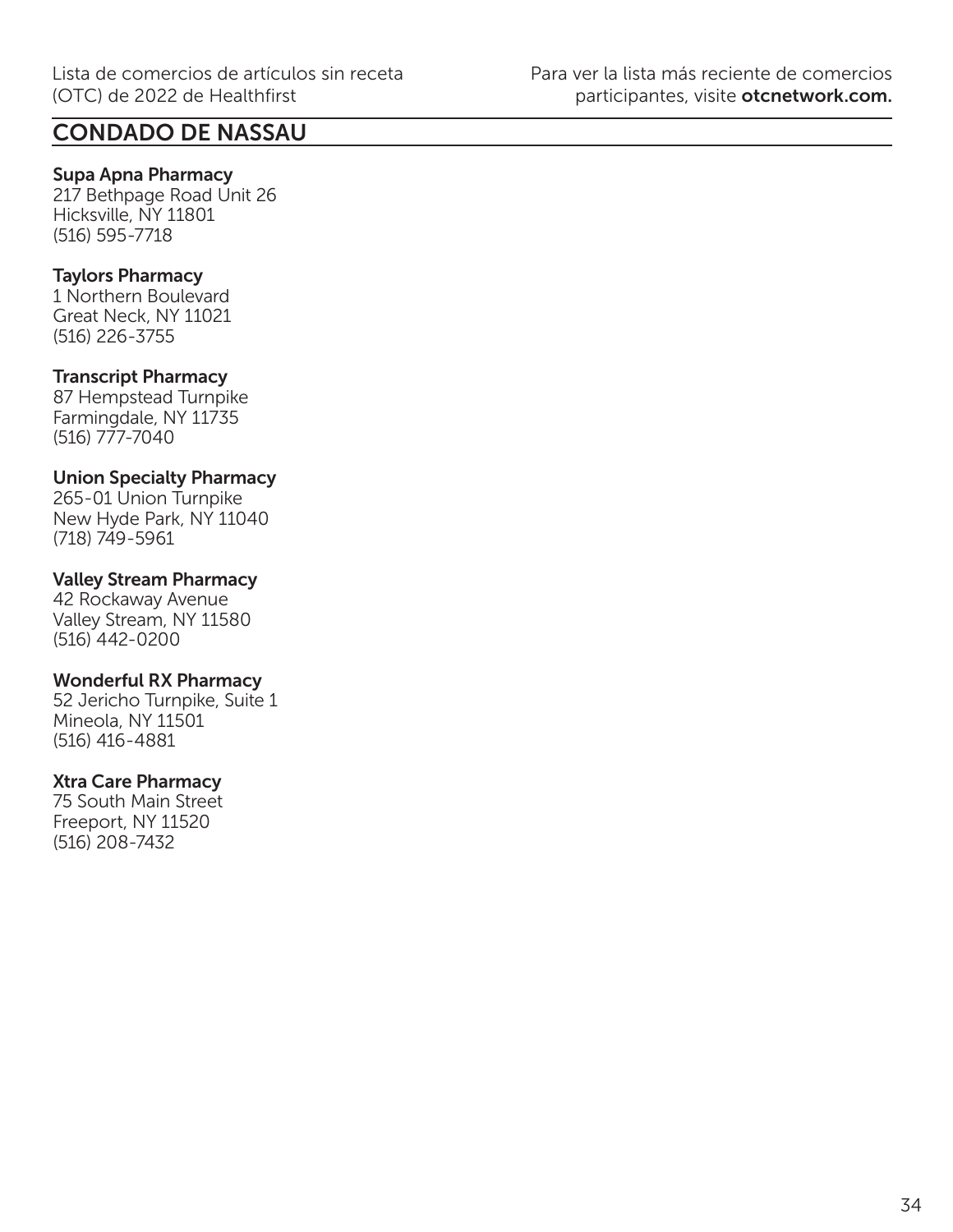## CONDADO DE NASSAU

**Supa Apna Pharmacy**
217 Bethpage Road Unit 26
Hicksville, NY 11801
(516) 595-7718

**Taylors Pharmacy**
1 Northern Boulevard
Great Neck, NY 11021
(516) 226-3755

**Transcript Pharmacy**
87 Hempstead Turnpike
Farmingdale, NY 11735
(516) 777-7040

**Union Specialty Pharmacy**
265-01 Union Turnpike
New Hyde Park, NY 11040
(718) 749-5961

**Valley Stream Pharmacy**
42 Rockaway Avenue
Valley Stream, NY 11580
(516) 442-0200

**Wonderful RX Pharmacy**
52 Jericho Turnpike, Suite 1
Mineola, NY 11501
(516) 416-4881

**Xtra Care Pharmacy**
75 South Main Street
Freeport, NY 11520
(516) 208-7432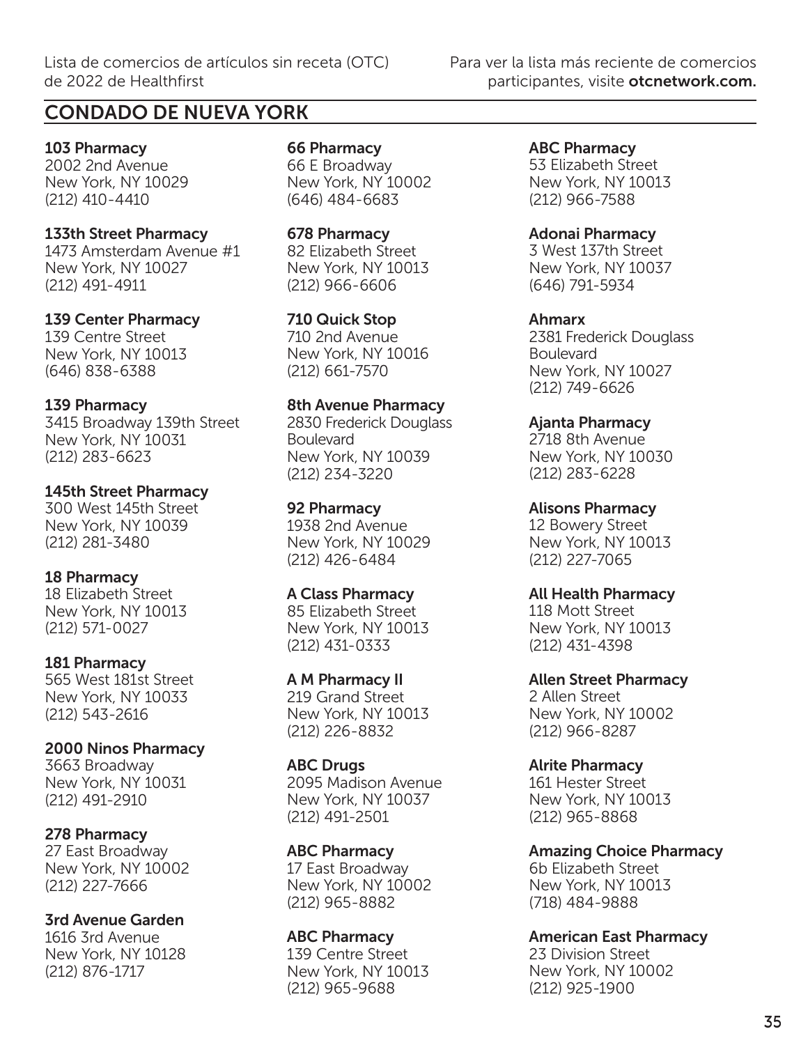## CONDADO DE NUEVA YORK

**103 Pharmacy**
2002 2nd Avenue
New York, NY 10029
(212) 410-4410

**133th Street Pharmacy**
1473 Amsterdam Avenue #1
New York, NY 10027
(212) 491-4911

**139 Center Pharmacy**
139 Centre Street
New York, NY 10013
(646) 838-6388

**139 Pharmacy**
3415 Broadway 139th Street
New York, NY 10031
(212) 283-6623

**145th Street Pharmacy**
300 West 145th Street
New York, NY 10039
(212) 281-3480

**18 Pharmacy**
18 Elizabeth Street
New York, NY 10013
(212) 571-0027

**181 Pharmacy**
565 West 181st Street
New York, NY 10033
(212) 543-2616

**2000 Ninos Pharmacy**
3663 Broadway
New York, NY 10031
(212) 491-2910

**278 Pharmacy**
27 East Broadway
New York, NY 10002
(212) 227-7666

**3rd Avenue Garden**
1616 3rd Avenue
New York, NY 10128
(212) 876-1717

**66 Pharmacy**
66 E Broadway
New York, NY 10002
(646) 484-6683

**678 Pharmacy**
82 Elizabeth Street
New York, NY 10013
(212) 966-6606

**710 Quick Stop**
710 2nd Avenue
New York, NY 10016
(212) 661-7570

**8th Avenue Pharmacy**
2830 Frederick Douglass Boulevard
New York, NY 10039
(212) 234-3220

**92 Pharmacy**
1938 2nd Avenue
New York, NY 10029
(212) 426-6484

**A Class Pharmacy**
85 Elizabeth Street
New York, NY 10013
(212) 431-0333

**A M Pharmacy II**
219 Grand Street
New York, NY 10013
(212) 226-8832

**ABC Drugs**
2095 Madison Avenue
New York, NY 10037
(212) 491-2501

**ABC Pharmacy**
17 East Broadway
New York, NY 10002
(212) 965-8882

**ABC Pharmacy**
139 Centre Street
New York, NY 10013
(212) 965-9688

**ABC Pharmacy**
53 Elizabeth Street
New York, NY 10013
(212) 966-7588

**Adonai Pharmacy**
3 West 137th Street
New York, NY 10037
(646) 791-5934

**Ahmarx**
2381 Frederick Douglass Boulevard
New York, NY 10027
(212) 749-6626

**Ajanta Pharmacy**
2718 8th Avenue
New York, NY 10030
(212) 283-6228

**Alisons Pharmacy**
12 Bowery Street
New York, NY 10013
(212) 227-7065

**All Health Pharmacy**
118 Mott Street
New York, NY 10013
(212) 431-4398

**Allen Street Pharmacy**
2 Allen Street
New York, NY 10002
(212) 966-8287

**Alrite Pharmacy**
161 Hester Street
New York, NY 10013
(212) 965-8868

**Amazing Choice Pharmacy**
6b Elizabeth Street
New York, NY 10013
(718) 484-9888

**American East Pharmacy**
23 Division Street
New York, NY 10002
(212) 925-1900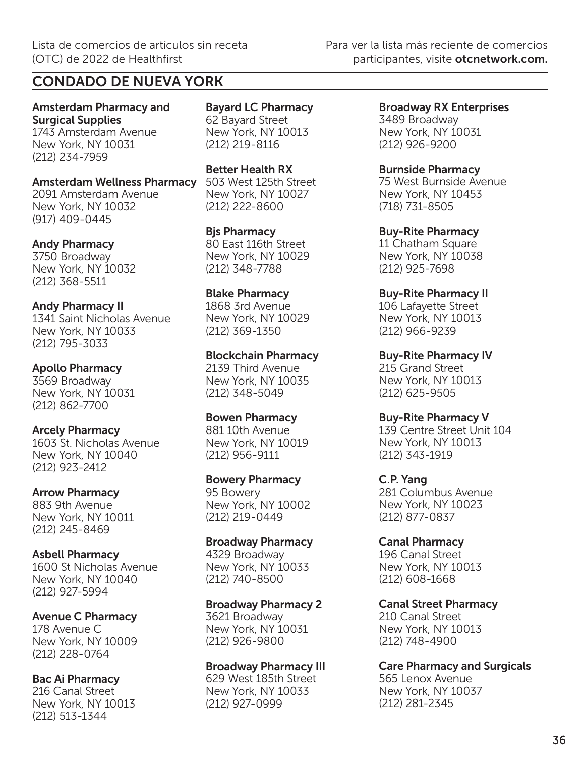Lista de comercios de artículos sin receta (OTC) de 2022 de Healthfirst

Para ver la lista más reciente de comercios participantes, visite **otcnetwork.com.**

## CONDADO DE NUEVA YORK

**Amsterdam Pharmacy and Surgical Supplies**
1743 Amsterdam Avenue
New York, NY 10031
(212) 234-7959

**Amsterdam Wellness Pharmacy**
2091 Amsterdam Avenue
New York, NY 10032
(917) 409-0445

**Andy Pharmacy**
3750 Broadway
New York, NY 10032
(212) 368-5511

**Andy Pharmacy II**
1341 Saint Nicholas Avenue
New York, NY 10033
(212) 795-3033

**Apollo Pharmacy**
3569 Broadway
New York, NY 10031
(212) 862-7700

**Arcely Pharmacy**
1603 St. Nicholas Avenue
New York, NY 10040
(212) 923-2412

**Arrow Pharmacy**
883 9th Avenue
New York, NY 10011
(212) 245-8469

**Asbell Pharmacy**
1600 St Nicholas Avenue
New York, NY 10040
(212) 927-5994

**Avenue C Pharmacy**
178 Avenue C
New York, NY 10009
(212) 228-0764

**Bac Ai Pharmacy**
216 Canal Street
New York, NY 10013
(212) 513-1344

**Bayard LC Pharmacy**
62 Bayard Street
New York, NY 10013
(212) 219-8116

**Better Health RX**
503 West 125th Street
New York, NY 10027
(212) 222-8600

**Bjs Pharmacy**
80 East 116th Street
New York, NY 10029
(212) 348-7788

**Blake Pharmacy**
1868 3rd Avenue
New York, NY 10029
(212) 369-1350

**Blockchain Pharmacy**
2139 Third Avenue
New York, NY 10035
(212) 348-5049

**Bowen Pharmacy**
881 10th Avenue
New York, NY 10019
(212) 956-9111

**Bowery Pharmacy**
95 Bowery
New York, NY 10002
(212) 219-0449

**Broadway Pharmacy**
4329 Broadway
New York, NY 10033
(212) 740-8500

**Broadway Pharmacy 2**
3621 Broadway
New York, NY 10031
(212) 926-9800

**Broadway Pharmacy III**
629 West 185th Street
New York, NY 10033
(212) 927-0999

**Broadway RX Enterprises**
3489 Broadway
New York, NY 10031
(212) 926-9200

**Burnside Pharmacy**
75 West Burnside Avenue
New York, NY 10453
(718) 731-8505

**Buy-Rite Pharmacy**
11 Chatham Square
New York, NY 10038
(212) 925-7698

**Buy-Rite Pharmacy II**
106 Lafayette Street
New York, NY 10013
(212) 966-9239

**Buy-Rite Pharmacy IV**
215 Grand Street
New York, NY 10013
(212) 625-9505

**Buy-Rite Pharmacy V**
139 Centre Street Unit 104
New York, NY 10013
(212) 343-1919

**C.P. Yang**
281 Columbus Avenue
New York, NY 10023
(212) 877-0837

**Canal Pharmacy**
196 Canal Street
New York, NY 10013
(212) 608-1668

**Canal Street Pharmacy**
210 Canal Street
New York, NY 10013
(212) 748-4900

**Care Pharmacy and Surgicals**
565 Lenox Avenue
New York, NY 10037
(212) 281-2345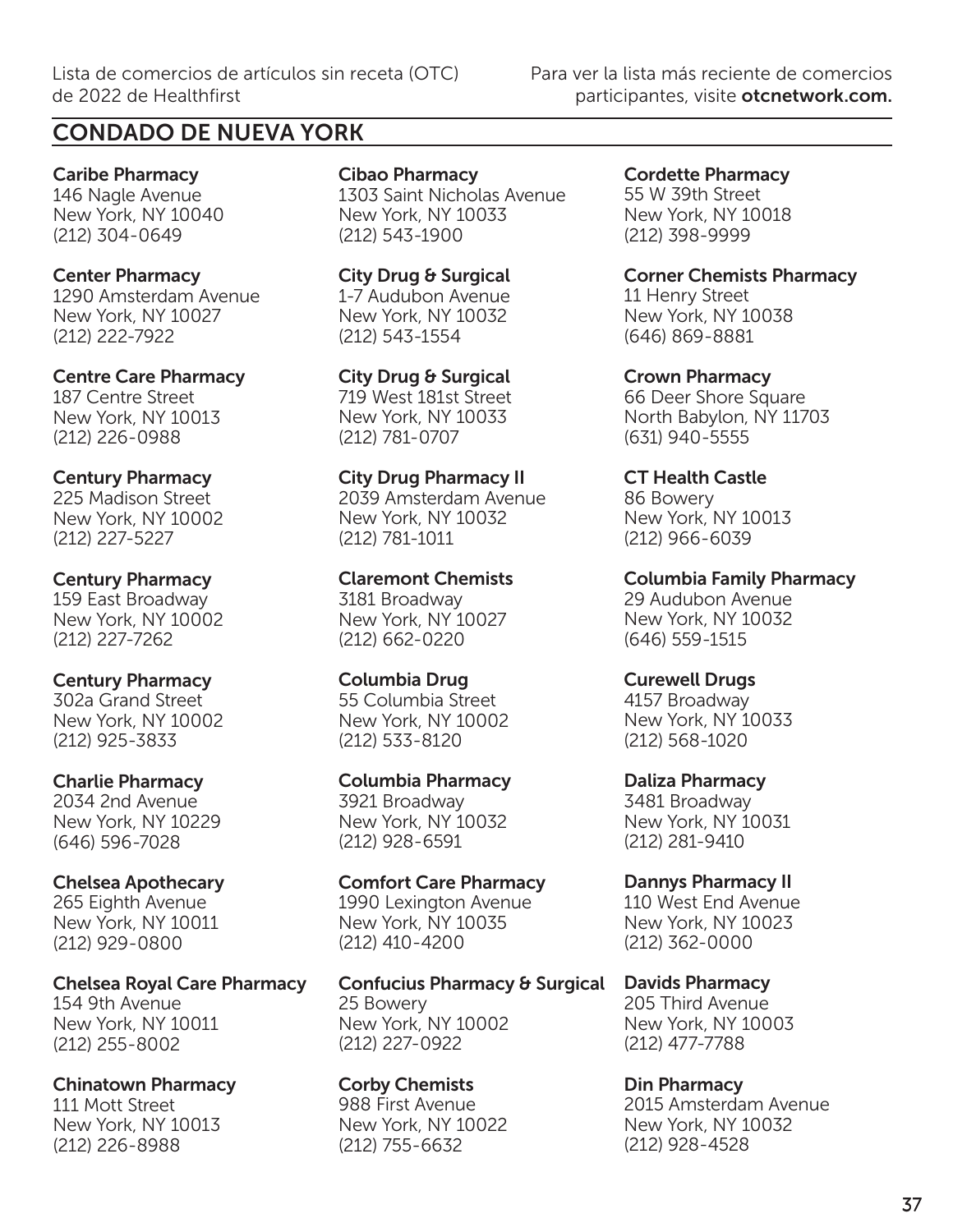Lista de comercios de artículos sin receta (OTC) de 2022 de Healthfirst

Para ver la lista más reciente de comercios participantes, visite **otcnetwork.com.**

## CONDADO DE NUEVA YORK

**Caribe Pharmacy**
146 Nagle Avenue
New York, NY 10040
(212) 304-0649

**Center Pharmacy**
1290 Amsterdam Avenue
New York, NY 10027
(212) 222-7922

**Centre Care Pharmacy**
187 Centre Street
New York, NY 10013
(212) 226-0988

**Century Pharmacy**
225 Madison Street
New York, NY 10002
(212) 227-5227

**Century Pharmacy**
159 East Broadway
New York, NY 10002
(212) 227-7262

**Century Pharmacy**
302a Grand Street
New York, NY 10002
(212) 925-3833

**Charlie Pharmacy**
2034 2nd Avenue
New York, NY 10229
(646) 596-7028

**Chelsea Apothecary**
265 Eighth Avenue
New York, NY 10011
(212) 929-0800

**Chelsea Royal Care Pharmacy**
154 9th Avenue
New York, NY 10011
(212) 255-8002

**Chinatown Pharmacy**
111 Mott Street
New York, NY 10013
(212) 226-8988

**Cibao Pharmacy**
1303 Saint Nicholas Avenue
New York, NY 10033
(212) 543-1900

**City Drug & Surgical**
1-7 Audubon Avenue
New York, NY 10032
(212) 543-1554

**City Drug & Surgical**
719 West 181st Street
New York, NY 10033
(212) 781-0707

**City Drug Pharmacy II**
2039 Amsterdam Avenue
New York, NY 10032
(212) 781-1011

**Claremont Chemists**
3181 Broadway
New York, NY 10027
(212) 662-0220

**Columbia Drug**
55 Columbia Street
New York, NY 10002
(212) 533-8120

**Columbia Pharmacy**
3921 Broadway
New York, NY 10032
(212) 928-6591

**Comfort Care Pharmacy**
1990 Lexington Avenue
New York, NY 10035
(212) 410-4200

**Confucius Pharmacy & Surgical**
25 Bowery
New York, NY 10002
(212) 227-0922

**Corby Chemists**
988 First Avenue
New York, NY 10022
(212) 755-6632

**Cordette Pharmacy**
55 W 39th Street
New York, NY 10018
(212) 398-9999

**Corner Chemists Pharmacy**
11 Henry Street
New York, NY 10038
(646) 869-8881

**Crown Pharmacy**
66 Deer Shore Square
North Babylon, NY 11703
(631) 940-5555

**CT Health Castle**
86 Bowery
New York, NY 10013
(212) 966-6039

**Columbia Family Pharmacy**
29 Audubon Avenue
New York, NY 10032
(646) 559-1515

**Curewell Drugs**
4157 Broadway
New York, NY 10033
(212) 568-1020

**Daliza Pharmacy**
3481 Broadway
New York, NY 10031
(212) 281-9410

**Dannys Pharmacy II**
110 West End Avenue
New York, NY 10023
(212) 362-0000

**Davids Pharmacy**
205 Third Avenue
New York, NY 10003
(212) 477-7788

**Din Pharmacy**
2015 Amsterdam Avenue
New York, NY 10032
(212) 928-4528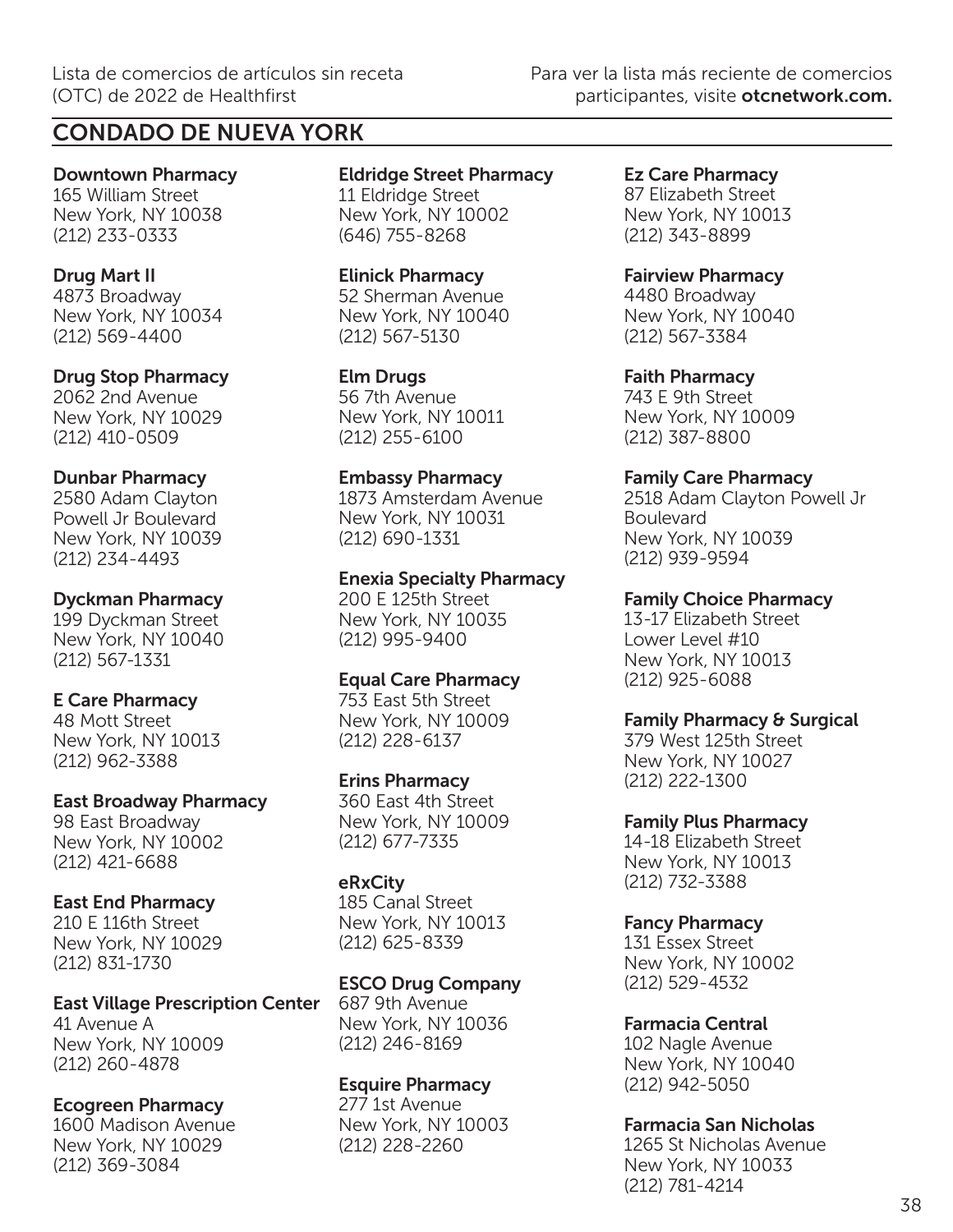## CONDADO DE NUEVA YORK

**Downtown Pharmacy**
165 William Street
New York, NY 10038
(212) 233-0333

**Drug Mart II**
4873 Broadway
New York, NY 10034
(212) 569-4400

**Drug Stop Pharmacy**
2062 2nd Avenue
New York, NY 10029
(212) 410-0509

**Dunbar Pharmacy**
2580 Adam Clayton Powell Jr Boulevard
New York, NY 10039
(212) 234-4493

**Dyckman Pharmacy**
199 Dyckman Street
New York, NY 10040
(212) 567-1331

**E Care Pharmacy**
48 Mott Street
New York, NY 10013
(212) 962-3388

**East Broadway Pharmacy**
98 East Broadway
New York, NY 10002
(212) 421-6688

**East End Pharmacy**
210 E 116th Street
New York, NY 10029
(212) 831-1730

**East Village Prescription Center**
41 Avenue A
New York, NY 10009
(212) 260-4878

**Ecogreen Pharmacy**
1600 Madison Avenue
New York, NY 10029
(212) 369-3084

**Eldridge Street Pharmacy**
11 Eldridge Street
New York, NY 10002
(646) 755-8268

**Elinick Pharmacy**
52 Sherman Avenue
New York, NY 10040
(212) 567-5130

**Elm Drugs**
56 7th Avenue
New York, NY 10011
(212) 255-6100

**Embassy Pharmacy**
1873 Amsterdam Avenue
New York, NY 10031
(212) 690-1331

**Enexia Specialty Pharmacy**
200 E 125th Street
New York, NY 10035
(212) 995-9400

**Equal Care Pharmacy**
753 East 5th Street
New York, NY 10009
(212) 228-6137

**Erins Pharmacy**
360 East 4th Street
New York, NY 10009
(212) 677-7335

**eRxCity**
185 Canal Street
New York, NY 10013
(212) 625-8339

**ESCO Drug Company**
687 9th Avenue
New York, NY 10036
(212) 246-8169

**Esquire Pharmacy**
277 1st Avenue
New York, NY 10003
(212) 228-2260

**Ez Care Pharmacy**
87 Elizabeth Street
New York, NY 10013
(212) 343-8899

**Fairview Pharmacy**
4480 Broadway
New York, NY 10040
(212) 567-3384

**Faith Pharmacy**
743 E 9th Street
New York, NY 10009
(212) 387-8800

**Family Care Pharmacy**
2518 Adam Clayton Powell Jr Boulevard
New York, NY 10039
(212) 939-9594

**Family Choice Pharmacy**
13-17 Elizabeth Street
Lower Level #10
New York, NY 10013
(212) 925-6088

**Family Pharmacy & Surgical**
379 West 125th Street
New York, NY 10027
(212) 222-1300

**Family Plus Pharmacy**
14-18 Elizabeth Street
New York, NY 10013
(212) 732-3388

**Fancy Pharmacy**
131 Essex Street
New York, NY 10002
(212) 529-4532

**Farmacia Central**
102 Nagle Avenue
New York, NY 10040
(212) 942-5050

**Farmacia San Nicholas**
1265 St Nicholas Avenue
New York, NY 10033
(212) 781-4214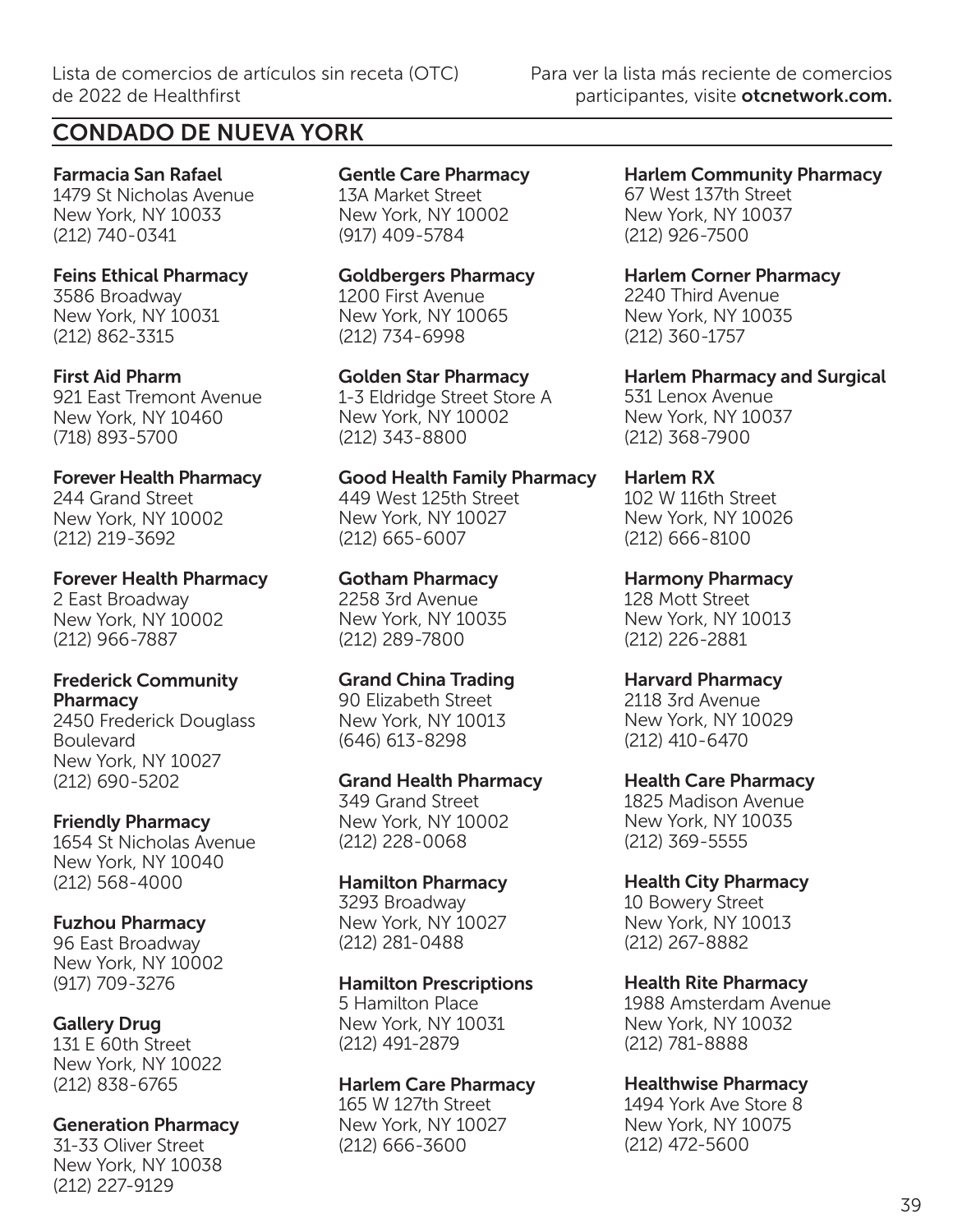## CONDADO DE NUEVA YORK

**Farmacia San Rafael**
1479 St Nicholas Avenue
New York, NY 10033
(212) 740-0341

**Feins Ethical Pharmacy**
3586 Broadway
New York, NY 10031
(212) 862-3315

**First Aid Pharm**
921 East Tremont Avenue
New York, NY 10460
(718) 893-5700

**Forever Health Pharmacy**
244 Grand Street
New York, NY 10002
(212) 219-3692

**Forever Health Pharmacy**
2 East Broadway
New York, NY 10002
(212) 966-7887

**Frederick Community Pharmacy**
2450 Frederick Douglass Boulevard
New York, NY 10027
(212) 690-5202

**Friendly Pharmacy**
1654 St Nicholas Avenue
New York, NY 10040
(212) 568-4000

**Fuzhou Pharmacy**
96 East Broadway
New York, NY 10002
(917) 709-3276

**Gallery Drug**
131 E 60th Street
New York, NY 10022
(212) 838-6765

**Generation Pharmacy**
31-33 Oliver Street
New York, NY 10038
(212) 227-9129

**Gentle Care Pharmacy**
13A Market Street
New York, NY 10002
(917) 409-5784

**Goldbergers Pharmacy**
1200 First Avenue
New York, NY 10065
(212) 734-6998

**Golden Star Pharmacy**
1-3 Eldridge Street Store A
New York, NY 10002
(212) 343-8800

**Good Health Family Pharmacy**
449 West 125th Street
New York, NY 10027
(212) 665-6007

**Gotham Pharmacy**
2258 3rd Avenue
New York, NY 10035
(212) 289-7800

**Grand China Trading**
90 Elizabeth Street
New York, NY 10013
(646) 613-8298

**Grand Health Pharmacy**
349 Grand Street
New York, NY 10002
(212) 228-0068

**Hamilton Pharmacy**
3293 Broadway
New York, NY 10027
(212) 281-0488

**Hamilton Prescriptions**
5 Hamilton Place
New York, NY 10031
(212) 491-2879

**Harlem Care Pharmacy**
165 W 127th Street
New York, NY 10027
(212) 666-3600

**Harlem Community Pharmacy**
67 West 137th Street
New York, NY 10037
(212) 926-7500

**Harlem Corner Pharmacy**
2240 Third Avenue
New York, NY 10035
(212) 360-1757

**Harlem Pharmacy and Surgical**
531 Lenox Avenue
New York, NY 10037
(212) 368-7900

**Harlem RX**
102 W 116th Street
New York, NY 10026
(212) 666-8100

**Harmony Pharmacy**
128 Mott Street
New York, NY 10013
(212) 226-2881

**Harvard Pharmacy**
2118 3rd Avenue
New York, NY 10029
(212) 410-6470

**Health Care Pharmacy**
1825 Madison Avenue
New York, NY 10035
(212) 369-5555

**Health City Pharmacy**
10 Bowery Street
New York, NY 10013
(212) 267-8882

**Health Rite Pharmacy**
1988 Amsterdam Avenue
New York, NY 10032
(212) 781-8888

**Healthwise Pharmacy**
1494 York Ave Store 8
New York, NY 10075
(212) 472-5600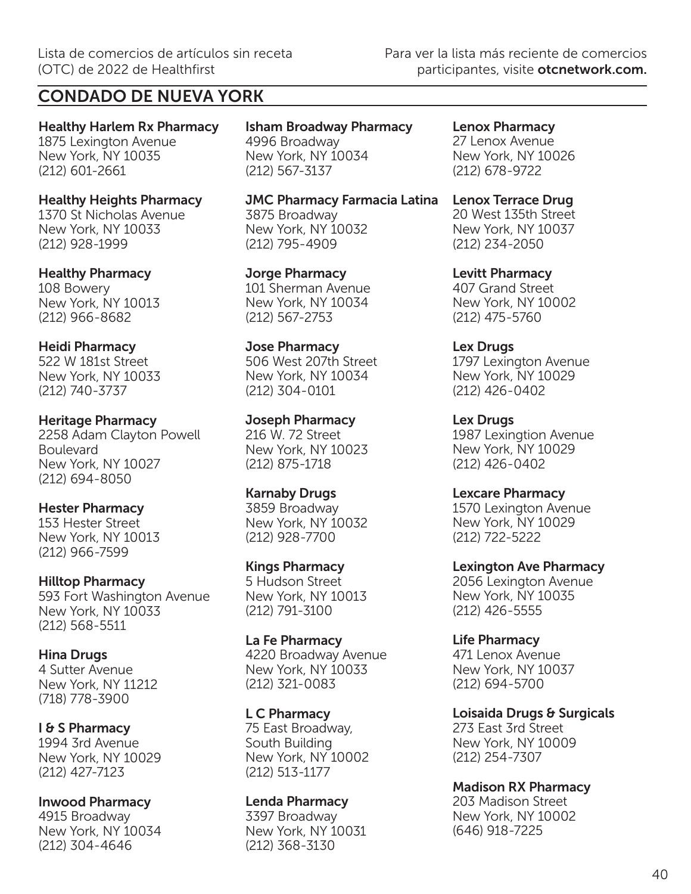Lista de comercios de artículos sin receta (OTC) de 2022 de Healthfirst

Para ver la lista más reciente de comercios participantes, visite **otcnetwork.com.**

## CONDADO DE NUEVA YORK

**Healthy Harlem Rx Pharmacy**
1875 Lexington Avenue
New York, NY 10035
(212) 601-2661

**Healthy Heights Pharmacy**
1370 St Nicholas Avenue
New York, NY 10033
(212) 928-1999

**Healthy Pharmacy**
108 Bowery
New York, NY 10013
(212) 966-8682

**Heidi Pharmacy**
522 W 181st Street
New York, NY 10033
(212) 740-3737

**Heritage Pharmacy**
2258 Adam Clayton Powell Boulevard
New York, NY 10027
(212) 694-8050

**Hester Pharmacy**
153 Hester Street
New York, NY 10013
(212) 966-7599

**Hilltop Pharmacy**
593 Fort Washington Avenue
New York, NY 10033
(212) 568-5511

**Hina Drugs**
4 Sutter Avenue
New York, NY 11212
(718) 778-3900

**I & S Pharmacy**
1994 3rd Avenue
New York, NY 10029
(212) 427-7123

**Inwood Pharmacy**
4915 Broadway
New York, NY 10034
(212) 304-4646

**Isham Broadway Pharmacy**
4996 Broadway
New York, NY 10034
(212) 567-3137

**JMC Pharmacy Farmacia Latina**
3875 Broadway
New York, NY 10032
(212) 795-4909

**Jorge Pharmacy**
101 Sherman Avenue
New York, NY 10034
(212) 567-2753

**Jose Pharmacy**
506 West 207th Street
New York, NY 10034
(212) 304-0101

**Joseph Pharmacy**
216 W. 72 Street
New York, NY 10023
(212) 875-1718

**Karnaby Drugs**
3859 Broadway
New York, NY 10032
(212) 928-7700

**Kings Pharmacy**
5 Hudson Street
New York, NY 10013
(212) 791-3100

**La Fe Pharmacy**
4220 Broadway Avenue
New York, NY 10033
(212) 321-0083

**L C Pharmacy**
75 East Broadway,
South Building
New York, NY 10002
(212) 513-1177

**Lenda Pharmacy**
3397 Broadway
New York, NY 10031
(212) 368-3130

**Lenox Pharmacy**
27 Lenox Avenue
New York, NY 10026
(212) 678-9722

**Lenox Terrace Drug**
20 West 135th Street
New York, NY 10037
(212) 234-2050

**Levitt Pharmacy**
407 Grand Street
New York, NY 10002
(212) 475-5760

**Lex Drugs**
1797 Lexington Avenue
New York, NY 10029
(212) 426-0402

**Lex Drugs**
1987 Lexingtion Avenue
New York, NY 10029
(212) 426-0402

**Lexcare Pharmacy**
1570 Lexington Avenue
New York, NY 10029
(212) 722-5222

**Lexington Ave Pharmacy**
2056 Lexington Avenue
New York, NY 10035
(212) 426-5555

**Life Pharmacy**
471 Lenox Avenue
New York, NY 10037
(212) 694-5700

**Loisaida Drugs & Surgicals**
273 East 3rd Street
New York, NY 10009
(212) 254-7307

**Madison RX Pharmacy**
203 Madison Street
New York, NY 10002
(646) 918-7225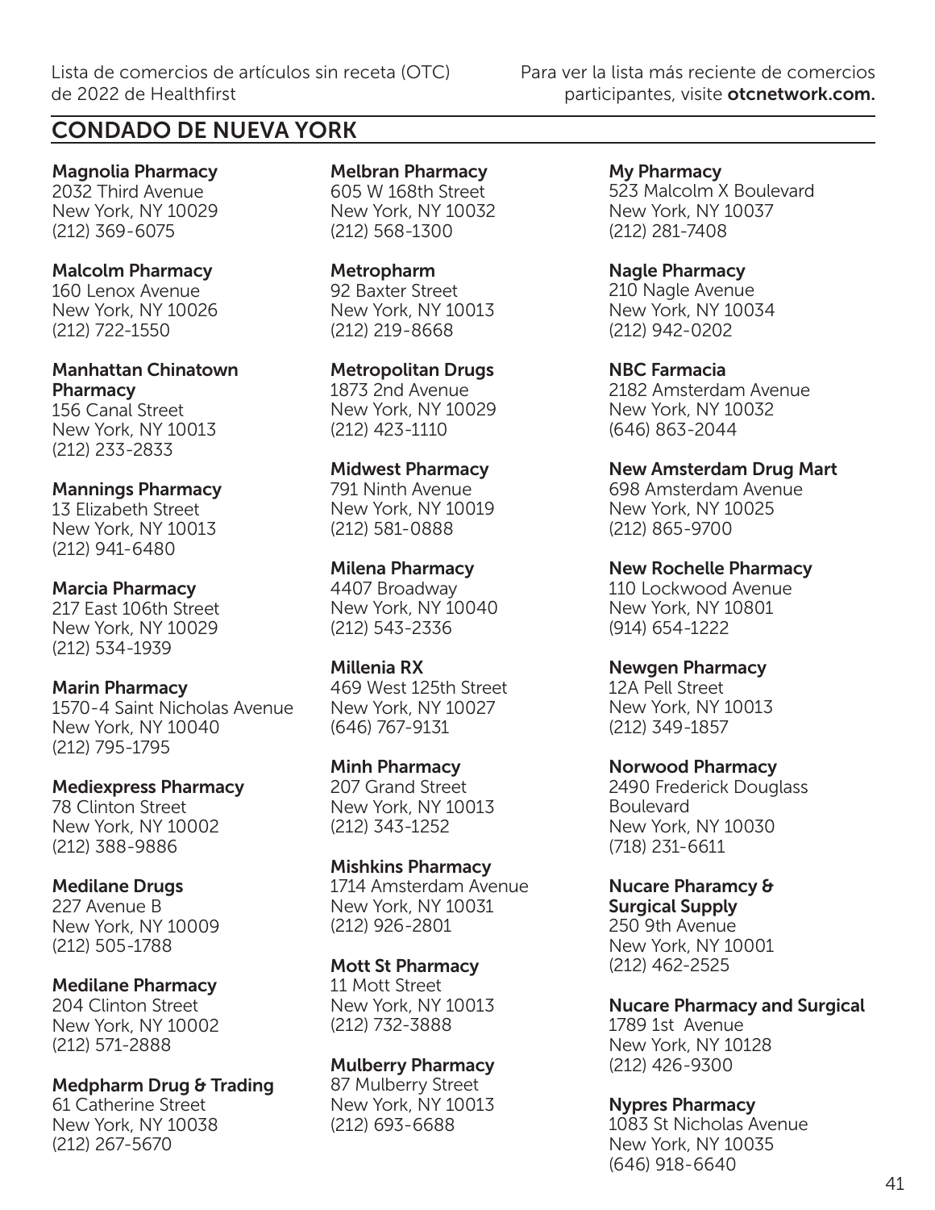## CONDADO DE NUEVA YORK

**Magnolia Pharmacy**
2032 Third Avenue
New York, NY 10029
(212) 369-6075

**Malcolm Pharmacy**
160 Lenox Avenue
New York, NY 10026
(212) 722-1550

**Manhattan Chinatown Pharmacy**
156 Canal Street
New York, NY 10013
(212) 233-2833

**Mannings Pharmacy**
13 Elizabeth Street
New York, NY 10013
(212) 941-6480

**Marcia Pharmacy**
217 East 106th Street
New York, NY 10029
(212) 534-1939

**Marin Pharmacy**
1570-4 Saint Nicholas Avenue
New York, NY 10040
(212) 795-1795

**Mediexpress Pharmacy**
78 Clinton Street
New York, NY 10002
(212) 388-9886

**Medilane Drugs**
227 Avenue B
New York, NY 10009
(212) 505-1788

**Medilane Pharmacy**
204 Clinton Street
New York, NY 10002
(212) 571-2888

**Medpharm Drug & Trading**
61 Catherine Street
New York, NY 10038
(212) 267-5670

**Melbran Pharmacy**
605 W 168th Street
New York, NY 10032
(212) 568-1300

**Metropharm**
92 Baxter Street
New York, NY 10013
(212) 219-8668

**Metropolitan Drugs**
1873 2nd Avenue
New York, NY 10029
(212) 423-1110

**Midwest Pharmacy**
791 Ninth Avenue
New York, NY 10019
(212) 581-0888

**Milena Pharmacy**
4407 Broadway
New York, NY 10040
(212) 543-2336

**Millenia RX**
469 West 125th Street
New York, NY 10027
(646) 767-9131

**Minh Pharmacy**
207 Grand Street
New York, NY 10013
(212) 343-1252

**Mishkins Pharmacy**
1714 Amsterdam Avenue
New York, NY 10031
(212) 926-2801

**Mott St Pharmacy**
11 Mott Street
New York, NY 10013
(212) 732-3888

**Mulberry Pharmacy**
87 Mulberry Street
New York, NY 10013
(212) 693-6688

**My Pharmacy**
523 Malcolm X Boulevard
New York, NY 10037
(212) 281-7408

**Nagle Pharmacy**
210 Nagle Avenue
New York, NY 10034
(212) 942-0202

**NBC Farmacia**
2182 Amsterdam Avenue
New York, NY 10032
(646) 863-2044

**New Amsterdam Drug Mart**
698 Amsterdam Avenue
New York, NY 10025
(212) 865-9700

**New Rochelle Pharmacy**
110 Lockwood Avenue
New York, NY 10801
(914) 654-1222

**Newgen Pharmacy**
12A Pell Street
New York, NY 10013
(212) 349-1857

**Norwood Pharmacy**
2490 Frederick Douglass Boulevard
New York, NY 10030
(718) 231-6611

**Nucare Pharamcy & Surgical Supply**
250 9th Avenue
New York, NY 10001
(212) 462-2525

**Nucare Pharmacy and Surgical**
1789 1st Avenue
New York, NY 10128
(212) 426-9300

**Nypres Pharmacy**
1083 St Nicholas Avenue
New York, NY 10035
(646) 918-6640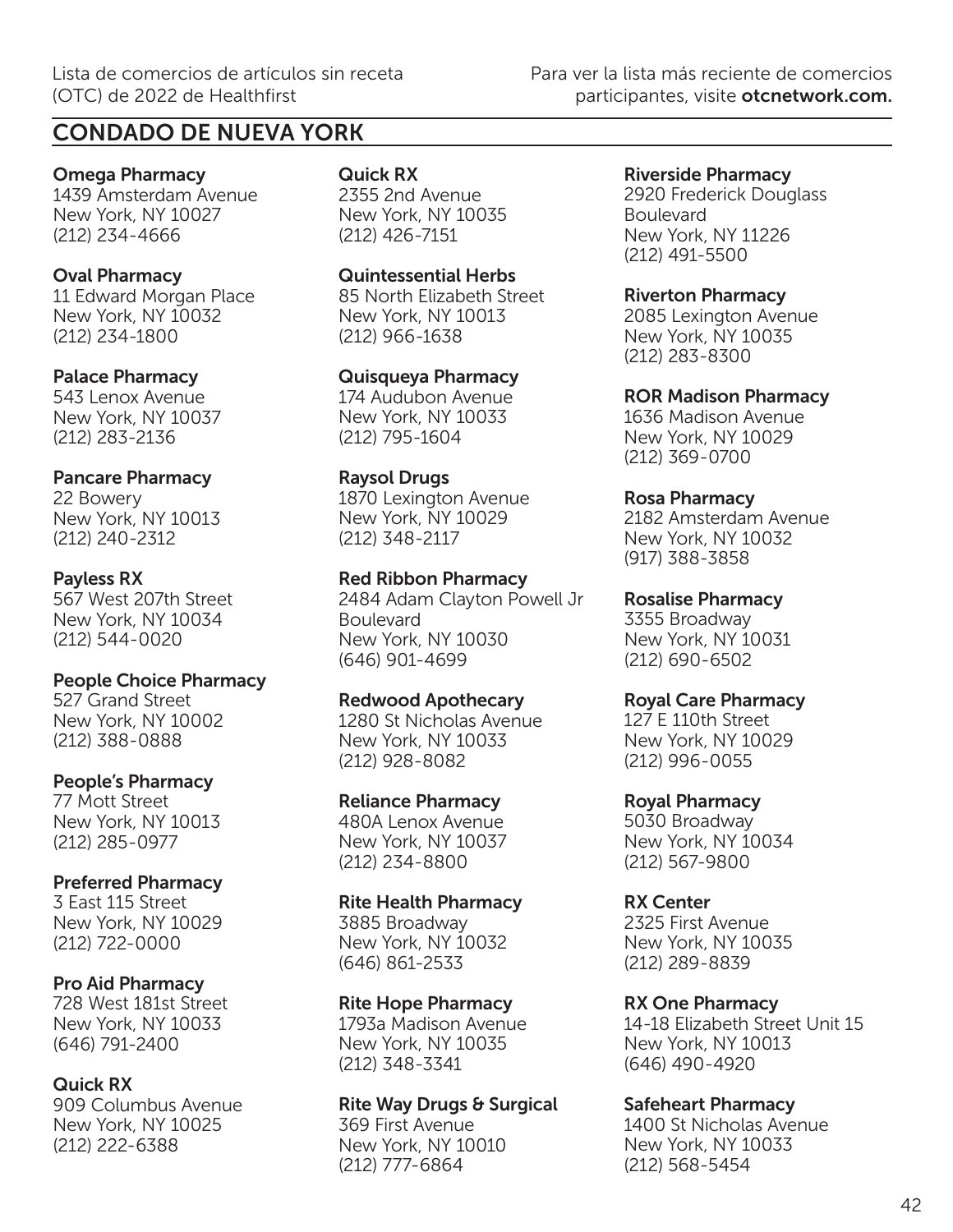## CONDADO DE NUEVA YORK

**Omega Pharmacy**
1439 Amsterdam Avenue
New York, NY 10027
(212) 234-4666

**Oval Pharmacy**
11 Edward Morgan Place
New York, NY 10032
(212) 234-1800

**Palace Pharmacy**
543 Lenox Avenue
New York, NY 10037
(212) 283-2136

**Pancare Pharmacy**
22 Bowery
New York, NY 10013
(212) 240-2312

**Payless RX**
567 West 207th Street
New York, NY 10034
(212) 544-0020

**People Choice Pharmacy**
527 Grand Street
New York, NY 10002
(212) 388-0888

**People's Pharmacy**
77 Mott Street
New York, NY 10013
(212) 285-0977

**Preferred Pharmacy**
3 East 115 Street
New York, NY 10029
(212) 722-0000

**Pro Aid Pharmacy**
728 West 181st Street
New York, NY 10033
(646) 791-2400

**Quick RX**
909 Columbus Avenue
New York, NY 10025
(212) 222-6388

**Quick RX**
2355 2nd Avenue
New York, NY 10035
(212) 426-7151

**Quintessential Herbs**
85 North Elizabeth Street
New York, NY 10013
(212) 966-1638

**Quisqueya Pharmacy**
174 Audubon Avenue
New York, NY 10033
(212) 795-1604

**Raysol Drugs**
1870 Lexington Avenue
New York, NY 10029
(212) 348-2117

**Red Ribbon Pharmacy**
2484 Adam Clayton Powell Jr Boulevard
New York, NY 10030
(646) 901-4699

**Redwood Apothecary**
1280 St Nicholas Avenue
New York, NY 10033
(212) 928-8082

**Reliance Pharmacy**
480A Lenox Avenue
New York, NY 10037
(212) 234-8800

**Rite Health Pharmacy**
3885 Broadway
New York, NY 10032
(646) 861-2533

**Rite Hope Pharmacy**
1793a Madison Avenue
New York, NY 10035
(212) 348-3341

**Rite Way Drugs & Surgical**
369 First Avenue
New York, NY 10010
(212) 777-6864

**Riverside Pharmacy**
2920 Frederick Douglass Boulevard
New York, NY 11226
(212) 491-5500

**Riverton Pharmacy**
2085 Lexington Avenue
New York, NY 10035
(212) 283-8300

**ROR Madison Pharmacy**
1636 Madison Avenue
New York, NY 10029
(212) 369-0700

**Rosa Pharmacy**
2182 Amsterdam Avenue
New York, NY 10032
(917) 388-3858

**Rosalise Pharmacy**
3355 Broadway
New York, NY 10031
(212) 690-6502

**Royal Care Pharmacy**
127 E 110th Street
New York, NY 10029
(212) 996-0055

**Royal Pharmacy**
5030 Broadway
New York, NY 10034
(212) 567-9800

**RX Center**
2325 First Avenue
New York, NY 10035
(212) 289-8839

**RX One Pharmacy**
14-18 Elizabeth Street Unit 15
New York, NY 10013
(646) 490-4920

**Safeheart Pharmacy**
1400 St Nicholas Avenue
New York, NY 10033
(212) 568-5454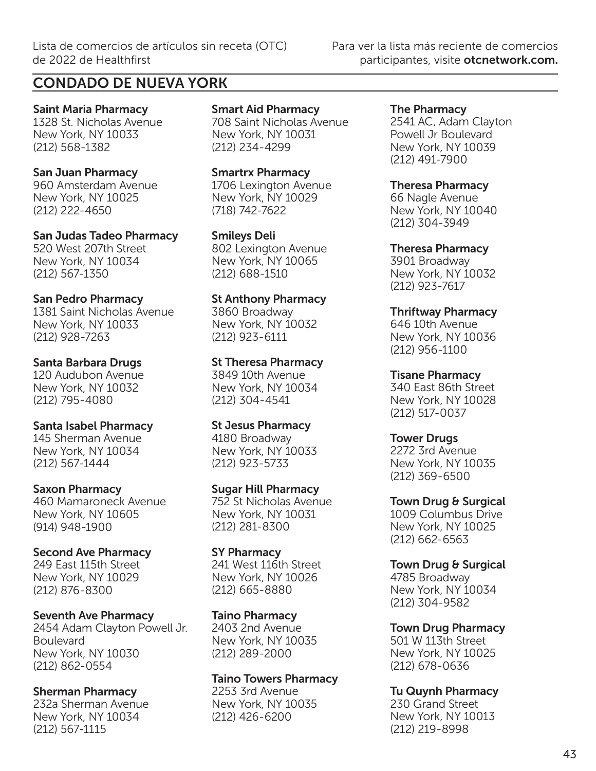## CONDADO DE NUEVA YORK

**Saint Maria Pharmacy**
1328 St. Nicholas Avenue
New York, NY 10033
(212) 568-1382

**San Juan Pharmacy**
960 Amsterdam Avenue
New York, NY 10025
(212) 222-4650

**San Judas Tadeo Pharmacy**
520 West 207th Street
New York, NY 10034
(212) 567-1350

**San Pedro Pharmacy**
1381 Saint Nicholas Avenue
New York, NY 10033
(212) 928-7263

**Santa Barbara Drugs**
120 Audubon Avenue
New York, NY 10032
(212) 795-4080

**Santa Isabel Pharmacy**
145 Sherman Avenue
New York, NY 10034
(212) 567-1444

**Saxon Pharmacy**
460 Mamaroneck Avenue
New York, NY 10605
(914) 948-1900

**Second Ave Pharmacy**
249 East 115th Street
New York, NY 10029
(212) 876-8300

**Seventh Ave Pharmacy**
2454 Adam Clayton Powell Jr. Boulevard
New York, NY 10030
(212) 862-0554

**Sherman Pharmacy**
232a Sherman Avenue
New York, NY 10034
(212) 567-1115

**Smart Aid Pharmacy**
708 Saint Nicholas Avenue
New York, NY 10031
(212) 234-4299

**Smartrx Pharmacy**
1706 Lexington Avenue
New York, NY 10029
(718) 742-7622

**Smileys Deli**
802 Lexington Avenue
New York, NY 10065
(212) 688-1510

**St Anthony Pharmacy**
3860 Broadway
New York, NY 10032
(212) 923-6111

**St Theresa Pharmacy**
3849 10th Avenue
New York, NY 10034
(212) 304-4541

**St Jesus Pharmacy**
4180 Broadway
New York, NY 10033
(212) 923-5733

**Sugar Hill Pharmacy**
752 St Nicholas Avenue
New York, NY 10031
(212) 281-8300

**SY Pharmacy**
241 West 116th Street
New York, NY 10026
(212) 665-8880

**Taino Pharmacy**
2403 2nd Avenue
New York, NY 10035
(212) 289-2000

**Taino Towers Pharmacy**
2253 3rd Avenue
New York, NY 10035
(212) 426-6200

**The Pharmacy**
2541 AC, Adam Clayton Powell Jr Boulevard
New York, NY 10039
(212) 491-7900

**Theresa Pharmacy**
66 Nagle Avenue
New York, NY 10040
(212) 304-3949

**Theresa Pharmacy**
3901 Broadway
New York, NY 10032
(212) 923-7617

**Thriftway Pharmacy**
646 10th Avenue
New York, NY 10036
(212) 956-1100

**Tisane Pharmacy**
340 East 86th Street
New York, NY 10028
(212) 517-0037

**Tower Drugs**
2272 3rd Avenue
New York, NY 10035
(212) 369-6500

**Town Drug & Surgical**
1009 Columbus Drive
New York, NY 10025
(212) 662-6563

**Town Drug & Surgical**
4785 Broadway
New York, NY 10034
(212) 304-9582

**Town Drug Pharmacy**
501 W 113th Street
New York, NY 10025
(212) 678-0636

**Tu Quynh Pharmacy**
230 Grand Street
New York, NY 10013
(212) 219-8998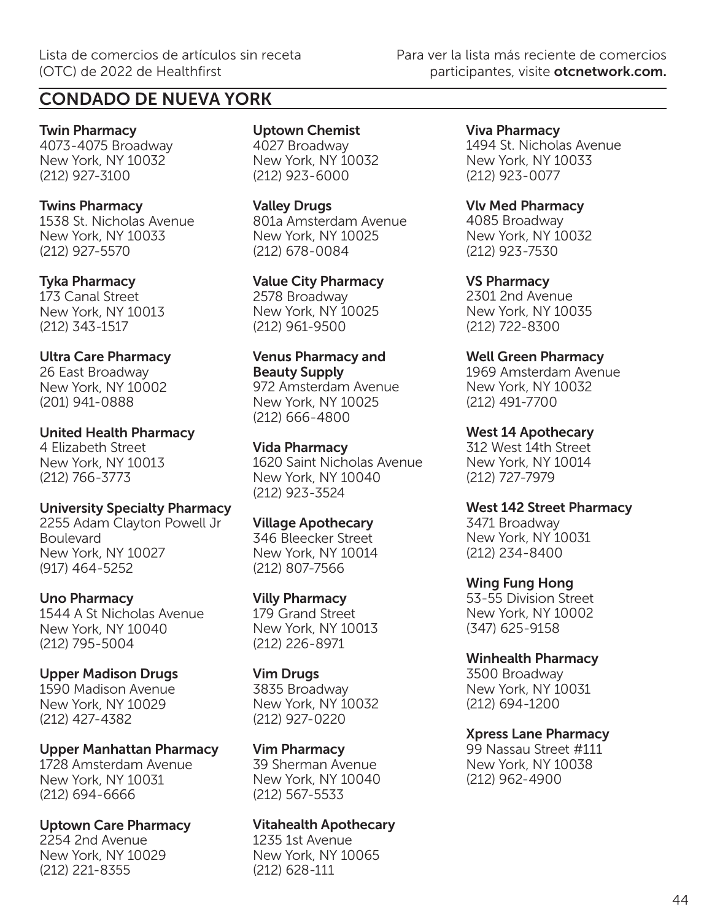## CONDADO DE NUEVA YORK

**Twin Pharmacy**
4073-4075 Broadway
New York, NY 10032
(212) 927-3100

**Twins Pharmacy**
1538 St. Nicholas Avenue
New York, NY 10033
(212) 927-5570

**Tyka Pharmacy**
173 Canal Street
New York, NY 10013
(212) 343-1517

**Ultra Care Pharmacy**
26 East Broadway
New York, NY 10002
(201) 941-0888

**United Health Pharmacy**
4 Elizabeth Street
New York, NY 10013
(212) 766-3773

**University Specialty Pharmacy**
2255 Adam Clayton Powell Jr Boulevard
New York, NY 10027
(917) 464-5252

**Uno Pharmacy**
1544 A St Nicholas Avenue
New York, NY 10040
(212) 795-5004

**Upper Madison Drugs**
1590 Madison Avenue
New York, NY 10029
(212) 427-4382

**Upper Manhattan Pharmacy**
1728 Amsterdam Avenue
New York, NY 10031
(212) 694-6666

**Uptown Care Pharmacy**
2254 2nd Avenue
New York, NY 10029
(212) 221-8355

**Uptown Chemist**
4027 Broadway
New York, NY 10032
(212) 923-6000

**Valley Drugs**
801a Amsterdam Avenue
New York, NY 10025
(212) 678-0084

**Value City Pharmacy**
2578 Broadway
New York, NY 10025
(212) 961-9500

**Venus Pharmacy and Beauty Supply**
972 Amsterdam Avenue
New York, NY 10025
(212) 666-4800

**Vida Pharmacy**
1620 Saint Nicholas Avenue
New York, NY 10040
(212) 923-3524

**Village Apothecary**
346 Bleecker Street
New York, NY 10014
(212) 807-7566

**Villy Pharmacy**
179 Grand Street
New York, NY 10013
(212) 226-8971

**Vim Drugs**
3835 Broadway
New York, NY 10032
(212) 927-0220

**Vim Pharmacy**
39 Sherman Avenue
New York, NY 10040
(212) 567-5533

**Vitahealth Apothecary**
1235 1st Avenue
New York, NY 10065
(212) 628-111

**Viva Pharmacy**
1494 St. Nicholas Avenue
New York, NY 10033
(212) 923-0077

**Vlv Med Pharmacy**
4085 Broadway
New York, NY 10032
(212) 923-7530

**VS Pharmacy**
2301 2nd Avenue
New York, NY 10035
(212) 722-8300

**Well Green Pharmacy**
1969 Amsterdam Avenue
New York, NY 10032
(212) 491-7700

**West 14 Apothecary**
312 West 14th Street
New York, NY 10014
(212) 727-7979

**West 142 Street Pharmacy**
3471 Broadway
New York, NY 10031
(212) 234-8400

**Wing Fung Hong**
53-55 Division Street
New York, NY 10002
(347) 625-9158

**Winhealth Pharmacy**
3500 Broadway
New York, NY 10031
(212) 694-1200

**Xpress Lane Pharmacy**
99 Nassau Street #111
New York, NY 10038
(212) 962-4900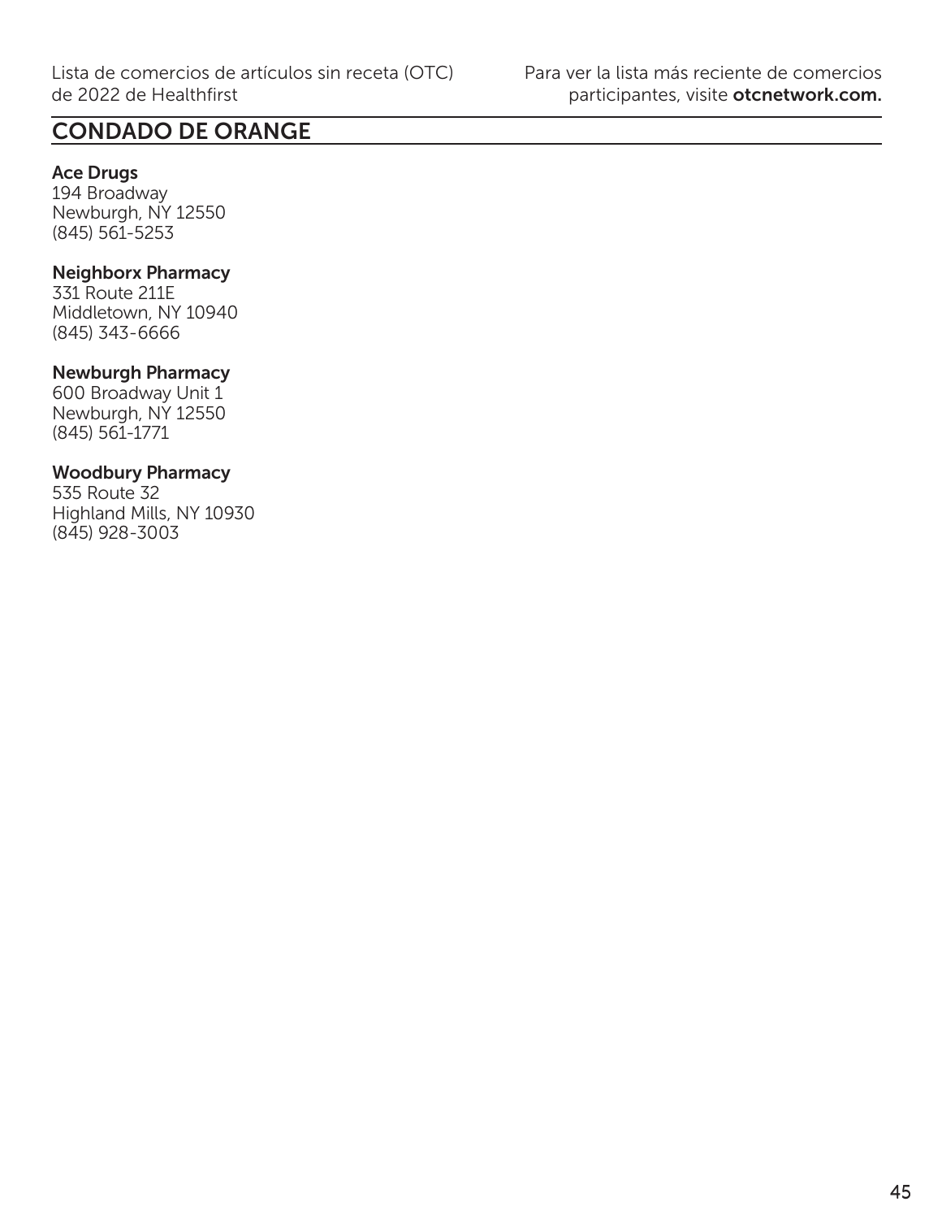## CONDADO DE ORANGE

**Ace Drugs**
194 Broadway
Newburgh, NY 12550
(845) 561-5253

**Neighborx Pharmacy**
331 Route 211E
Middletown, NY 10940
(845) 343-6666

**Newburgh Pharmacy**
600 Broadway Unit 1
Newburgh, NY 12550
(845) 561-1771

**Woodbury Pharmacy**
535 Route 32
Highland Mills, NY 10930
(845) 928-3003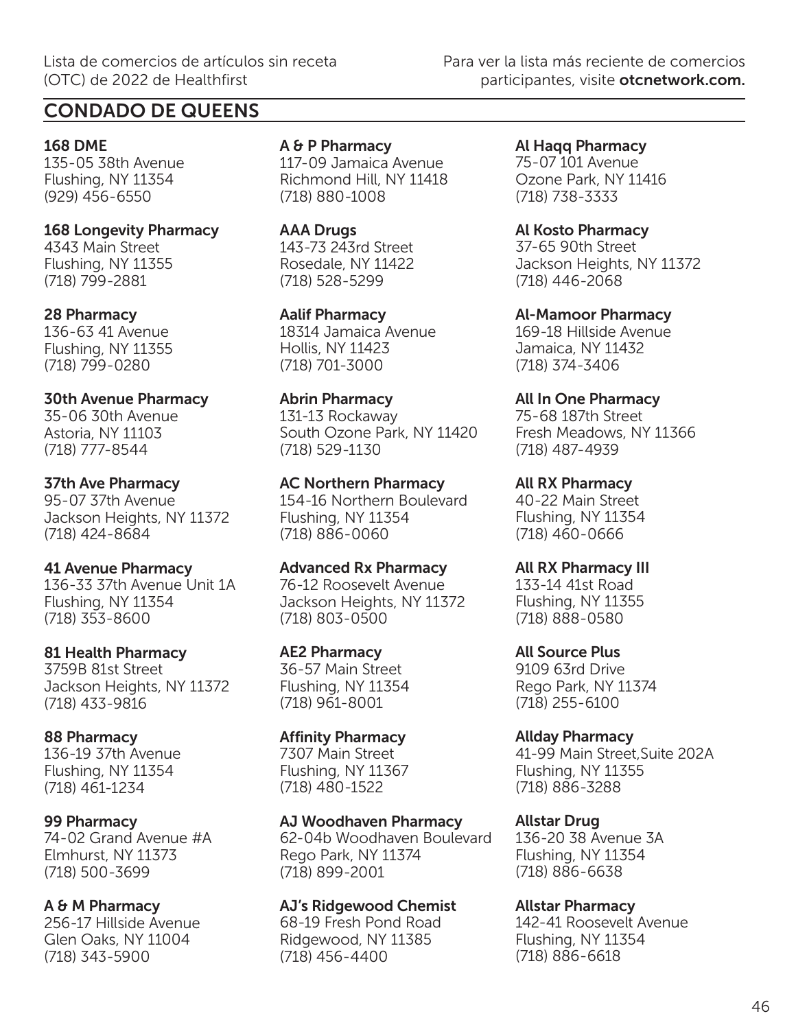## CONDADO DE QUEENS

**168 DME**
135-05 38th Avenue
Flushing, NY 11354
(929) 456-6550

**168 Longevity Pharmacy**
4343 Main Street
Flushing, NY 11355
(718) 799-2881

**28 Pharmacy**
136-63 41 Avenue
Flushing, NY 11355
(718) 799-0280

**30th Avenue Pharmacy**
35-06 30th Avenue
Astoria, NY 11103
(718) 777-8544

**37th Ave Pharmacy**
95-07 37th Avenue
Jackson Heights, NY 11372
(718) 424-8684

**41 Avenue Pharmacy**
136-33 37th Avenue Unit 1A
Flushing, NY 11354
(718) 353-8600

**81 Health Pharmacy**
3759B 81st Street
Jackson Heights, NY 11372
(718) 433-9816

**88 Pharmacy**
136-19 37th Avenue
Flushing, NY 11354
(718) 461-1234

**99 Pharmacy**
74-02 Grand Avenue #A
Elmhurst, NY 11373
(718) 500-3699

**A & M Pharmacy**
256-17 Hillside Avenue
Glen Oaks, NY 11004
(718) 343-5900

**A & P Pharmacy**
117-09 Jamaica Avenue
Richmond Hill, NY 11418
(718) 880-1008

**AAA Drugs**
143-73 243rd Street
Rosedale, NY 11422
(718) 528-5299

**Aalif Pharmacy**
18314 Jamaica Avenue
Hollis, NY 11423
(718) 701-3000

**Abrin Pharmacy**
131-13 Rockaway
South Ozone Park, NY 11420
(718) 529-1130

**AC Northern Pharmacy**
154-16 Northern Boulevard
Flushing, NY 11354
(718) 886-0060

**Advanced Rx Pharmacy**
76-12 Roosevelt Avenue
Jackson Heights, NY 11372
(718) 803-0500

**AE2 Pharmacy**
36-57 Main Street
Flushing, NY 11354
(718) 961-8001

**Affinity Pharmacy**
7307 Main Street
Flushing, NY 11367
(718) 480-1522

**AJ Woodhaven Pharmacy**
62-04b Woodhaven Boulevard
Rego Park, NY 11374
(718) 899-2001

**AJ's Ridgewood Chemist**
68-19 Fresh Pond Road
Ridgewood, NY 11385
(718) 456-4400

**Al Haqq Pharmacy**
75-07 101 Avenue
Ozone Park, NY 11416
(718) 738-3333

**Al Kosto Pharmacy**
37-65 90th Street
Jackson Heights, NY 11372
(718) 446-2068

**Al-Mamoor Pharmacy**
169-18 Hillside Avenue
Jamaica, NY 11432
(718) 374-3406

**All In One Pharmacy**
75-68 187th Street
Fresh Meadows, NY 11366
(718) 487-4939

**All RX Pharmacy**
40-22 Main Street
Flushing, NY 11354
(718) 460-0666

**All RX Pharmacy III**
133-14 41st Road
Flushing, NY 11355
(718) 888-0580

**All Source Plus**
9109 63rd Drive
Rego Park, NY 11374
(718) 255-6100

**Allday Pharmacy**
41-99 Main Street,Suite 202A
Flushing, NY 11355
(718) 886-3288

**Allstar Drug**
136-20 38 Avenue 3A
Flushing, NY 11354
(718) 886-6638

**Allstar Pharmacy**
142-41 Roosevelt Avenue
Flushing, NY 11354
(718) 886-6618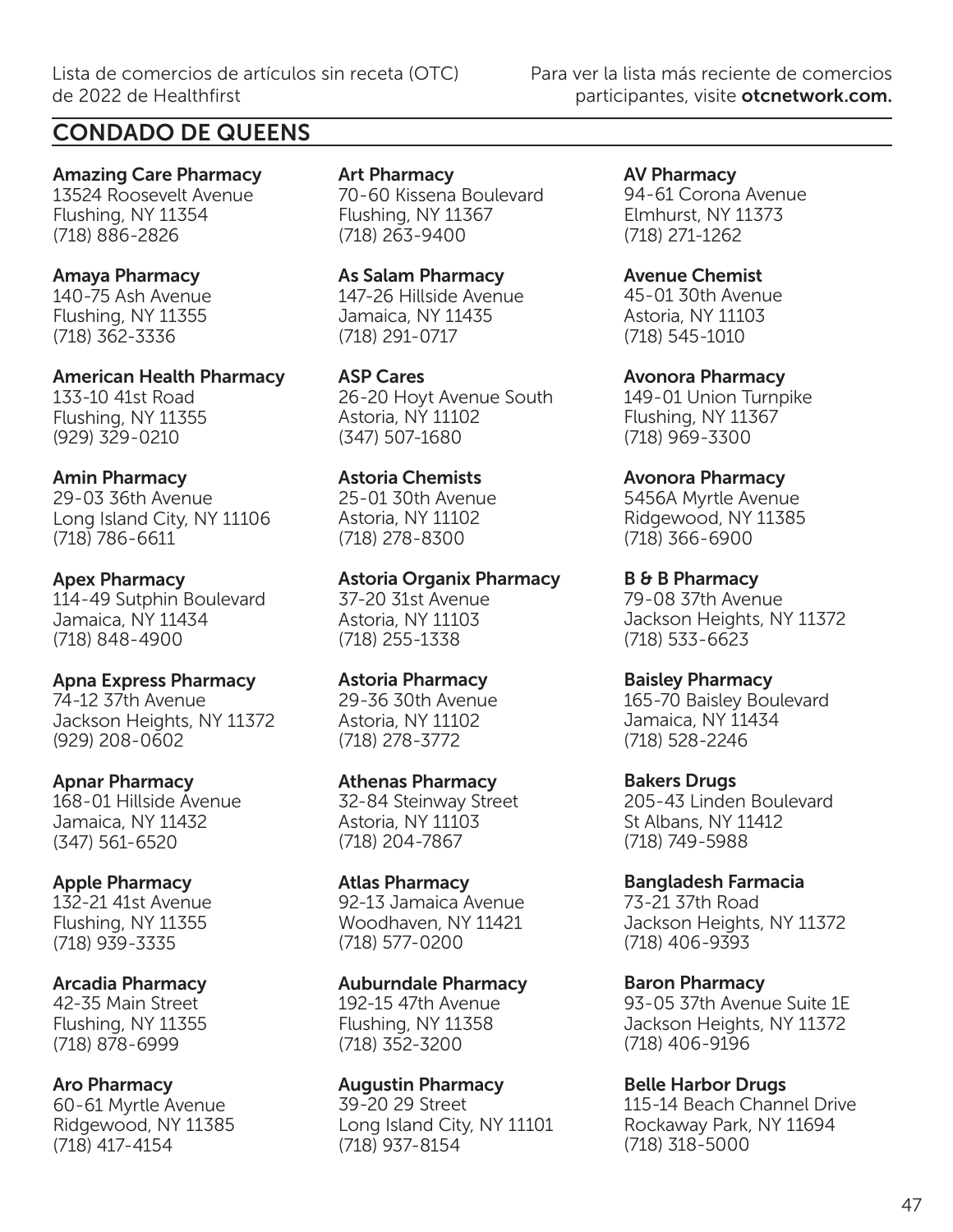## CONDADO DE QUEENS

**Amazing Care Pharmacy**
13524 Roosevelt Avenue
Flushing, NY 11354
(718) 886-2826

**Amaya Pharmacy**
140-75 Ash Avenue
Flushing, NY 11355
(718) 362-3336

**American Health Pharmacy**
133-10 41st Road
Flushing, NY 11355
(929) 329-0210

**Amin Pharmacy**
29-03 36th Avenue
Long Island City, NY 11106
(718) 786-6611

**Apex Pharmacy**
114-49 Sutphin Boulevard
Jamaica, NY 11434
(718) 848-4900

**Apna Express Pharmacy**
74-12 37th Avenue
Jackson Heights, NY 11372
(929) 208-0602

**Apnar Pharmacy**
168-01 Hillside Avenue
Jamaica, NY 11432
(347) 561-6520

**Apple Pharmacy**
132-21 41st Avenue
Flushing, NY 11355
(718) 939-3335

**Arcadia Pharmacy**
42-35 Main Street
Flushing, NY 11355
(718) 878-6999

**Aro Pharmacy**
60-61 Myrtle Avenue
Ridgewood, NY 11385
(718) 417-4154

**Art Pharmacy**
70-60 Kissena Boulevard
Flushing, NY 11367
(718) 263-9400

**As Salam Pharmacy**
147-26 Hillside Avenue
Jamaica, NY 11435
(718) 291-0717

**ASP Cares**
26-20 Hoyt Avenue South
Astoria, NY 11102
(347) 507-1680

**Astoria Chemists**
25-01 30th Avenue
Astoria, NY 11102
(718) 278-8300

**Astoria Organix Pharmacy**
37-20 31st Avenue
Astoria, NY 11103
(718) 255-1338

**Astoria Pharmacy**
29-36 30th Avenue
Astoria, NY 11102
(718) 278-3772

**Athenas Pharmacy**
32-84 Steinway Street
Astoria, NY 11103
(718) 204-7867

**Atlas Pharmacy**
92-13 Jamaica Avenue
Woodhaven, NY 11421
(718) 577-0200

**Auburndale Pharmacy**
192-15 47th Avenue
Flushing, NY 11358
(718) 352-3200

**Augustin Pharmacy**
39-20 29 Street
Long Island City, NY 11101
(718) 937-8154

**AV Pharmacy**
94-61 Corona Avenue
Elmhurst, NY 11373
(718) 271-1262

**Avenue Chemist**
45-01 30th Avenue
Astoria, NY 11103
(718) 545-1010

**Avonora Pharmacy**
149-01 Union Turnpike
Flushing, NY 11367
(718) 969-3300

**Avonora Pharmacy**
5456A Myrtle Avenue
Ridgewood, NY 11385
(718) 366-6900

**B & B Pharmacy**
79-08 37th Avenue
Jackson Heights, NY 11372
(718) 533-6623

**Baisley Pharmacy**
165-70 Baisley Boulevard
Jamaica, NY 11434
(718) 528-2246

**Bakers Drugs**
205-43 Linden Boulevard
St Albans, NY 11412
(718) 749-5988

**Bangladesh Farmacia**
73-21 37th Road
Jackson Heights, NY 11372
(718) 406-9393

**Baron Pharmacy**
93-05 37th Avenue Suite 1E
Jackson Heights, NY 11372
(718) 406-9196

**Belle Harbor Drugs**
115-14 Beach Channel Drive
Rockaway Park, NY 11694
(718) 318-5000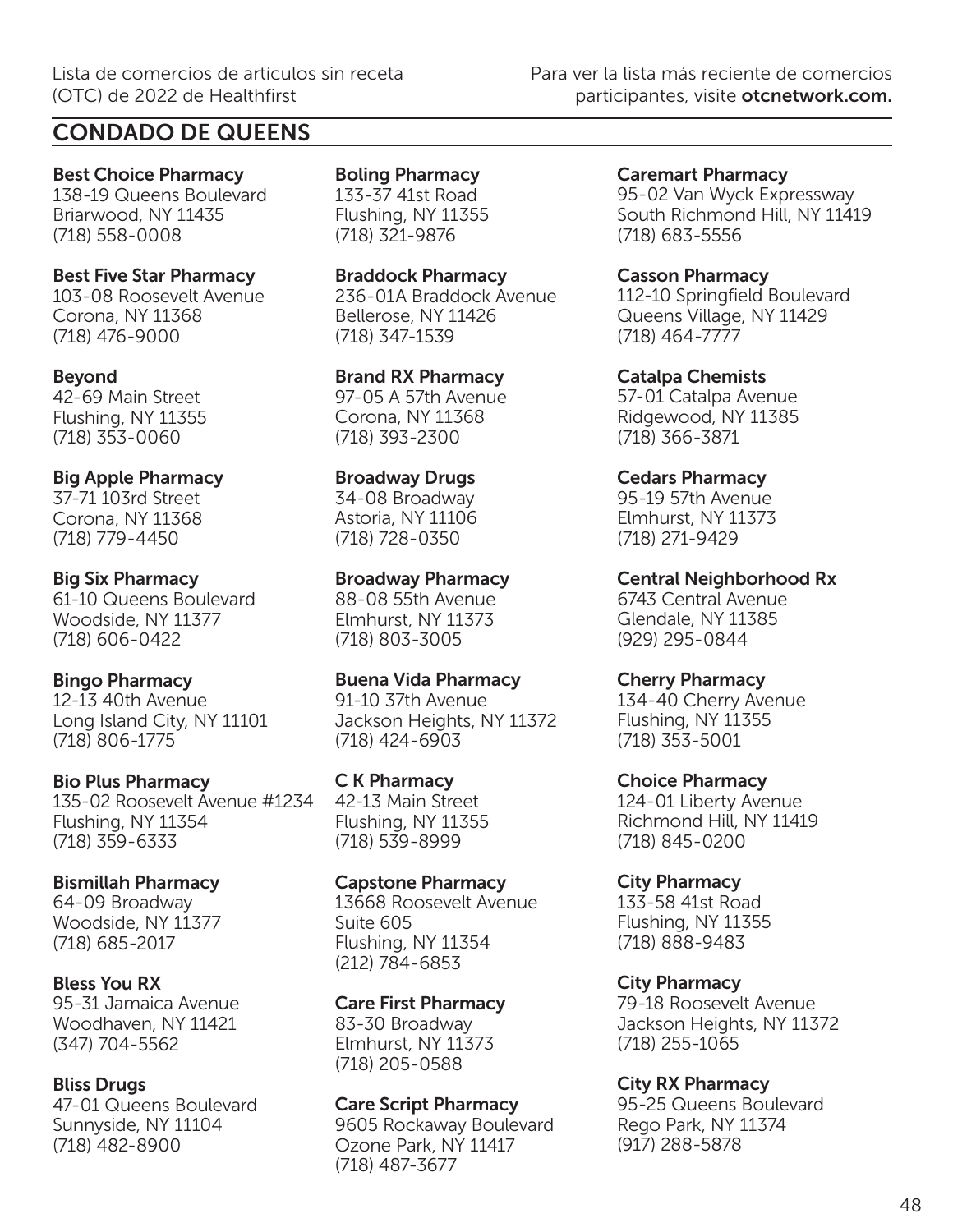Lista de comercios de artículos sin receta (OTC) de 2022 de Healthfirst

Para ver la lista más reciente de comercios participantes, visite **otcnetwork.com.**

## CONDADO DE QUEENS

**Best Choice Pharmacy**
138-19 Queens Boulevard
Briarwood, NY 11435
(718) 558-0008

**Best Five Star Pharmacy**
103-08 Roosevelt Avenue
Corona, NY 11368
(718) 476-9000

**Beyond**
42-69 Main Street
Flushing, NY 11355
(718) 353-0060

**Big Apple Pharmacy**
37-71 103rd Street
Corona, NY 11368
(718) 779-4450

**Big Six Pharmacy**
61-10 Queens Boulevard
Woodside, NY 11377
(718) 606-0422

**Bingo Pharmacy**
12-13 40th Avenue
Long Island City, NY 11101
(718) 806-1775

**Bio Plus Pharmacy**
135-02 Roosevelt Avenue #1234
Flushing, NY 11354
(718) 359-6333

**Bismillah Pharmacy**
64-09 Broadway
Woodside, NY 11377
(718) 685-2017

**Bless You RX**
95-31 Jamaica Avenue
Woodhaven, NY 11421
(347) 704-5562

**Bliss Drugs**
47-01 Queens Boulevard
Sunnyside, NY 11104
(718) 482-8900

**Boling Pharmacy**
133-37 41st Road
Flushing, NY 11355
(718) 321-9876

**Braddock Pharmacy**
236-01A Braddock Avenue
Bellerose, NY 11426
(718) 347-1539

**Brand RX Pharmacy**
97-05 A 57th Avenue
Corona, NY 11368
(718) 393-2300

**Broadway Drugs**
34-08 Broadway
Astoria, NY 11106
(718) 728-0350

**Broadway Pharmacy**
88-08 55th Avenue
Elmhurst, NY 11373
(718) 803-3005

**Buena Vida Pharmacy**
91-10 37th Avenue
Jackson Heights, NY 11372
(718) 424-6903

**C K Pharmacy**
42-13 Main Street
Flushing, NY 11355
(718) 539-8999

**Capstone Pharmacy**
13668 Roosevelt Avenue
Suite 605
Flushing, NY 11354
(212) 784-6853

**Care First Pharmacy**
83-30 Broadway
Elmhurst, NY 11373
(718) 205-0588

**Care Script Pharmacy**
9605 Rockaway Boulevard
Ozone Park, NY 11417
(718) 487-3677

**Caremart Pharmacy**
95-02 Van Wyck Expressway
South Richmond Hill, NY 11419
(718) 683-5556

**Casson Pharmacy**
112-10 Springfield Boulevard
Queens Village, NY 11429
(718) 464-7777

**Catalpa Chemists**
57-01 Catalpa Avenue
Ridgewood, NY 11385
(718) 366-3871

**Cedars Pharmacy**
95-19 57th Avenue
Elmhurst, NY 11373
(718) 271-9429

**Central Neighborhood Rx**
6743 Central Avenue
Glendale, NY 11385
(929) 295-0844

**Cherry Pharmacy**
134-40 Cherry Avenue
Flushing, NY 11355
(718) 353-5001

**Choice Pharmacy**
124-01 Liberty Avenue
Richmond Hill, NY 11419
(718) 845-0200

**City Pharmacy**
133-58 41st Road
Flushing, NY 11355
(718) 888-9483

**City Pharmacy**
79-18 Roosevelt Avenue
Jackson Heights, NY 11372
(718) 255-1065

**City RX Pharmacy**
95-25 Queens Boulevard
Rego Park, NY 11374
(917) 288-5878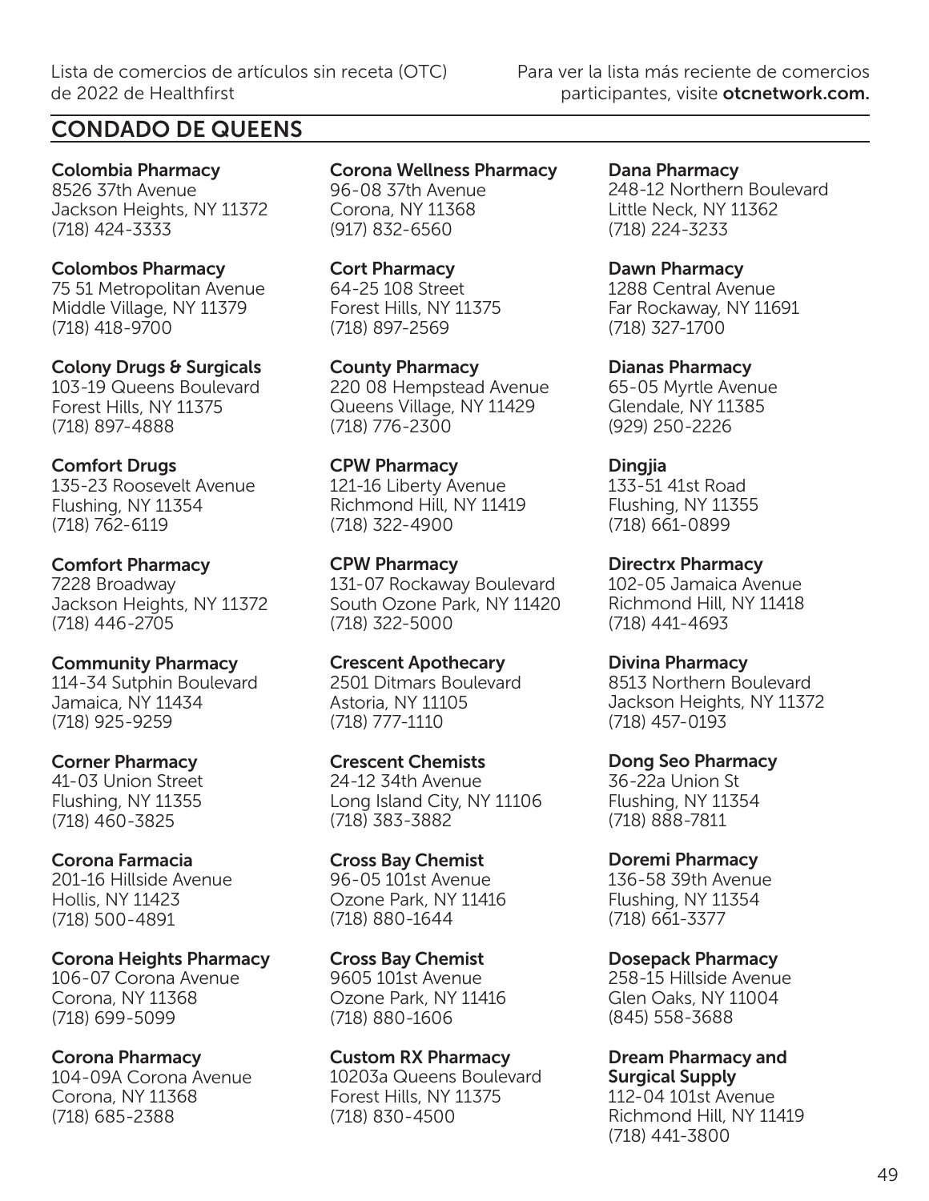## CONDADO DE QUEENS

**Colombia Pharmacy**
8526 37th Avenue
Jackson Heights, NY 11372
(718) 424-3333

**Colombos Pharmacy**
75 51 Metropolitan Avenue
Middle Village, NY 11379
(718) 418-9700

**Colony Drugs & Surgicals**
103-19 Queens Boulevard
Forest Hills, NY 11375
(718) 897-4888

**Comfort Drugs**
135-23 Roosevelt Avenue
Flushing, NY 11354
(718) 762-6119

**Comfort Pharmacy**
7228 Broadway
Jackson Heights, NY 11372
(718) 446-2705

**Community Pharmacy**
114-34 Sutphin Boulevard
Jamaica, NY 11434
(718) 925-9259

**Corner Pharmacy**
41-03 Union Street
Flushing, NY 11355
(718) 460-3825

**Corona Farmacia**
201-16 Hillside Avenue
Hollis, NY 11423
(718) 500-4891

**Corona Heights Pharmacy**
106-07 Corona Avenue
Corona, NY 11368
(718) 699-5099

**Corona Pharmacy**
104-09A Corona Avenue
Corona, NY 11368
(718) 685-2388

**Corona Wellness Pharmacy**
96-08 37th Avenue
Corona, NY 11368
(917) 832-6560

**Cort Pharmacy**
64-25 108 Street
Forest Hills, NY 11375
(718) 897-2569

**County Pharmacy**
220 08 Hempstead Avenue
Queens Village, NY 11429
(718) 776-2300

**CPW Pharmacy**
121-16 Liberty Avenue
Richmond Hill, NY 11419
(718) 322-4900

**CPW Pharmacy**
131-07 Rockaway Boulevard
South Ozone Park, NY 11420
(718) 322-5000

**Crescent Apothecary**
2501 Ditmars Boulevard
Astoria, NY 11105
(718) 777-1110

**Crescent Chemists**
24-12 34th Avenue
Long Island City, NY 11106
(718) 383-3882

**Cross Bay Chemist**
96-05 101st Avenue
Ozone Park, NY 11416
(718) 880-1644

**Cross Bay Chemist**
9605 101st Avenue
Ozone Park, NY 11416
(718) 880-1606

**Custom RX Pharmacy**
10203a Queens Boulevard
Forest Hills, NY 11375
(718) 830-4500

**Dana Pharmacy**
248-12 Northern Boulevard
Little Neck, NY 11362
(718) 224-3233

**Dawn Pharmacy**
1288 Central Avenue
Far Rockaway, NY 11691
(718) 327-1700

**Dianas Pharmacy**
65-05 Myrtle Avenue
Glendale, NY 11385
(929) 250-2226

**Dingjia**
133-51 41st Road
Flushing, NY 11355
(718) 661-0899

**Directrx Pharmacy**
102-05 Jamaica Avenue
Richmond Hill, NY 11418
(718) 441-4693

**Divina Pharmacy**
8513 Northern Boulevard
Jackson Heights, NY 11372
(718) 457-0193

**Dong Seo Pharmacy**
36-22a Union St
Flushing, NY 11354
(718) 888-7811

**Doremi Pharmacy**
136-58 39th Avenue
Flushing, NY 11354
(718) 661-3377

**Dosepack Pharmacy**
258-15 Hillside Avenue
Glen Oaks, NY 11004
(845) 558-3688

**Dream Pharmacy and Surgical Supply**
112-04 101st Avenue
Richmond Hill, NY 11419
(718) 441-3800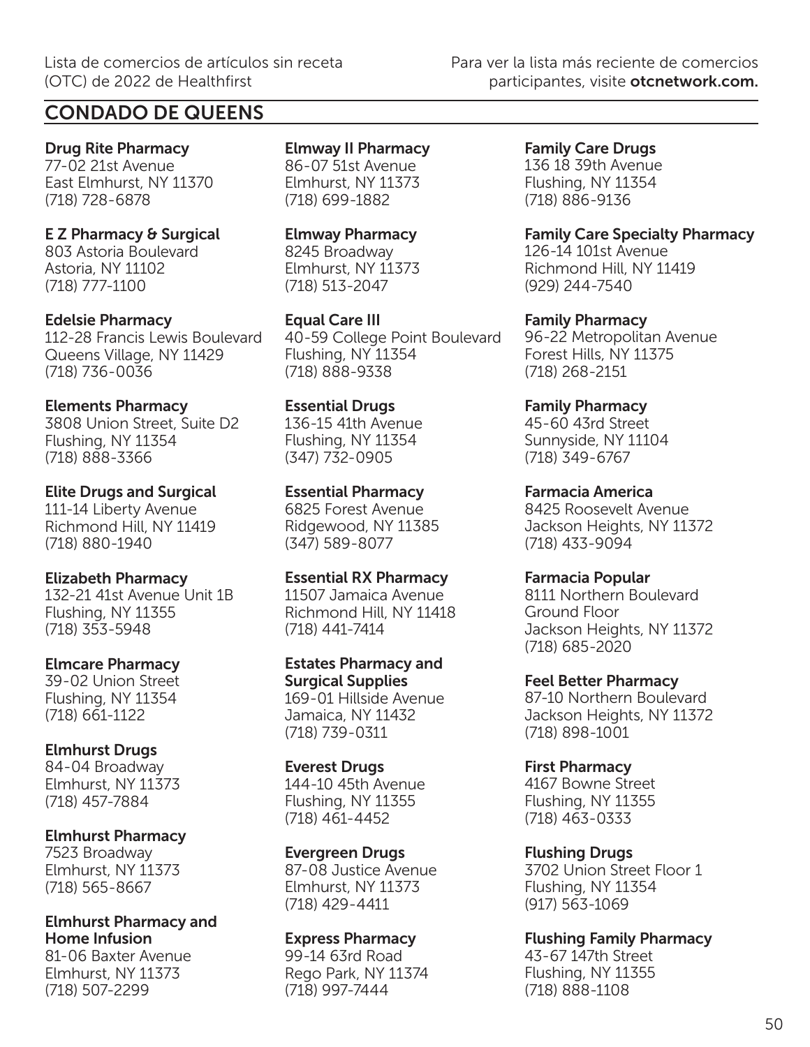## CONDADO DE QUEENS

**Drug Rite Pharmacy**
77-02 21st Avenue
East Elmhurst, NY 11370
(718) 728-6878

**E Z Pharmacy & Surgical**
803 Astoria Boulevard
Astoria, NY 11102
(718) 777-1100

**Edelsie Pharmacy**
112-28 Francis Lewis Boulevard
Queens Village, NY 11429
(718) 736-0036

**Elements Pharmacy**
3808 Union Street, Suite D2
Flushing, NY 11354
(718) 888-3366

**Elite Drugs and Surgical**
111-14 Liberty Avenue
Richmond Hill, NY 11419
(718) 880-1940

**Elizabeth Pharmacy**
132-21 41st Avenue Unit 1B
Flushing, NY 11355
(718) 353-5948

**Elmcare Pharmacy**
39-02 Union Street
Flushing, NY 11354
(718) 661-1122

**Elmhurst Drugs**
84-04 Broadway
Elmhurst, NY 11373
(718) 457-7884

**Elmhurst Pharmacy**
7523 Broadway
Elmhurst, NY 11373
(718) 565-8667

**Elmhurst Pharmacy and Home Infusion**
81-06 Baxter Avenue
Elmhurst, NY 11373
(718) 507-2299

**Elmway II Pharmacy**
86-07 51st Avenue
Elmhurst, NY 11373
(718) 699-1882

**Elmway Pharmacy**
8245 Broadway
Elmhurst, NY 11373
(718) 513-2047

**Equal Care III**
40-59 College Point Boulevard
Flushing, NY 11354
(718) 888-9338

**Essential Drugs**
136-15 41th Avenue
Flushing, NY 11354
(347) 732-0905

**Essential Pharmacy**
6825 Forest Avenue
Ridgewood, NY 11385
(347) 589-8077

**Essential RX Pharmacy**
11507 Jamaica Avenue
Richmond Hill, NY 11418
(718) 441-7414

**Estates Pharmacy and Surgical Supplies**
169-01 Hillside Avenue
Jamaica, NY 11432
(718) 739-0311

**Everest Drugs**
144-10 45th Avenue
Flushing, NY 11355
(718) 461-4452

**Evergreen Drugs**
87-08 Justice Avenue
Elmhurst, NY 11373
(718) 429-4411

**Express Pharmacy**
99-14 63rd Road
Rego Park, NY 11374
(718) 997-7444

**Family Care Drugs**
136 18 39th Avenue
Flushing, NY 11354
(718) 886-9136

**Family Care Specialty Pharmacy**
126-14 101st Avenue
Richmond Hill, NY 11419
(929) 244-7540

**Family Pharmacy**
96-22 Metropolitan Avenue
Forest Hills, NY 11375
(718) 268-2151

**Family Pharmacy**
45-60 43rd Street
Sunnyside, NY 11104
(718) 349-6767

**Farmacia America**
8425 Roosevelt Avenue
Jackson Heights, NY 11372
(718) 433-9094

**Farmacia Popular**
8111 Northern Boulevard
Ground Floor
Jackson Heights, NY 11372
(718) 685-2020

**Feel Better Pharmacy**
87-10 Northern Boulevard
Jackson Heights, NY 11372
(718) 898-1001

**First Pharmacy**
4167 Bowne Street
Flushing, NY 11355
(718) 463-0333

**Flushing Drugs**
3702 Union Street Floor 1
Flushing, NY 11354
(917) 563-1069

**Flushing Family Pharmacy**
43-67 147th Street
Flushing, NY 11355
(718) 888-1108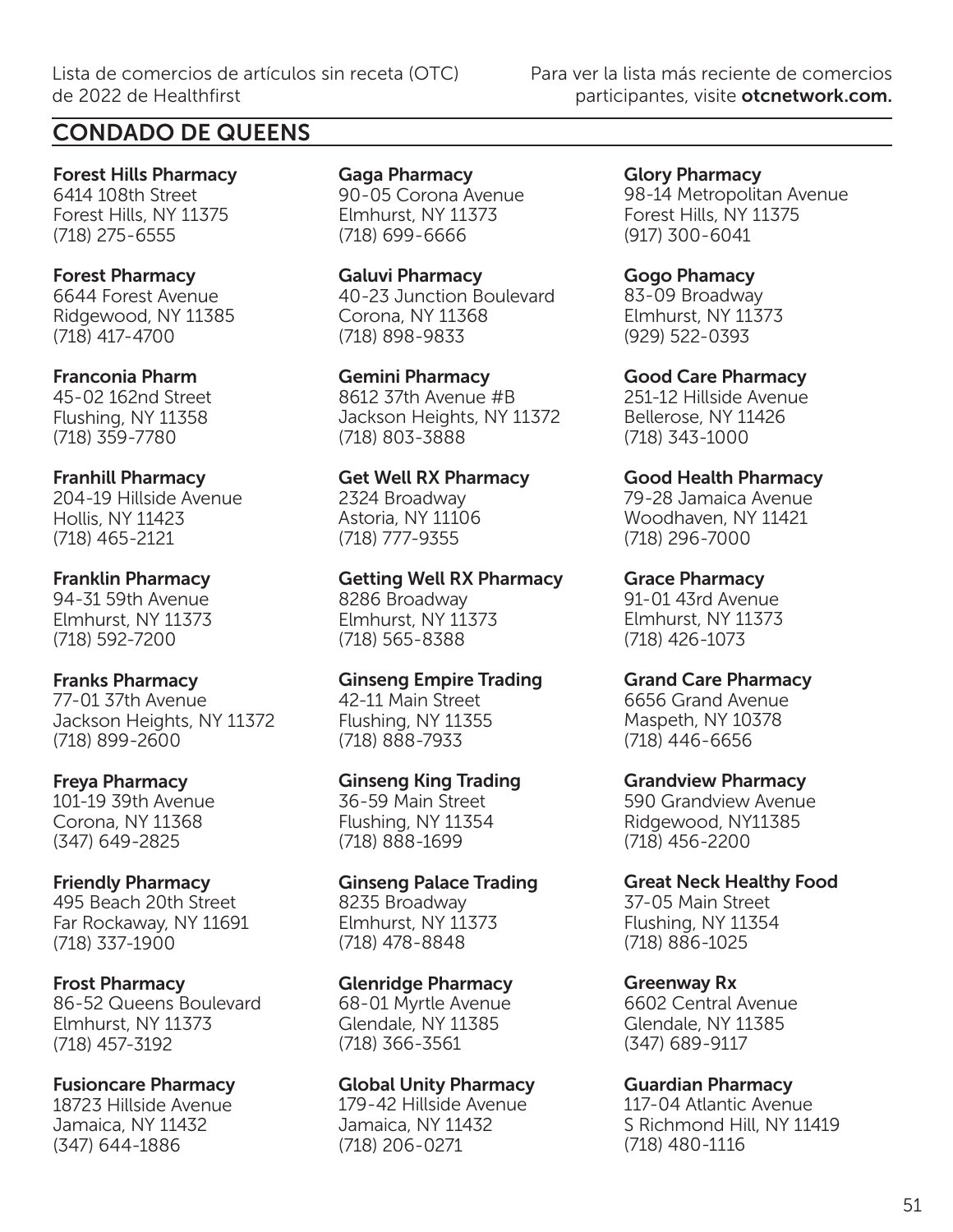## CONDADO DE QUEENS

**Forest Hills Pharmacy**
6414 108th Street
Forest Hills, NY 11375
(718) 275-6555

**Forest Pharmacy**
6644 Forest Avenue
Ridgewood, NY 11385
(718) 417-4700

**Franconia Pharm**
45-02 162nd Street
Flushing, NY 11358
(718) 359-7780

**Franhill Pharmacy**
204-19 Hillside Avenue
Hollis, NY 11423
(718) 465-2121

**Franklin Pharmacy**
94-31 59th Avenue
Elmhurst, NY 11373
(718) 592-7200

**Franks Pharmacy**
77-01 37th Avenue
Jackson Heights, NY 11372
(718) 899-2600

**Freya Pharmacy**
101-19 39th Avenue
Corona, NY 11368
(347) 649-2825

**Friendly Pharmacy**
495 Beach 20th Street
Far Rockaway, NY 11691
(718) 337-1900

**Frost Pharmacy**
86-52 Queens Boulevard
Elmhurst, NY 11373
(718) 457-3192

**Fusioncare Pharmacy**
18723 Hillside Avenue
Jamaica, NY 11432
(347) 644-1886

**Gaga Pharmacy**
90-05 Corona Avenue
Elmhurst, NY 11373
(718) 699-6666

**Galuvi Pharmacy**
40-23 Junction Boulevard
Corona, NY 11368
(718) 898-9833

**Gemini Pharmacy**
8612 37th Avenue #B
Jackson Heights, NY 11372
(718) 803-3888

**Get Well RX Pharmacy**
2324 Broadway
Astoria, NY 11106
(718) 777-9355

**Getting Well RX Pharmacy**
8286 Broadway
Elmhurst, NY 11373
(718) 565-8388

**Ginseng Empire Trading**
42-11 Main Street
Flushing, NY 11355
(718) 888-7933

**Ginseng King Trading**
36-59 Main Street
Flushing, NY 11354
(718) 888-1699

**Ginseng Palace Trading**
8235 Broadway
Elmhurst, NY 11373
(718) 478-8848

**Glenridge Pharmacy**
68-01 Myrtle Avenue
Glendale, NY 11385
(718) 366-3561

**Global Unity Pharmacy**
179-42 Hillside Avenue
Jamaica, NY 11432
(718) 206-0271

**Glory Pharmacy**
98-14 Metropolitan Avenue
Forest Hills, NY 11375
(917) 300-6041

**Gogo Phamacy**
83-09 Broadway
Elmhurst, NY 11373
(929) 522-0393

**Good Care Pharmacy**
251-12 Hillside Avenue
Bellerose, NY 11426
(718) 343-1000

**Good Health Pharmacy**
79-28 Jamaica Avenue
Woodhaven, NY 11421
(718) 296-7000

**Grace Pharmacy**
91-01 43rd Avenue
Elmhurst, NY 11373
(718) 426-1073

**Grand Care Pharmacy**
6656 Grand Avenue
Maspeth, NY 10378
(718) 446-6656

**Grandview Pharmacy**
590 Grandview Avenue
Ridgewood, NY11385
(718) 456-2200

**Great Neck Healthy Food**
37-05 Main Street
Flushing, NY 11354
(718) 886-1025

**Greenway Rx**
6602 Central Avenue
Glendale, NY 11385
(347) 689-9117

**Guardian Pharmacy**
117-04 Atlantic Avenue
S Richmond Hill, NY 11419
(718) 480-1116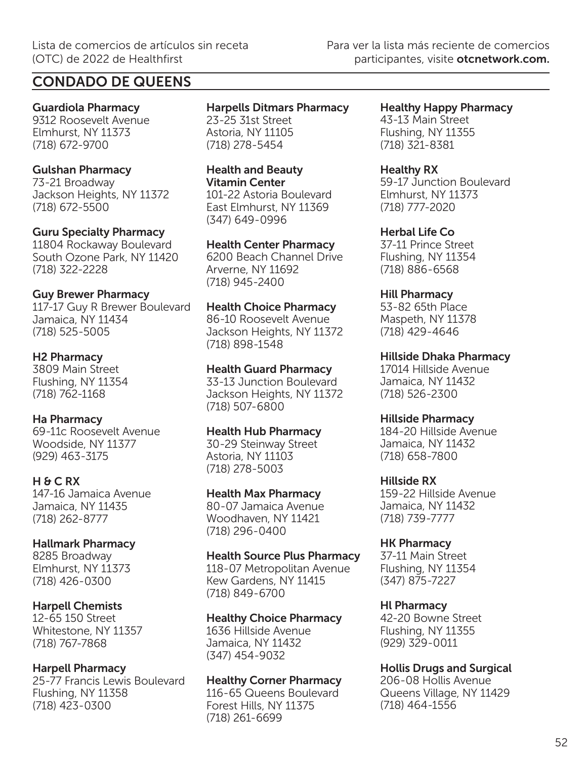## CONDADO DE QUEENS

**Guardiola Pharmacy**
9312 Roosevelt Avenue
Elmhurst, NY 11373
(718) 672-9700

**Gulshan Pharmacy**
73-21 Broadway
Jackson Heights, NY 11372
(718) 672-5500

**Guru Specialty Pharmacy**
11804 Rockaway Boulevard
South Ozone Park, NY 11420
(718) 322-2228

**Guy Brewer Pharmacy**
117-17 Guy R Brewer Boulevard
Jamaica, NY 11434
(718) 525-5005

**H2 Pharmacy**
3809 Main Street
Flushing, NY 11354
(718) 762-1168

**Ha Pharmacy**
69-11c Roosevelt Avenue
Woodside, NY 11377
(929) 463-3175

**H & C RX**
147-16 Jamaica Avenue
Jamaica, NY 11435
(718) 262-8777

**Hallmark Pharmacy**
8285 Broadway
Elmhurst, NY 11373
(718) 426-0300

**Harpell Chemists**
12-65 150 Street
Whitestone, NY 11357
(718) 767-7868

**Harpell Pharmacy**
25-77 Francis Lewis Boulevard
Flushing, NY 11358
(718) 423-0300

**Harpells Ditmars Pharmacy**
23-25 31st Street
Astoria, NY 11105
(718) 278-5454

**Health and Beauty Vitamin Center**
101-22 Astoria Boulevard
East Elmhurst, NY 11369
(347) 649-0996

**Health Center Pharmacy**
6200 Beach Channel Drive
Arverne, NY 11692
(718) 945-2400

**Health Choice Pharmacy**
86-10 Roosevelt Avenue
Jackson Heights, NY 11372
(718) 898-1548

**Health Guard Pharmacy**
33-13 Junction Boulevard
Jackson Heights, NY 11372
(718) 507-6800

**Health Hub Pharmacy**
30-29 Steinway Street
Astoria, NY 11103
(718) 278-5003

**Health Max Pharmacy**
80-07 Jamaica Avenue
Woodhaven, NY 11421
(718) 296-0400

**Health Source Plus Pharmacy**
118-07 Metropolitan Avenue
Kew Gardens, NY 11415
(718) 849-6700

**Healthy Choice Pharmacy**
1636 Hillside Avenue
Jamaica, NY 11432
(347) 454-9032

**Healthy Corner Pharmacy**
116-65 Queens Boulevard
Forest Hills, NY 11375
(718) 261-6699

**Healthy Happy Pharmacy**
43-13 Main Street
Flushing, NY 11355
(718) 321-8381

**Healthy RX**
59-17 Junction Boulevard
Elmhurst, NY 11373
(718) 777-2020

**Herbal Life Co**
37-11 Prince Street
Flushing, NY 11354
(718) 886-6568

**Hill Pharmacy**
53-82 65th Place
Maspeth, NY 11378
(718) 429-4646

**Hillside Dhaka Pharmacy**
17014 Hillside Avenue
Jamaica, NY 11432
(718) 526-2300

**Hillside Pharmacy**
184-20 Hillside Avenue
Jamaica, NY 11432
(718) 658-7800

**Hillside RX**
159-22 Hillside Avenue
Jamaica, NY 11432
(718) 739-7777

**HK Pharmacy**
37-11 Main Street
Flushing, NY 11354
(347) 875-7227

**Hl Pharmacy**
42-20 Bowne Street
Flushing, NY 11355
(929) 329-0011

**Hollis Drugs and Surgical**
206-08 Hollis Avenue
Queens Village, NY 11429
(718) 464-1556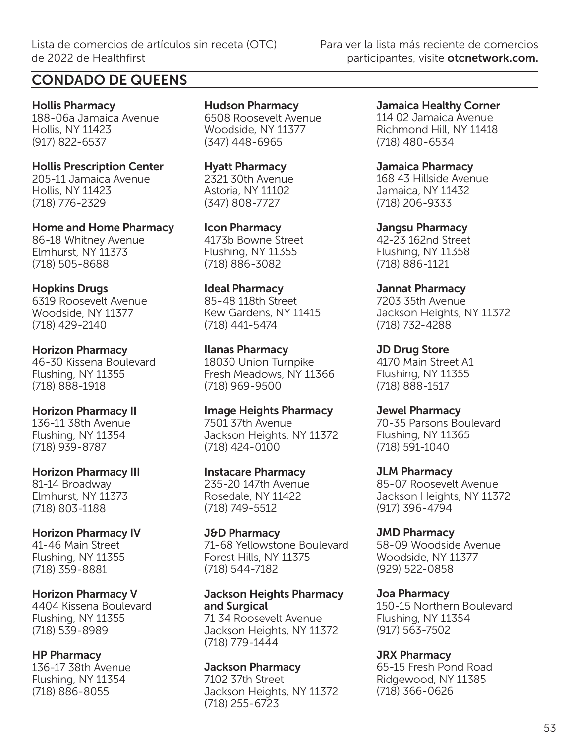## CONDADO DE QUEENS

**Hollis Pharmacy**
188-06a Jamaica Avenue
Hollis, NY 11423
(917) 822-6537

**Hollis Prescription Center**
205-11 Jamaica Avenue
Hollis, NY 11423
(718) 776-2329

**Home and Home Pharmacy**
86-18 Whitney Avenue
Elmhurst, NY 11373
(718) 505-8688

**Hopkins Drugs**
6319 Roosevelt Avenue
Woodside, NY 11377
(718) 429-2140

**Horizon Pharmacy**
46-30 Kissena Boulevard
Flushing, NY 11355
(718) 888-1918

**Horizon Pharmacy II**
136-11 38th Avenue
Flushing, NY 11354
(718) 939-8787

**Horizon Pharmacy III**
81-14 Broadway
Elmhurst, NY 11373
(718) 803-1188

**Horizon Pharmacy IV**
41-46 Main Street
Flushing, NY 11355
(718) 359-8881

**Horizon Pharmacy V**
4404 Kissena Boulevard
Flushing, NY 11355
(718) 539-8989

**HP Pharmacy**
136-17 38th Avenue
Flushing, NY 11354
(718) 886-8055

**Hudson Pharmacy**
6508 Roosevelt Avenue
Woodside, NY 11377
(347) 448-6965

**Hyatt Pharmacy**
2321 30th Avenue
Astoria, NY 11102
(347) 808-7727

**Icon Pharmacy**
4173b Bowne Street
Flushing, NY 11355
(718) 886-3082

**Ideal Pharmacy**
85-48 118th Street
Kew Gardens, NY 11415
(718) 441-5474

**Ilanas Pharmacy**
18030 Union Turnpike
Fresh Meadows, NY 11366
(718) 969-9500

**Image Heights Pharmacy**
7501 37th Avenue
Jackson Heights, NY 11372
(718) 424-0100

**Instacare Pharmacy**
235-20 147th Avenue
Rosedale, NY 11422
(718) 749-5512

**J&D Pharmacy**
71-68 Yellowstone Boulevard
Forest Hills, NY 11375
(718) 544-7182

**Jackson Heights Pharmacy and Surgical**
71 34 Roosevelt Avenue
Jackson Heights, NY 11372
(718) 779-1444

**Jackson Pharmacy**
7102 37th Street
Jackson Heights, NY 11372
(718) 255-6723

**Jamaica Healthy Corner**
114 02 Jamaica Avenue
Richmond Hill, NY 11418
(718) 480-6534

**Jamaica Pharmacy**
168 43 Hillside Avenue
Jamaica, NY 11432
(718) 206-9333

**Jangsu Pharmacy**
42-23 162nd Street
Flushing, NY 11358
(718) 886-1121

**Jannat Pharmacy**
7203 35th Avenue
Jackson Heights, NY 11372
(718) 732-4288

**JD Drug Store**
4170 Main Street A1
Flushing, NY 11355
(718) 888-1517

**Jewel Pharmacy**
70-35 Parsons Boulevard
Flushing, NY 11365
(718) 591-1040

**JLM Pharmacy**
85-07 Roosevelt Avenue
Jackson Heights, NY 11372
(917) 396-4794

**JMD Pharmacy**
58-09 Woodside Avenue
Woodside, NY 11377
(929) 522-0858

**Joa Pharmacy**
150-15 Northern Boulevard
Flushing, NY 11354
(917) 563-7502

**JRX Pharmacy**
65-15 Fresh Pond Road
Ridgewood, NY 11385
(718) 366-0626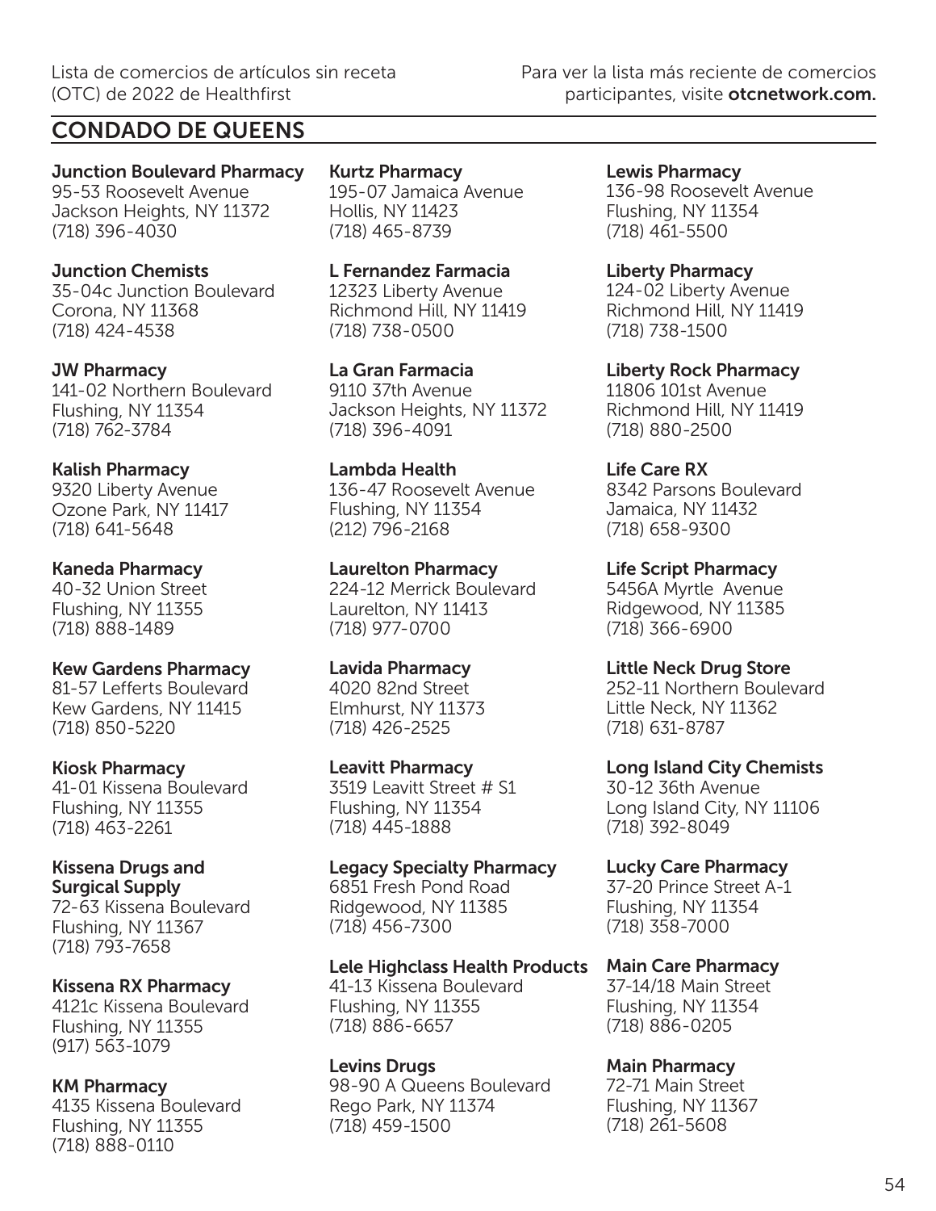## CONDADO DE QUEENS

**Junction Boulevard Pharmacy**
95-53 Roosevelt Avenue
Jackson Heights, NY 11372
(718) 396-4030

**Junction Chemists**
35-04c Junction Boulevard
Corona, NY 11368
(718) 424-4538

**JW Pharmacy**
141-02 Northern Boulevard
Flushing, NY 11354
(718) 762-3784

**Kalish Pharmacy**
9320 Liberty Avenue
Ozone Park, NY 11417
(718) 641-5648

**Kaneda Pharmacy**
40-32 Union Street
Flushing, NY 11355
(718) 888-1489

**Kew Gardens Pharmacy**
81-57 Lefferts Boulevard
Kew Gardens, NY 11415
(718) 850-5220

**Kiosk Pharmacy**
41-01 Kissena Boulevard
Flushing, NY 11355
(718) 463-2261

**Kissena Drugs and Surgical Supply**
72-63 Kissena Boulevard
Flushing, NY 11367
(718) 793-7658

**Kissena RX Pharmacy**
4121c Kissena Boulevard
Flushing, NY 11355
(917) 563-1079

**KM Pharmacy**
4135 Kissena Boulevard
Flushing, NY 11355
(718) 888-0110

**Kurtz Pharmacy**
195-07 Jamaica Avenue
Hollis, NY 11423
(718) 465-8739

**L Fernandez Farmacia**
12323 Liberty Avenue
Richmond Hill, NY 11419
(718) 738-0500

**La Gran Farmacia**
9110 37th Avenue
Jackson Heights, NY 11372
(718) 396-4091

**Lambda Health**
136-47 Roosevelt Avenue
Flushing, NY 11354
(212) 796-2168

**Laurelton Pharmacy**
224-12 Merrick Boulevard
Laurelton, NY 11413
(718) 977-0700

**Lavida Pharmacy**
4020 82nd Street
Elmhurst, NY 11373
(718) 426-2525

**Leavitt Pharmacy**
3519 Leavitt Street # S1
Flushing, NY 11354
(718) 445-1888

**Legacy Specialty Pharmacy**
6851 Fresh Pond Road
Ridgewood, NY 11385
(718) 456-7300

**Lele Highclass Health Products**
41-13 Kissena Boulevard
Flushing, NY 11355
(718) 886-6657

**Levins Drugs**
98-90 A Queens Boulevard
Rego Park, NY 11374
(718) 459-1500

**Lewis Pharmacy**
136-98 Roosevelt Avenue
Flushing, NY 11354
(718) 461-5500

**Liberty Pharmacy**
124-02 Liberty Avenue
Richmond Hill, NY 11419
(718) 738-1500

**Liberty Rock Pharmacy**
11806 101st Avenue
Richmond Hill, NY 11419
(718) 880-2500

**Life Care RX**
8342 Parsons Boulevard
Jamaica, NY 11432
(718) 658-9300

**Life Script Pharmacy**
5456A Myrtle Avenue
Ridgewood, NY 11385
(718) 366-6900

**Little Neck Drug Store**
252-11 Northern Boulevard
Little Neck, NY 11362
(718) 631-8787

**Long Island City Chemists**
30-12 36th Avenue
Long Island City, NY 11106
(718) 392-8049

**Lucky Care Pharmacy**
37-20 Prince Street A-1
Flushing, NY 11354
(718) 358-7000

**Main Care Pharmacy**
37-14/18 Main Street
Flushing, NY 11354
(718) 886-0205

**Main Pharmacy**
72-71 Main Street
Flushing, NY 11367
(718) 261-5608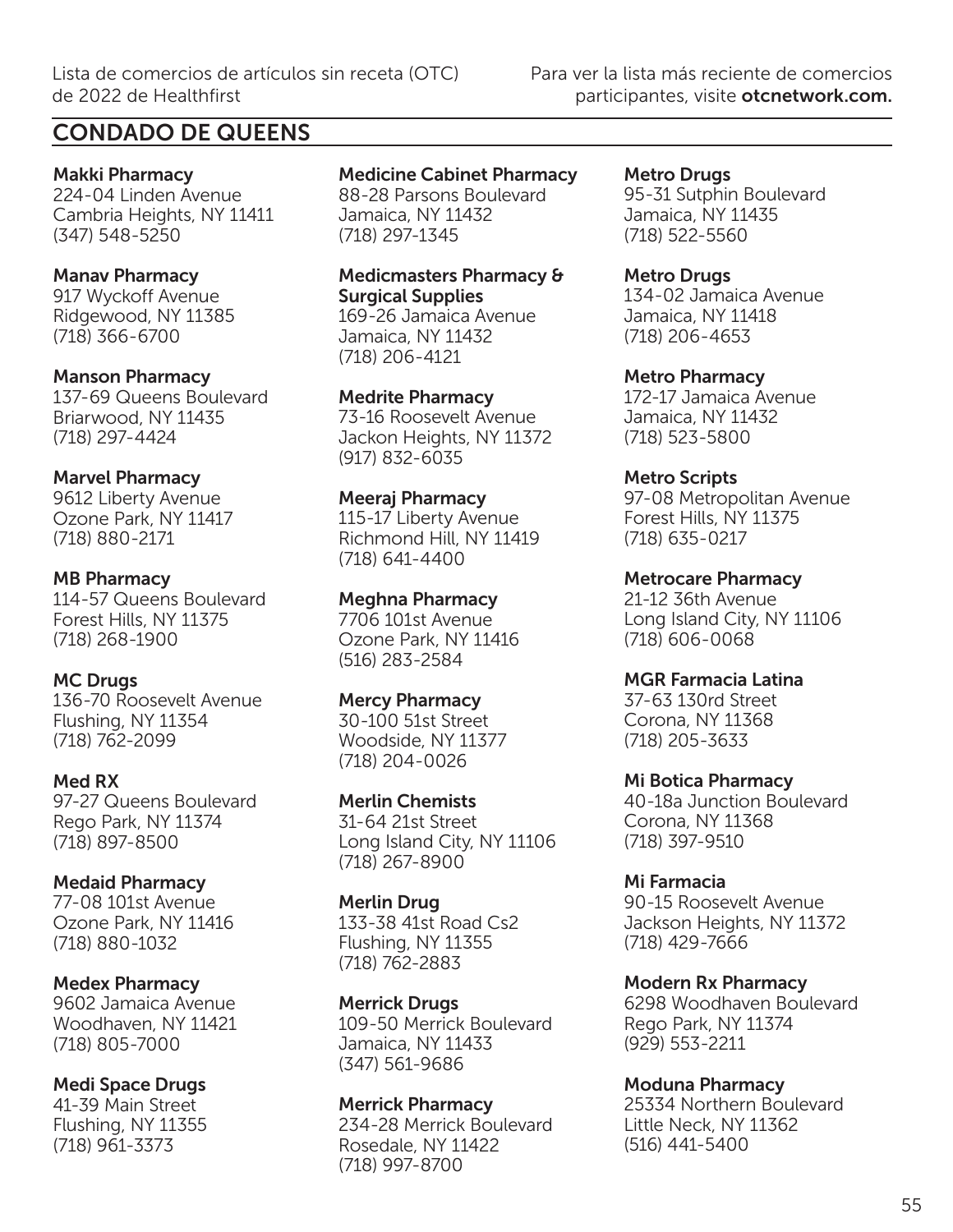## CONDADO DE QUEENS

**Makki Pharmacy**
224-04 Linden Avenue
Cambria Heights, NY 11411
(347) 548-5250

**Manav Pharmacy**
917 Wyckoff Avenue
Ridgewood, NY 11385
(718) 366-6700

**Manson Pharmacy**
137-69 Queens Boulevard
Briarwood, NY 11435
(718) 297-4424

**Marvel Pharmacy**
9612 Liberty Avenue
Ozone Park, NY 11417
(718) 880-2171

**MB Pharmacy**
114-57 Queens Boulevard
Forest Hills, NY 11375
(718) 268-1900

**MC Drugs**
136-70 Roosevelt Avenue
Flushing, NY 11354
(718) 762-2099

**Med RX**
97-27 Queens Boulevard
Rego Park, NY 11374
(718) 897-8500

**Medaid Pharmacy**
77-08 101st Avenue
Ozone Park, NY 11416
(718) 880-1032

**Medex Pharmacy**
9602 Jamaica Avenue
Woodhaven, NY 11421
(718) 805-7000

**Medi Space Drugs**
41-39 Main Street
Flushing, NY 11355
(718) 961-3373

**Medicine Cabinet Pharmacy**
88-28 Parsons Boulevard
Jamaica, NY 11432
(718) 297-1345

**Medicmasters Pharmacy & Surgical Supplies**
169-26 Jamaica Avenue
Jamaica, NY 11432
(718) 206-4121

**Medrite Pharmacy**
73-16 Roosevelt Avenue
Jackon Heights, NY 11372
(917) 832-6035

**Meeraj Pharmacy**
115-17 Liberty Avenue
Richmond Hill, NY 11419
(718) 641-4400

**Meghna Pharmacy**
7706 101st Avenue
Ozone Park, NY 11416
(516) 283-2584

**Mercy Pharmacy**
30-100 51st Street
Woodside, NY 11377
(718) 204-0026

**Merlin Chemists**
31-64 21st Street
Long Island City, NY 11106
(718) 267-8900

**Merlin Drug**
133-38 41st Road Cs2
Flushing, NY 11355
(718) 762-2883

**Merrick Drugs**
109-50 Merrick Boulevard
Jamaica, NY 11433
(347) 561-9686

**Merrick Pharmacy**
234-28 Merrick Boulevard
Rosedale, NY 11422
(718) 997-8700

**Metro Drugs**
95-31 Sutphin Boulevard
Jamaica, NY 11435
(718) 522-5560

**Metro Drugs**
134-02 Jamaica Avenue
Jamaica, NY 11418
(718) 206-4653

**Metro Pharmacy**
172-17 Jamaica Avenue
Jamaica, NY 11432
(718) 523-5800

**Metro Scripts**
97-08 Metropolitan Avenue
Forest Hills, NY 11375
(718) 635-0217

**Metrocare Pharmacy**
21-12 36th Avenue
Long Island City, NY 11106
(718) 606-0068

**MGR Farmacia Latina**
37-63 130rd Street
Corona, NY 11368
(718) 205-3633

**Mi Botica Pharmacy**
40-18a Junction Boulevard
Corona, NY 11368
(718) 397-9510

**Mi Farmacia**
90-15 Roosevelt Avenue
Jackson Heights, NY 11372
(718) 429-7666

**Modern Rx Pharmacy**
6298 Woodhaven Boulevard
Rego Park, NY 11374
(929) 553-2211

**Moduna Pharmacy**
25334 Northern Boulevard
Little Neck, NY 11362
(516) 441-5400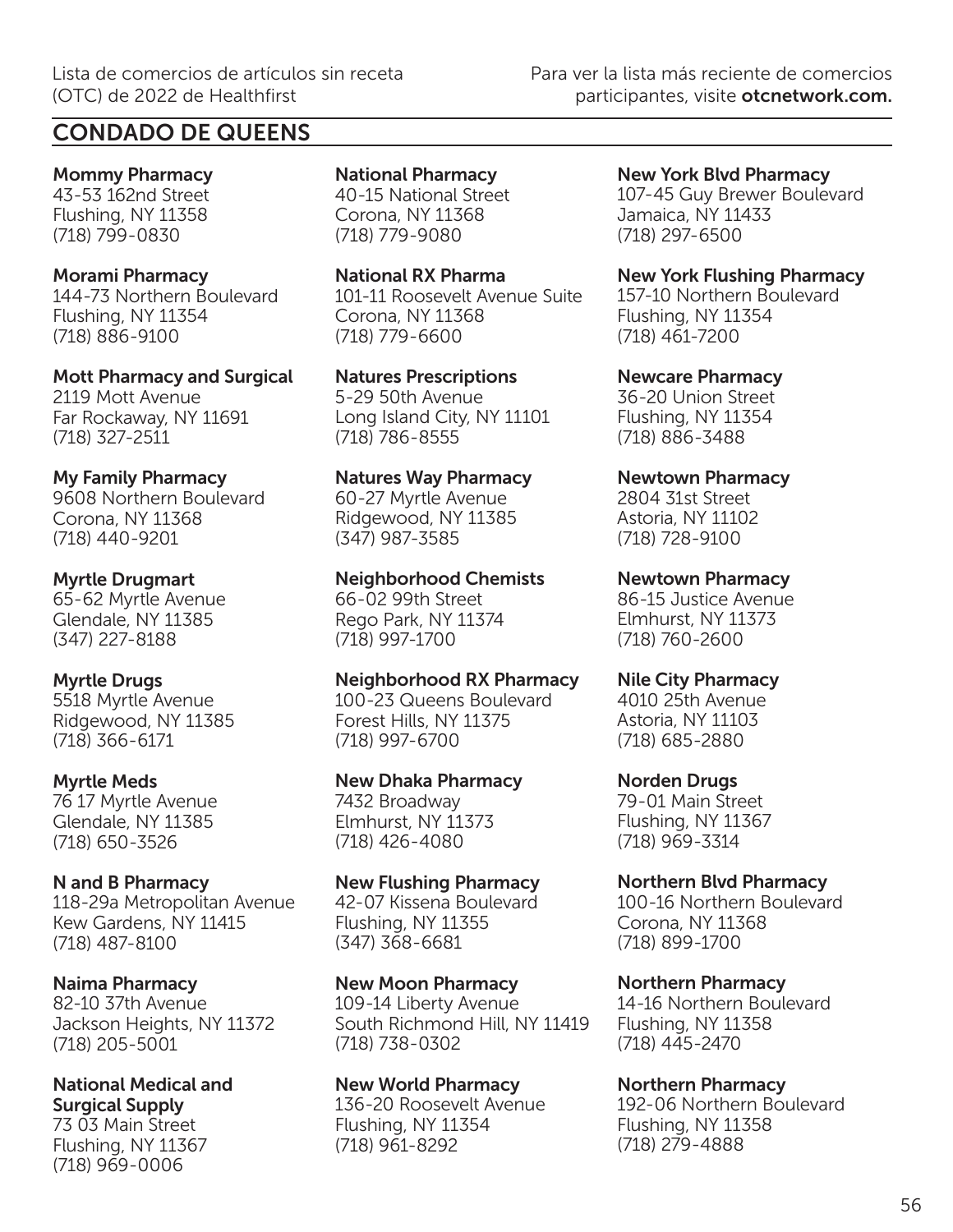Lista de comercios de artículos sin receta (OTC) de 2022 de Healthfirst

Para ver la lista más reciente de comercios participantes, visite **otcnetwork.com.**

## CONDADO DE QUEENS

**Mommy Pharmacy**
43-53 162nd Street
Flushing, NY 11358
(718) 799-0830

**Morami Pharmacy**
144-73 Northern Boulevard
Flushing, NY 11354
(718) 886-9100

**Mott Pharmacy and Surgical**
2119 Mott Avenue
Far Rockaway, NY 11691
(718) 327-2511

**My Family Pharmacy**
9608 Northern Boulevard
Corona, NY 11368
(718) 440-9201

**Myrtle Drugmart**
65-62 Myrtle Avenue
Glendale, NY 11385
(347) 227-8188

**Myrtle Drugs**
5518 Myrtle Avenue
Ridgewood, NY 11385
(718) 366-6171

**Myrtle Meds**
76 17 Myrtle Avenue
Glendale, NY 11385
(718) 650-3526

**N and B Pharmacy**
118-29a Metropolitan Avenue
Kew Gardens, NY 11415
(718) 487-8100

**Naima Pharmacy**
82-10 37th Avenue
Jackson Heights, NY 11372
(718) 205-5001

**National Medical and Surgical Supply**
73 03 Main Street
Flushing, NY 11367
(718) 969-0006

**National Pharmacy**
40-15 National Street
Corona, NY 11368
(718) 779-9080

**National RX Pharma**
101-11 Roosevelt Avenue Suite
Corona, NY 11368
(718) 779-6600

**Natures Prescriptions**
5-29 50th Avenue
Long Island City, NY 11101
(718) 786-8555

**Natures Way Pharmacy**
60-27 Myrtle Avenue
Ridgewood, NY 11385
(347) 987-3585

**Neighborhood Chemists**
66-02 99th Street
Rego Park, NY 11374
(718) 997-1700

**Neighborhood RX Pharmacy**
100-23 Queens Boulevard
Forest Hills, NY 11375
(718) 997-6700

**New Dhaka Pharmacy**
7432 Broadway
Elmhurst, NY 11373
(718) 426-4080

**New Flushing Pharmacy**
42-07 Kissena Boulevard
Flushing, NY 11355
(347) 368-6681

**New Moon Pharmacy**
109-14 Liberty Avenue
South Richmond Hill, NY 11419
(718) 738-0302

**New World Pharmacy**
136-20 Roosevelt Avenue
Flushing, NY 11354
(718) 961-8292

**New York Blvd Pharmacy**
107-45 Guy Brewer Boulevard
Jamaica, NY 11433
(718) 297-6500

**New York Flushing Pharmacy**
157-10 Northern Boulevard
Flushing, NY 11354
(718) 461-7200

**Newcare Pharmacy**
36-20 Union Street
Flushing, NY 11354
(718) 886-3488

**Newtown Pharmacy**
2804 31st Street
Astoria, NY 11102
(718) 728-9100

**Newtown Pharmacy**
86-15 Justice Avenue
Elmhurst, NY 11373
(718) 760-2600

**Nile City Pharmacy**
4010 25th Avenue
Astoria, NY 11103
(718) 685-2880

**Norden Drugs**
79-01 Main Street
Flushing, NY 11367
(718) 969-3314

**Northern Blvd Pharmacy**
100-16 Northern Boulevard
Corona, NY 11368
(718) 899-1700

**Northern Pharmacy**
14-16 Northern Boulevard
Flushing, NY 11358
(718) 445-2470

**Northern Pharmacy**
192-06 Northern Boulevard
Flushing, NY 11358
(718) 279-4888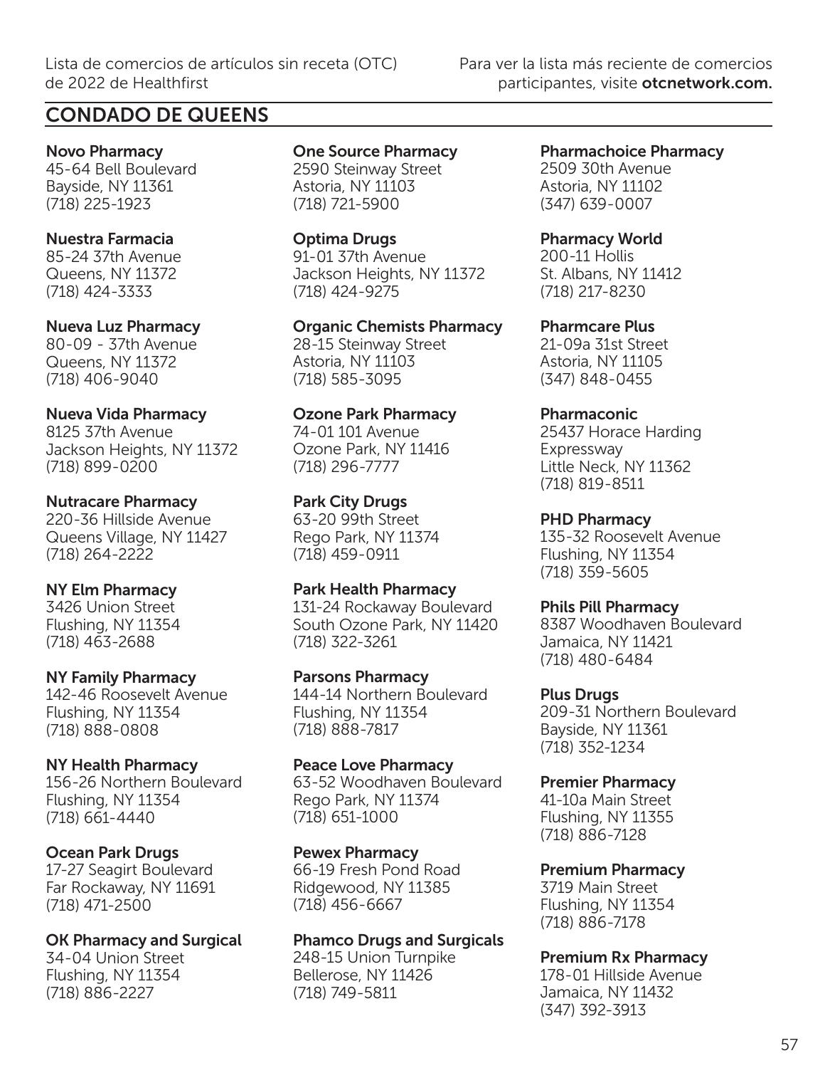## CONDADO DE QUEENS

**Novo Pharmacy**
45-64 Bell Boulevard
Bayside, NY 11361
(718) 225-1923

**Nuestra Farmacia**
85-24 37th Avenue
Queens, NY 11372
(718) 424-3333

**Nueva Luz Pharmacy**
80-09 - 37th Avenue
Queens, NY 11372
(718) 406-9040

**Nueva Vida Pharmacy**
8125 37th Avenue
Jackson Heights, NY 11372
(718) 899-0200

**Nutracare Pharmacy**
220-36 Hillside Avenue
Queens Village, NY 11427
(718) 264-2222

**NY Elm Pharmacy**
3426 Union Street
Flushing, NY 11354
(718) 463-2688

**NY Family Pharmacy**
142-46 Roosevelt Avenue
Flushing, NY 11354
(718) 888-0808

**NY Health Pharmacy**
156-26 Northern Boulevard
Flushing, NY 11354
(718) 661-4440

**Ocean Park Drugs**
17-27 Seagirt Boulevard
Far Rockaway, NY 11691
(718) 471-2500

**OK Pharmacy and Surgical**
34-04 Union Street
Flushing, NY 11354
(718) 886-2227

**One Source Pharmacy**
2590 Steinway Street
Astoria, NY 11103
(718) 721-5900

**Optima Drugs**
91-01 37th Avenue
Jackson Heights, NY 11372
(718) 424-9275

**Organic Chemists Pharmacy**
28-15 Steinway Street
Astoria, NY 11103
(718) 585-3095

**Ozone Park Pharmacy**
74-01 101 Avenue
Ozone Park, NY 11416
(718) 296-7777

**Park City Drugs**
63-20 99th Street
Rego Park, NY 11374
(718) 459-0911

**Park Health Pharmacy**
131-24 Rockaway Boulevard
South Ozone Park, NY 11420
(718) 322-3261

**Parsons Pharmacy**
144-14 Northern Boulevard
Flushing, NY 11354
(718) 888-7817

**Peace Love Pharmacy**
63-52 Woodhaven Boulevard
Rego Park, NY 11374
(718) 651-1000

**Pewex Pharmacy**
66-19 Fresh Pond Road
Ridgewood, NY 11385
(718) 456-6667

**Phamco Drugs and Surgicals**
248-15 Union Turnpike
Bellerose, NY 11426
(718) 749-5811

**Pharmachoice Pharmacy**
2509 30th Avenue
Astoria, NY 11102
(347) 639-0007

**Pharmacy World**
200-11 Hollis
St. Albans, NY 11412
(718) 217-8230

**Pharmcare Plus**
21-09a 31st Street
Astoria, NY 11105
(347) 848-0455

**Pharmaconic**
25437 Horace Harding Expressway
Little Neck, NY 11362
(718) 819-8511

**PHD Pharmacy**
135-32 Roosevelt Avenue
Flushing, NY 11354
(718) 359-5605

**Phils Pill Pharmacy**
8387 Woodhaven Boulevard
Jamaica, NY 11421
(718) 480-6484

**Plus Drugs**
209-31 Northern Boulevard
Bayside, NY 11361
(718) 352-1234

**Premier Pharmacy**
41-10a Main Street
Flushing, NY 11355
(718) 886-7128

**Premium Pharmacy**
3719 Main Street
Flushing, NY 11354
(718) 886-7178

**Premium Rx Pharmacy**
178-01 Hillside Avenue
Jamaica, NY 11432
(347) 392-3913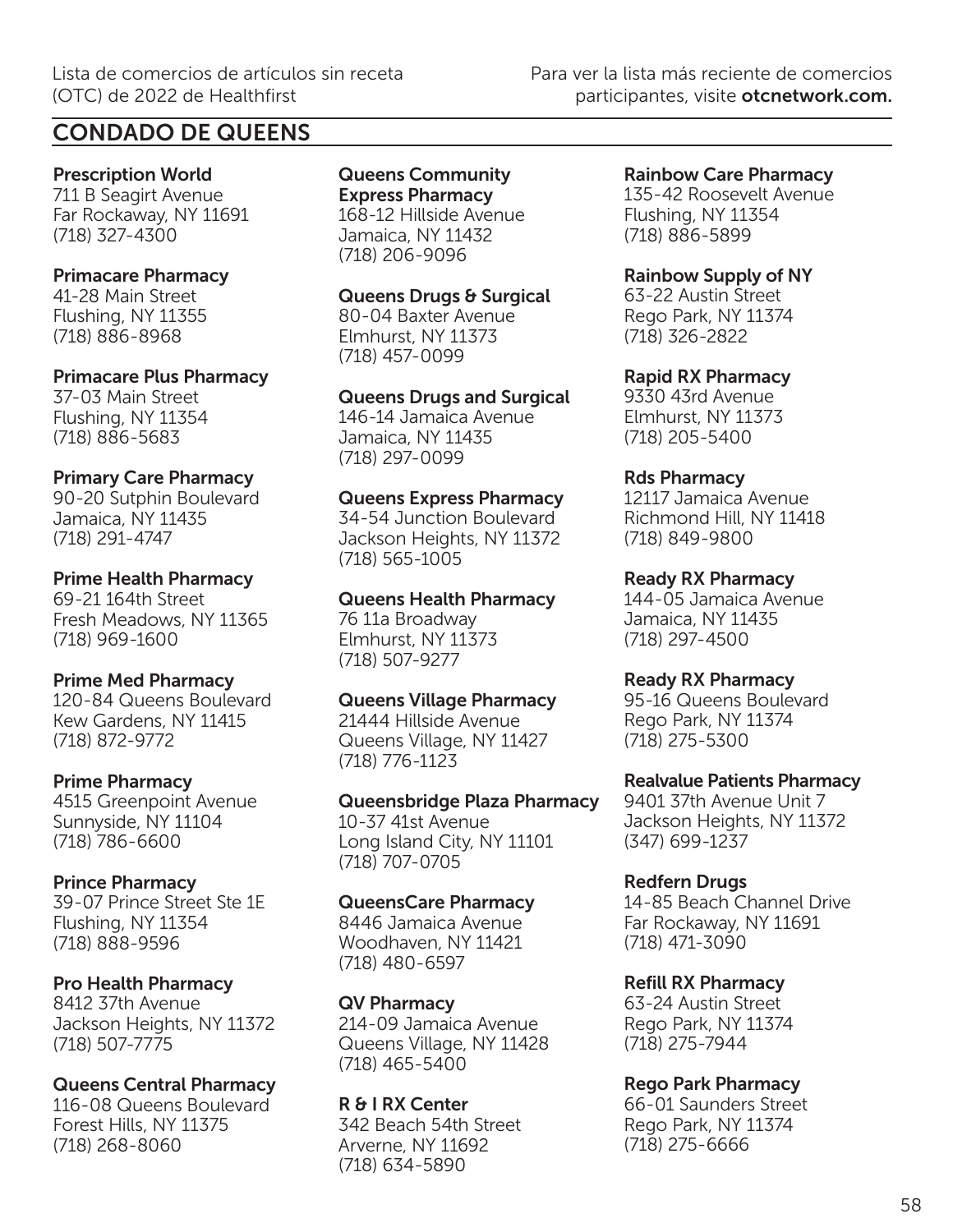## CONDADO DE QUEENS

**Prescription World**
711 B Seagirt Avenue
Far Rockaway, NY 11691
(718) 327-4300

**Primacare Pharmacy**
41-28 Main Street
Flushing, NY 11355
(718) 886-8968

**Primacare Plus Pharmacy**
37-03 Main Street
Flushing, NY 11354
(718) 886-5683

**Primary Care Pharmacy**
90-20 Sutphin Boulevard
Jamaica, NY 11435
(718) 291-4747

**Prime Health Pharmacy**
69-21 164th Street
Fresh Meadows, NY 11365
(718) 969-1600

**Prime Med Pharmacy**
120-84 Queens Boulevard
Kew Gardens, NY 11415
(718) 872-9772

**Prime Pharmacy**
4515 Greenpoint Avenue
Sunnyside, NY 11104
(718) 786-6600

**Prince Pharmacy**
39-07 Prince Street Ste 1E
Flushing, NY 11354
(718) 888-9596

**Pro Health Pharmacy**
8412 37th Avenue
Jackson Heights, NY 11372
(718) 507-7775

**Queens Central Pharmacy**
116-08 Queens Boulevard
Forest Hills, NY 11375
(718) 268-8060

**Queens Community Express Pharmacy**
168-12 Hillside Avenue
Jamaica, NY 11432
(718) 206-9096

**Queens Drugs & Surgical**
80-04 Baxter Avenue
Elmhurst, NY 11373
(718) 457-0099

**Queens Drugs and Surgical**
146-14 Jamaica Avenue
Jamaica, NY 11435
(718) 297-0099

**Queens Express Pharmacy**
34-54 Junction Boulevard
Jackson Heights, NY 11372
(718) 565-1005

**Queens Health Pharmacy**
76 11a Broadway
Elmhurst, NY 11373
(718) 507-9277

**Queens Village Pharmacy**
21444 Hillside Avenue
Queens Village, NY 11427
(718) 776-1123

**Queensbridge Plaza Pharmacy**
10-37 41st Avenue
Long Island City, NY 11101
(718) 707-0705

**QueensCare Pharmacy**
8446 Jamaica Avenue
Woodhaven, NY 11421
(718) 480-6597

**QV Pharmacy**
214-09 Jamaica Avenue
Queens Village, NY 11428
(718) 465-5400

**R & I RX Center**
342 Beach 54th Street
Arverne, NY 11692
(718) 634-5890

**Rainbow Care Pharmacy**
135-42 Roosevelt Avenue
Flushing, NY 11354
(718) 886-5899

**Rainbow Supply of NY**
63-22 Austin Street
Rego Park, NY 11374
(718) 326-2822

**Rapid RX Pharmacy**
9330 43rd Avenue
Elmhurst, NY 11373
(718) 205-5400

**Rds Pharmacy**
12117 Jamaica Avenue
Richmond Hill, NY 11418
(718) 849-9800

**Ready RX Pharmacy**
144-05 Jamaica Avenue
Jamaica, NY 11435
(718) 297-4500

**Ready RX Pharmacy**
95-16 Queens Boulevard
Rego Park, NY 11374
(718) 275-5300

**Realvalue Patients Pharmacy**
9401 37th Avenue Unit 7
Jackson Heights, NY 11372
(347) 699-1237

**Redfern Drugs**
14-85 Beach Channel Drive
Far Rockaway, NY 11691
(718) 471-3090

**Refill RX Pharmacy**
63-24 Austin Street
Rego Park, NY 11374
(718) 275-7944

**Rego Park Pharmacy**
66-01 Saunders Street
Rego Park, NY 11374
(718) 275-6666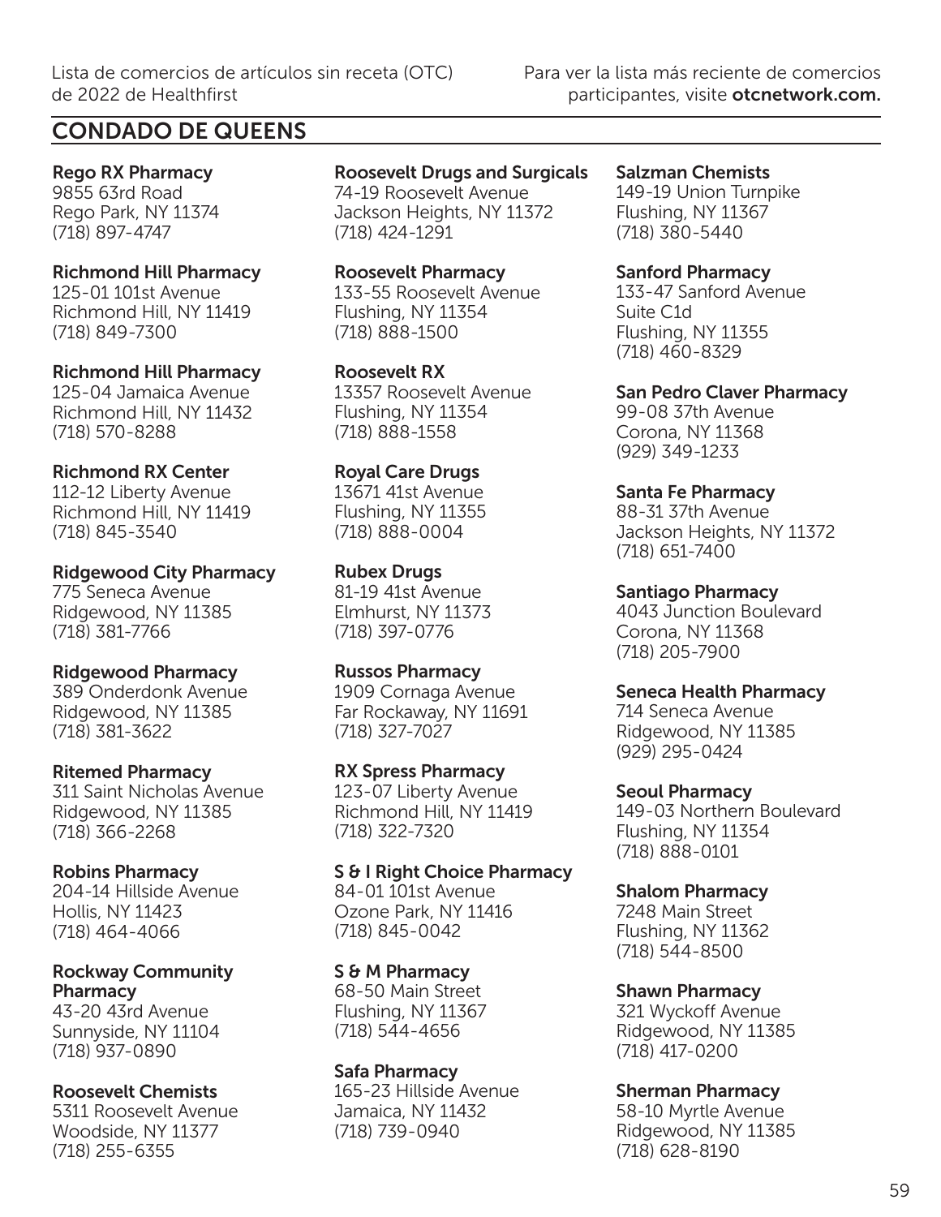## CONDADO DE QUEENS

**Rego RX Pharmacy**
9855 63rd Road
Rego Park, NY 11374
(718) 897-4747

**Richmond Hill Pharmacy**
125-01 101st Avenue
Richmond Hill, NY 11419
(718) 849-7300

**Richmond Hill Pharmacy**
125-04 Jamaica Avenue
Richmond Hill, NY 11432
(718) 570-8288

**Richmond RX Center**
112-12 Liberty Avenue
Richmond Hill, NY 11419
(718) 845-3540

**Ridgewood City Pharmacy**
775 Seneca Avenue
Ridgewood, NY 11385
(718) 381-7766

**Ridgewood Pharmacy**
389 Onderdonk Avenue
Ridgewood, NY 11385
(718) 381-3622

**Ritemed Pharmacy**
311 Saint Nicholas Avenue
Ridgewood, NY 11385
(718) 366-2268

**Robins Pharmacy**
204-14 Hillside Avenue
Hollis, NY 11423
(718) 464-4066

**Rockway Community Pharmacy**
43-20 43rd Avenue
Sunnyside, NY 11104
(718) 937-0890

**Roosevelt Chemists**
5311 Roosevelt Avenue
Woodside, NY 11377
(718) 255-6355

**Roosevelt Drugs and Surgicals**
74-19 Roosevelt Avenue
Jackson Heights, NY 11372
(718) 424-1291

**Roosevelt Pharmacy**
133-55 Roosevelt Avenue
Flushing, NY 11354
(718) 888-1500

**Roosevelt RX**
13357 Roosevelt Avenue
Flushing, NY 11354
(718) 888-1558

**Royal Care Drugs**
13671 41st Avenue
Flushing, NY 11355
(718) 888-0004

**Rubex Drugs**
81-19 41st Avenue
Elmhurst, NY 11373
(718) 397-0776

**Russos Pharmacy**
1909 Cornaga Avenue
Far Rockaway, NY 11691
(718) 327-7027

**RX Spress Pharmacy**
123-07 Liberty Avenue
Richmond Hill, NY 11419
(718) 322-7320

**S & I Right Choice Pharmacy**
84-01 101st Avenue
Ozone Park, NY 11416
(718) 845-0042

**S & M Pharmacy**
68-50 Main Street
Flushing, NY 11367
(718) 544-4656

**Safa Pharmacy**
165-23 Hillside Avenue
Jamaica, NY 11432
(718) 739-0940

**Salzman Chemists**
149-19 Union Turnpike
Flushing, NY 11367
(718) 380-5440

**Sanford Pharmacy**
133-47 Sanford Avenue
Suite C1d
Flushing, NY 11355
(718) 460-8329

**San Pedro Claver Pharmacy**
99-08 37th Avenue
Corona, NY 11368
(929) 349-1233

**Santa Fe Pharmacy**
88-31 37th Avenue
Jackson Heights, NY 11372
(718) 651-7400

**Santiago Pharmacy**
4043 Junction Boulevard
Corona, NY 11368
(718) 205-7900

**Seneca Health Pharmacy**
714 Seneca Avenue
Ridgewood, NY 11385
(929) 295-0424

**Seoul Pharmacy**
149-03 Northern Boulevard
Flushing, NY 11354
(718) 888-0101

**Shalom Pharmacy**
7248 Main Street
Flushing, NY 11362
(718) 544-8500

**Shawn Pharmacy**
321 Wyckoff Avenue
Ridgewood, NY 11385
(718) 417-0200

**Sherman Pharmacy**
58-10 Myrtle Avenue
Ridgewood, NY 11385
(718) 628-8190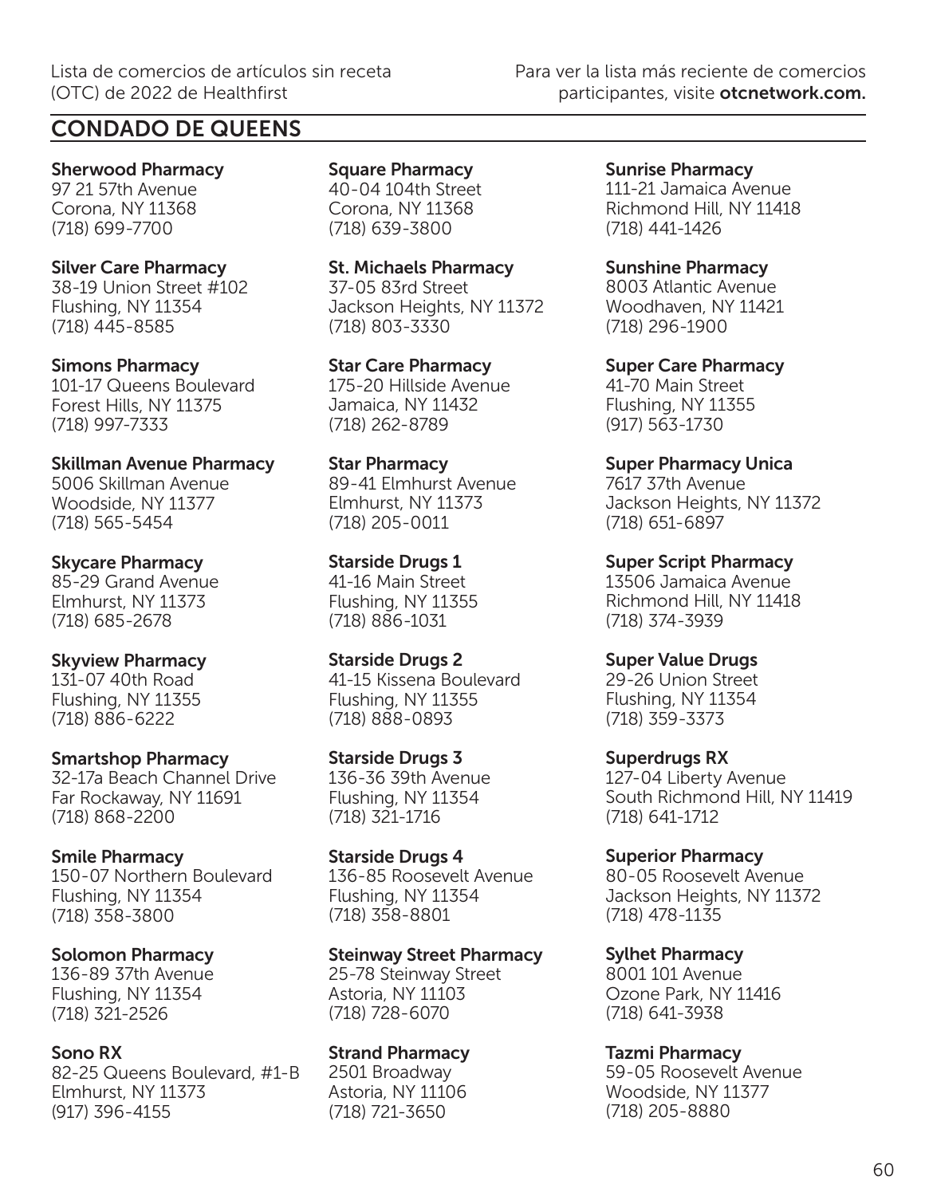## CONDADO DE QUEENS

**Sherwood Pharmacy**
97 21 57th Avenue
Corona, NY 11368
(718) 699-7700

**Silver Care Pharmacy**
38-19 Union Street #102
Flushing, NY 11354
(718) 445-8585

**Simons Pharmacy**
101-17 Queens Boulevard
Forest Hills, NY 11375
(718) 997-7333

**Skillman Avenue Pharmacy**
5006 Skillman Avenue
Woodside, NY 11377
(718) 565-5454

**Skycare Pharmacy**
85-29 Grand Avenue
Elmhurst, NY 11373
(718) 685-2678

**Skyview Pharmacy**
131-07 40th Road
Flushing, NY 11355
(718) 886-6222

**Smartshop Pharmacy**
32-17a Beach Channel Drive
Far Rockaway, NY 11691
(718) 868-2200

**Smile Pharmacy**
150-07 Northern Boulevard
Flushing, NY 11354
(718) 358-3800

**Solomon Pharmacy**
136-89 37th Avenue
Flushing, NY 11354
(718) 321-2526

**Sono RX**
82-25 Queens Boulevard, #1-B
Elmhurst, NY 11373
(917) 396-4155

**Square Pharmacy**
40-04 104th Street
Corona, NY 11368
(718) 639-3800

**St. Michaels Pharmacy**
37-05 83rd Street
Jackson Heights, NY 11372
(718) 803-3330

**Star Care Pharmacy**
175-20 Hillside Avenue
Jamaica, NY 11432
(718) 262-8789

**Star Pharmacy**
89-41 Elmhurst Avenue
Elmhurst, NY 11373
(718) 205-0011

**Starside Drugs 1**
41-16 Main Street
Flushing, NY 11355
(718) 886-1031

**Starside Drugs 2**
41-15 Kissena Boulevard
Flushing, NY 11355
(718) 888-0893

**Starside Drugs 3**
136-36 39th Avenue
Flushing, NY 11354
(718) 321-1716

**Starside Drugs 4**
136-85 Roosevelt Avenue
Flushing, NY 11354
(718) 358-8801

**Steinway Street Pharmacy**
25-78 Steinway Street
Astoria, NY 11103
(718) 728-6070

**Strand Pharmacy**
2501 Broadway
Astoria, NY 11106
(718) 721-3650

**Sunrise Pharmacy**
111-21 Jamaica Avenue
Richmond Hill, NY 11418
(718) 441-1426

**Sunshine Pharmacy**
8003 Atlantic Avenue
Woodhaven, NY 11421
(718) 296-1900

**Super Care Pharmacy**
41-70 Main Street
Flushing, NY 11355
(917) 563-1730

**Super Pharmacy Unica**
7617 37th Avenue
Jackson Heights, NY 11372
(718) 651-6897

**Super Script Pharmacy**
13506 Jamaica Avenue
Richmond Hill, NY 11418
(718) 374-3939

**Super Value Drugs**
29-26 Union Street
Flushing, NY 11354
(718) 359-3373

**Superdrugs RX**
127-04 Liberty Avenue
South Richmond Hill, NY 11419
(718) 641-1712

**Superior Pharmacy**
80-05 Roosevelt Avenue
Jackson Heights, NY 11372
(718) 478-1135

**Sylhet Pharmacy**
8001 101 Avenue
Ozone Park, NY 11416
(718) 641-3938

**Tazmi Pharmacy**
59-05 Roosevelt Avenue
Woodside, NY 11377
(718) 205-8880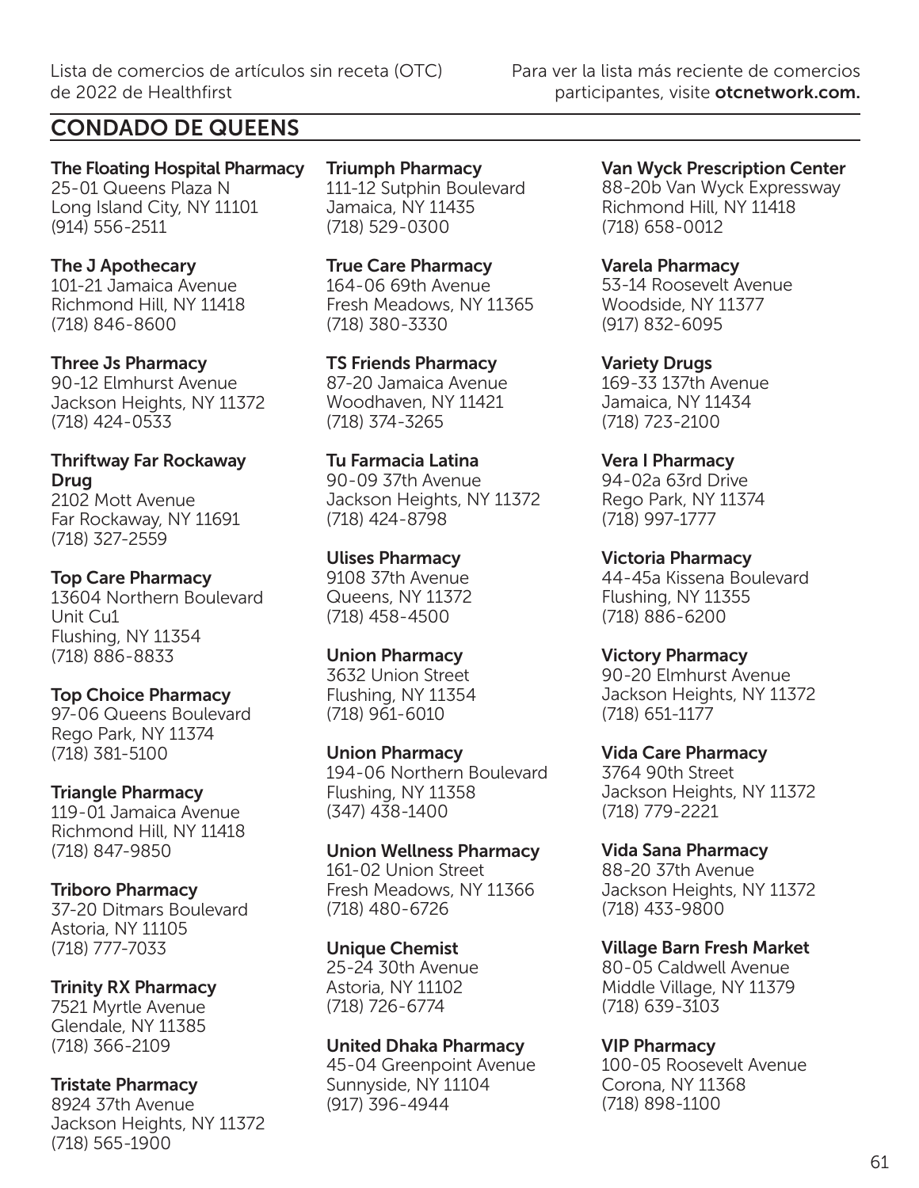## CONDADO DE QUEENS

**The Floating Hospital Pharmacy**
25-01 Queens Plaza N
Long Island City, NY 11101
(914) 556-2511

**The J Apothecary**
101-21 Jamaica Avenue
Richmond Hill, NY 11418
(718) 846-8600

**Three Js Pharmacy**
90-12 Elmhurst Avenue
Jackson Heights, NY 11372
(718) 424-0533

**Thriftway Far Rockaway Drug**
2102 Mott Avenue
Far Rockaway, NY 11691
(718) 327-2559

**Top Care Pharmacy**
13604 Northern Boulevard
Unit Cu1
Flushing, NY 11354
(718) 886-8833

**Top Choice Pharmacy**
97-06 Queens Boulevard
Rego Park, NY 11374
(718) 381-5100

**Triangle Pharmacy**
119-01 Jamaica Avenue
Richmond Hill, NY 11418
(718) 847-9850

**Triboro Pharmacy**
37-20 Ditmars Boulevard
Astoria, NY 11105
(718) 777-7033

**Trinity RX Pharmacy**
7521 Myrtle Avenue
Glendale, NY 11385
(718) 366-2109

**Tristate Pharmacy**
8924 37th Avenue
Jackson Heights, NY 11372
(718) 565-1900

**Triumph Pharmacy**
111-12 Sutphin Boulevard
Jamaica, NY 11435
(718) 529-0300

**True Care Pharmacy**
164-06 69th Avenue
Fresh Meadows, NY 11365
(718) 380-3330

**TS Friends Pharmacy**
87-20 Jamaica Avenue
Woodhaven, NY 11421
(718) 374-3265

**Tu Farmacia Latina**
90-09 37th Avenue
Jackson Heights, NY 11372
(718) 424-8798

**Ulises Pharmacy**
9108 37th Avenue
Queens, NY 11372
(718) 458-4500

**Union Pharmacy**
3632 Union Street
Flushing, NY 11354
(718) 961-6010

**Union Pharmacy**
194-06 Northern Boulevard
Flushing, NY 11358
(347) 438-1400

**Union Wellness Pharmacy**
161-02 Union Street
Fresh Meadows, NY 11366
(718) 480-6726

**Unique Chemist**
25-24 30th Avenue
Astoria, NY 11102
(718) 726-6774

**United Dhaka Pharmacy**
45-04 Greenpoint Avenue
Sunnyside, NY 11104
(917) 396-4944

**Van Wyck Prescription Center**
88-20b Van Wyck Expressway
Richmond Hill, NY 11418
(718) 658-0012

**Varela Pharmacy**
53-14 Roosevelt Avenue
Woodside, NY 11377
(917) 832-6095

**Variety Drugs**
169-33 137th Avenue
Jamaica, NY 11434
(718) 723-2100

**Vera I Pharmacy**
94-02a 63rd Drive
Rego Park, NY 11374
(718) 997-1777

**Victoria Pharmacy**
44-45a Kissena Boulevard
Flushing, NY 11355
(718) 886-6200

**Victory Pharmacy**
90-20 Elmhurst Avenue
Jackson Heights, NY 11372
(718) 651-1177

**Vida Care Pharmacy**
3764 90th Street
Jackson Heights, NY 11372
(718) 779-2221

**Vida Sana Pharmacy**
88-20 37th Avenue
Jackson Heights, NY 11372
(718) 433-9800

**Village Barn Fresh Market**
80-05 Caldwell Avenue
Middle Village, NY 11379
(718) 639-3103

**VIP Pharmacy**
100-05 Roosevelt Avenue
Corona, NY 11368
(718) 898-1100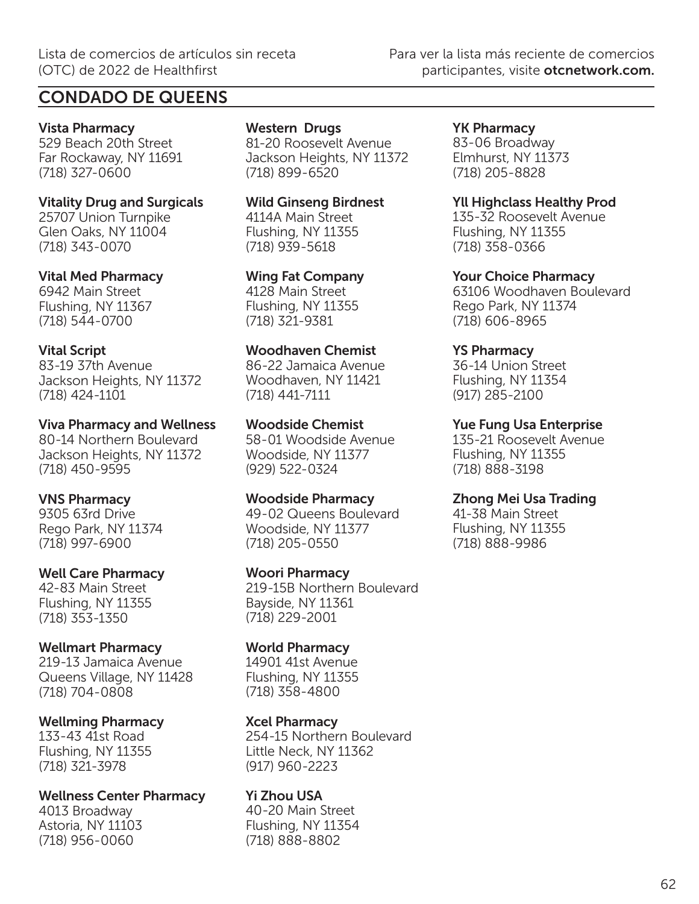## CONDADO DE QUEENS

**Vista Pharmacy**
529 Beach 20th Street
Far Rockaway, NY 11691
(718) 327-0600

**Vitality Drug and Surgicals**
25707 Union Turnpike
Glen Oaks, NY 11004
(718) 343-0070

**Vital Med Pharmacy**
6942 Main Street
Flushing, NY 11367
(718) 544-0700

**Vital Script**
83-19 37th Avenue
Jackson Heights, NY 11372
(718) 424-1101

**Viva Pharmacy and Wellness**
80-14 Northern Boulevard
Jackson Heights, NY 11372
(718) 450-9595

**VNS Pharmacy**
9305 63rd Drive
Rego Park, NY 11374
(718) 997-6900

**Well Care Pharmacy**
42-83 Main Street
Flushing, NY 11355
(718) 353-1350

**Wellmart Pharmacy**
219-13 Jamaica Avenue
Queens Village, NY 11428
(718) 704-0808

**Wellming Pharmacy**
133-43 41st Road
Flushing, NY 11355
(718) 321-3978

**Wellness Center Pharmacy**
4013 Broadway
Astoria, NY 11103
(718) 956-0060

**Western Drugs**
81-20 Roosevelt Avenue
Jackson Heights, NY 11372
(718) 899-6520

**Wild Ginseng Birdnest**
4114A Main Street
Flushing, NY 11355
(718) 939-5618

**Wing Fat Company**
4128 Main Street
Flushing, NY 11355
(718) 321-9381

**Woodhaven Chemist**
86-22 Jamaica Avenue
Woodhaven, NY 11421
(718) 441-7111

**Woodside Chemist**
58-01 Woodside Avenue
Woodside, NY 11377
(929) 522-0324

**Woodside Pharmacy**
49-02 Queens Boulevard
Woodside, NY 11377
(718) 205-0550

**Woori Pharmacy**
219-15B Northern Boulevard
Bayside, NY 11361
(718) 229-2001

**World Pharmacy**
14901 41st Avenue
Flushing, NY 11355
(718) 358-4800

**Xcel Pharmacy**
254-15 Northern Boulevard
Little Neck, NY 11362
(917) 960-2223

**Yi Zhou USA**
40-20 Main Street
Flushing, NY 11354
(718) 888-8802

**YK Pharmacy**
83-06 Broadway
Elmhurst, NY 11373
(718) 205-8828

**Yll Highclass Healthy Prod**
135-32 Roosevelt Avenue
Flushing, NY 11355
(718) 358-0366

**Your Choice Pharmacy**
63106 Woodhaven Boulevard
Rego Park, NY 11374
(718) 606-8965

**YS Pharmacy**
36-14 Union Street
Flushing, NY 11354
(917) 285-2100

**Yue Fung Usa Enterprise**
135-21 Roosevelt Avenue
Flushing, NY 11355
(718) 888-3198

**Zhong Mei Usa Trading**
41-38 Main Street
Flushing, NY 11355
(718) 888-9986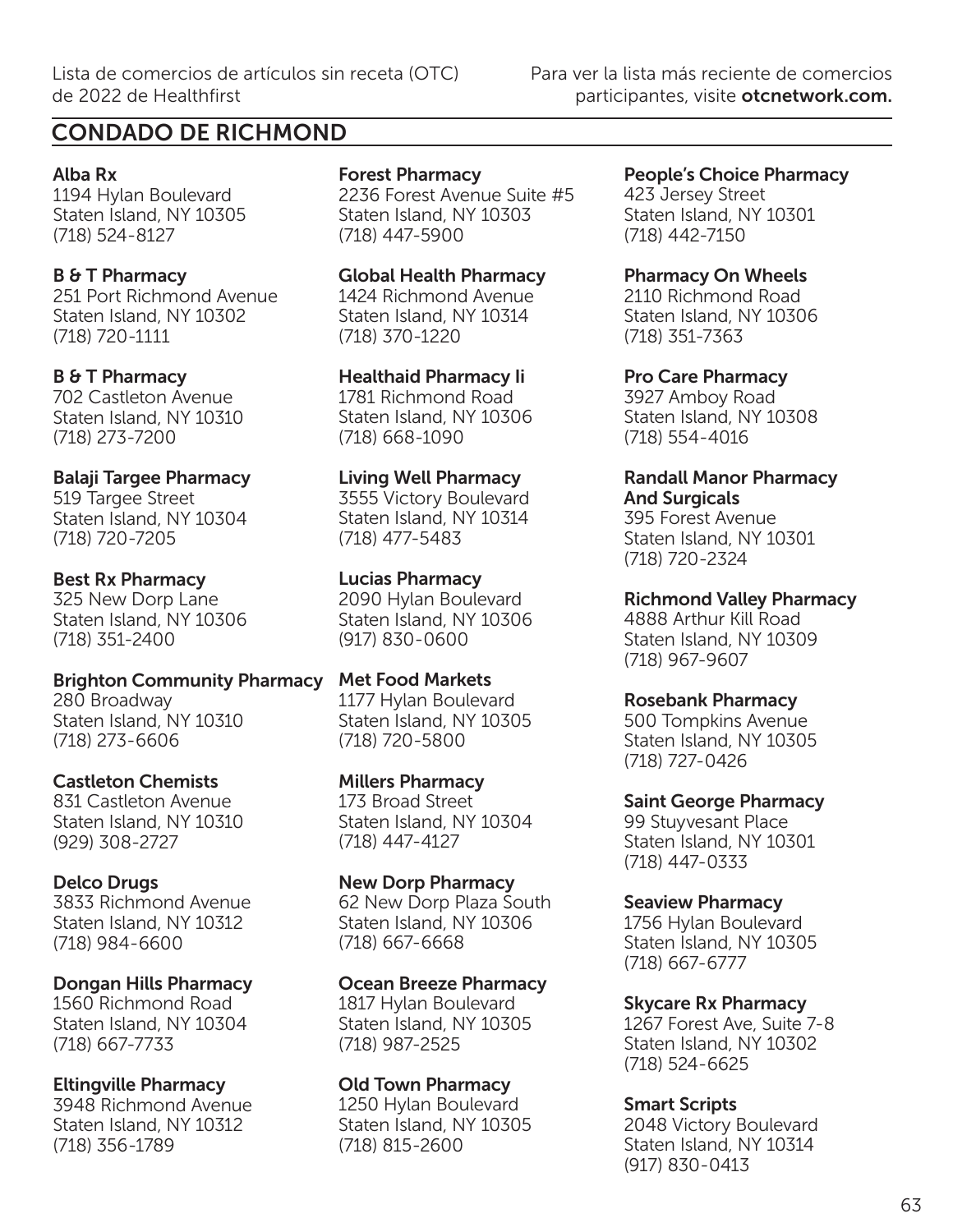## CONDADO DE RICHMOND

**Alba Rx**
1194 Hylan Boulevard
Staten Island, NY 10305
(718) 524-8127

**B & T Pharmacy**
251 Port Richmond Avenue
Staten Island, NY 10302
(718) 720-1111

**B & T Pharmacy**
702 Castleton Avenue
Staten Island, NY 10310
(718) 273-7200

**Balaji Targee Pharmacy**
519 Targee Street
Staten Island, NY 10304
(718) 720-7205

**Best Rx Pharmacy**
325 New Dorp Lane
Staten Island, NY 10306
(718) 351-2400

**Brighton Community Pharmacy**
280 Broadway
Staten Island, NY 10310
(718) 273-6606

**Castleton Chemists**
831 Castleton Avenue
Staten Island, NY 10310
(929) 308-2727

**Delco Drugs**
3833 Richmond Avenue
Staten Island, NY 10312
(718) 984-6600

**Dongan Hills Pharmacy**
1560 Richmond Road
Staten Island, NY 10304
(718) 667-7733

**Eltingville Pharmacy**
3948 Richmond Avenue
Staten Island, NY 10312
(718) 356-1789

**Forest Pharmacy**
2236 Forest Avenue Suite #5
Staten Island, NY 10303
(718) 447-5900

**Global Health Pharmacy**
1424 Richmond Avenue
Staten Island, NY 10314
(718) 370-1220

**Healthaid Pharmacy Ii**
1781 Richmond Road
Staten Island, NY 10306
(718) 668-1090

**Living Well Pharmacy**
3555 Victory Boulevard
Staten Island, NY 10314
(718) 477-5483

**Lucias Pharmacy**
2090 Hylan Boulevard
Staten Island, NY 10306
(917) 830-0600

**Met Food Markets**
1177 Hylan Boulevard
Staten Island, NY 10305
(718) 720-5800

**Millers Pharmacy**
173 Broad Street
Staten Island, NY 10304
(718) 447-4127

**New Dorp Pharmacy**
62 New Dorp Plaza South
Staten Island, NY 10306
(718) 667-6668

**Ocean Breeze Pharmacy**
1817 Hylan Boulevard
Staten Island, NY 10305
(718) 987-2525

**Old Town Pharmacy**
1250 Hylan Boulevard
Staten Island, NY 10305
(718) 815-2600

**People's Choice Pharmacy**
423 Jersey Street
Staten Island, NY 10301
(718) 442-7150

**Pharmacy On Wheels**
2110 Richmond Road
Staten Island, NY 10306
(718) 351-7363

**Pro Care Pharmacy**
3927 Amboy Road
Staten Island, NY 10308
(718) 554-4016

**Randall Manor Pharmacy And Surgicals**
395 Forest Avenue
Staten Island, NY 10301
(718) 720-2324

**Richmond Valley Pharmacy**
4888 Arthur Kill Road
Staten Island, NY 10309
(718) 967-9607

**Rosebank Pharmacy**
500 Tompkins Avenue
Staten Island, NY 10305
(718) 727-0426

**Saint George Pharmacy**
99 Stuyvesant Place
Staten Island, NY 10301
(718) 447-0333

**Seaview Pharmacy**
1756 Hylan Boulevard
Staten Island, NY 10305
(718) 667-6777

**Skycare Rx Pharmacy**
1267 Forest Ave, Suite 7-8
Staten Island, NY 10302
(718) 524-6625

**Smart Scripts**
2048 Victory Boulevard
Staten Island, NY 10314
(917) 830-0413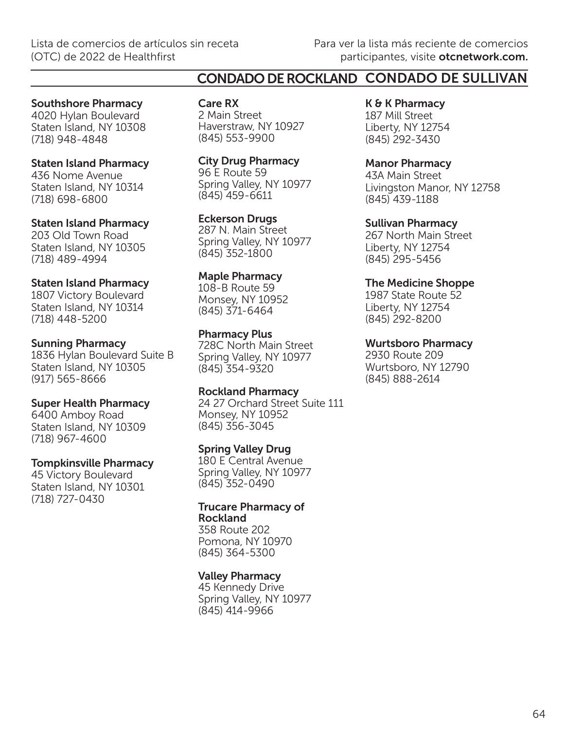**Southshore Pharmacy**
4020 Hylan Boulevard
Staten Island, NY 10308
(718) 948-4848

**Staten Island Pharmacy**
436 Nome Avenue
Staten Island, NY 10314
(718) 698-6800

**Staten Island Pharmacy**
203 Old Town Road
Staten Island, NY 10305
(718) 489-4994

**Staten Island Pharmacy**
1807 Victory Boulevard
Staten Island, NY 10314
(718) 448-5200

**Sunning Pharmacy**
1836 Hylan Boulevard Suite B
Staten Island, NY 10305
(917) 565-8666

**Super Health Pharmacy**
6400 Amboy Road
Staten Island, NY 10309
(718) 967-4600

**Tompkinsville Pharmacy**
45 Victory Boulevard
Staten Island, NY 10301
(718) 727-0430

## CONDADO DE ROCKLAND

**Care RX**
2 Main Street
Haverstraw, NY 10927
(845) 553-9900

**City Drug Pharmacy**
96 E Route 59
Spring Valley, NY 10977
(845) 459-6611

**Eckerson Drugs**
287 N. Main Street
Spring Valley, NY 10977
(845) 352-1800

**Maple Pharmacy**
108-B Route 59
Monsey, NY 10952
(845) 371-6464

**Pharmacy Plus**
728C North Main Street
Spring Valley, NY 10977
(845) 354-9320

**Rockland Pharmacy**
24 27 Orchard Street Suite 111
Monsey, NY 10952
(845) 356-3045

**Spring Valley Drug**
180 E Central Avenue
Spring Valley, NY 10977
(845) 352-0490

**Trucare Pharmacy of Rockland**
358 Route 202
Pomona, NY 10970
(845) 364-5300

**Valley Pharmacy**
45 Kennedy Drive
Spring Valley, NY 10977
(845) 414-9966

## CONDADO DE SULLIVAN

**K & K Pharmacy**
187 Mill Street
Liberty, NY 12754
(845) 292-3430

**Manor Pharmacy**
43A Main Street
Livingston Manor, NY 12758
(845) 439-1188

**Sullivan Pharmacy**
267 North Main Street
Liberty, NY 12754
(845) 295-5456

**The Medicine Shoppe**
1987 State Route 52
Liberty, NY 12754
(845) 292-8200

**Wurtsboro Pharmacy**
2930 Route 209
Wurtsboro, NY 12790
(845) 888-2614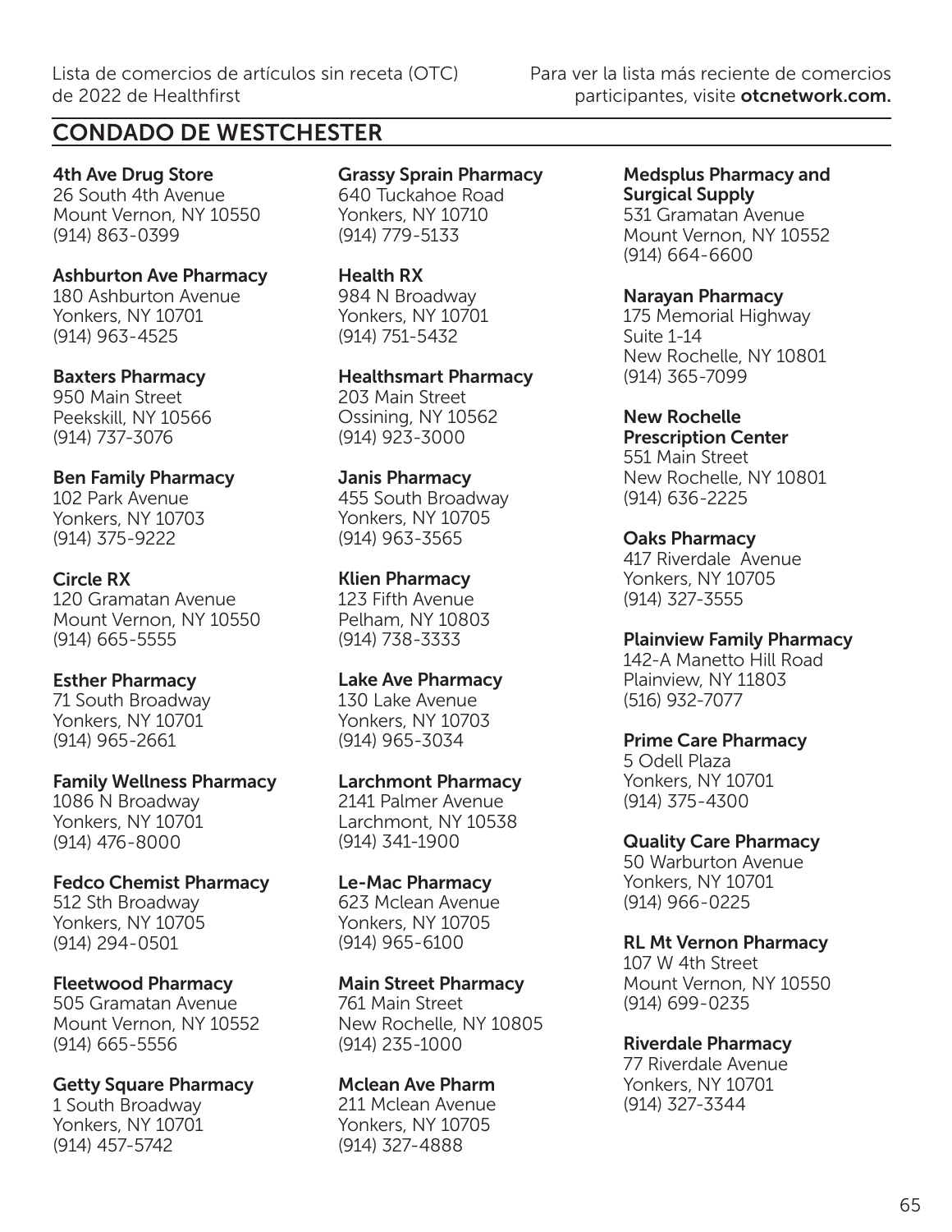## CONDADO DE WESTCHESTER

**4th Ave Drug Store**
26 South 4th Avenue
Mount Vernon, NY 10550
(914) 863-0399

**Ashburton Ave Pharmacy**
180 Ashburton Avenue
Yonkers, NY 10701
(914) 963-4525

**Baxters Pharmacy**
950 Main Street
Peekskill, NY 10566
(914) 737-3076

**Ben Family Pharmacy**
102 Park Avenue
Yonkers, NY 10703
(914) 375-9222

**Circle RX**
120 Gramatan Avenue
Mount Vernon, NY 10550
(914) 665-5555

**Esther Pharmacy**
71 South Broadway
Yonkers, NY 10701
(914) 965-2661

**Family Wellness Pharmacy**
1086 N Broadway
Yonkers, NY 10701
(914) 476-8000

**Fedco Chemist Pharmacy**
512 Sth Broadway
Yonkers, NY 10705
(914) 294-0501

**Fleetwood Pharmacy**
505 Gramatan Avenue
Mount Vernon, NY 10552
(914) 665-5556

**Getty Square Pharmacy**
1 South Broadway
Yonkers, NY 10701
(914) 457-5742

**Grassy Sprain Pharmacy**
640 Tuckahoe Road
Yonkers, NY 10710
(914) 779-5133

**Health RX**
984 N Broadway
Yonkers, NY 10701
(914) 751-5432

**Healthsmart Pharmacy**
203 Main Street
Ossining, NY 10562
(914) 923-3000

**Janis Pharmacy**
455 South Broadway
Yonkers, NY 10705
(914) 963-3565

**Klien Pharmacy**
123 Fifth Avenue
Pelham, NY 10803
(914) 738-3333

**Lake Ave Pharmacy**
130 Lake Avenue
Yonkers, NY 10703
(914) 965-3034

**Larchmont Pharmacy**
2141 Palmer Avenue
Larchmont, NY 10538
(914) 341-1900

**Le-Mac Pharmacy**
623 Mclean Avenue
Yonkers, NY 10705
(914) 965-6100

**Main Street Pharmacy**
761 Main Street
New Rochelle, NY 10805
(914) 235-1000

**Mclean Ave Pharm**
211 Mclean Avenue
Yonkers, NY 10705
(914) 327-4888

**Medsplus Pharmacy and Surgical Supply**
531 Gramatan Avenue
Mount Vernon, NY 10552
(914) 664-6600

**Narayan Pharmacy**
175 Memorial Highway
Suite 1-14
New Rochelle, NY 10801
(914) 365-7099

**New Rochelle Prescription Center**
551 Main Street
New Rochelle, NY 10801
(914) 636-2225

**Oaks Pharmacy**
417 Riverdale Avenue
Yonkers, NY 10705
(914) 327-3555

**Plainview Family Pharmacy**
142-A Manetto Hill Road
Plainview, NY 11803
(516) 932-7077

**Prime Care Pharmacy**
5 Odell Plaza
Yonkers, NY 10701
(914) 375-4300

**Quality Care Pharmacy**
50 Warburton Avenue
Yonkers, NY 10701
(914) 966-0225

**RL Mt Vernon Pharmacy**
107 W 4th Street
Mount Vernon, NY 10550
(914) 699-0235

**Riverdale Pharmacy**
77 Riverdale Avenue
Yonkers, NY 10701
(914) 327-3344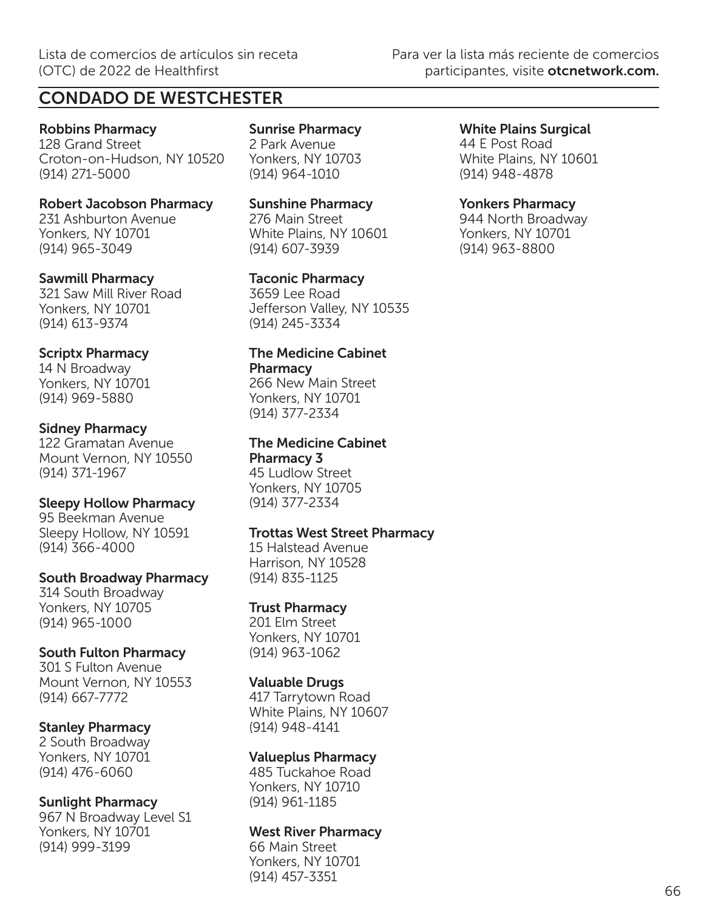## CONDADO DE WESTCHESTER

**Robbins Pharmacy**
128 Grand Street
Croton-on-Hudson, NY 10520
(914) 271-5000

**Robert Jacobson Pharmacy**
231 Ashburton Avenue
Yonkers, NY 10701
(914) 965-3049

**Sawmill Pharmacy**
321 Saw Mill River Road
Yonkers, NY 10701
(914) 613-9374

**Scriptx Pharmacy**
14 N Broadway
Yonkers, NY 10701
(914) 969-5880

**Sidney Pharmacy**
122 Gramatan Avenue
Mount Vernon, NY 10550
(914) 371-1967

**Sleepy Hollow Pharmacy**
95 Beekman Avenue
Sleepy Hollow, NY 10591
(914) 366-4000

**South Broadway Pharmacy**
314 South Broadway
Yonkers, NY 10705
(914) 965-1000

**South Fulton Pharmacy**
301 S Fulton Avenue
Mount Vernon, NY 10553
(914) 667-7772

**Stanley Pharmacy**
2 South Broadway
Yonkers, NY 10701
(914) 476-6060

**Sunlight Pharmacy**
967 N Broadway Level S1
Yonkers, NY 10701
(914) 999-3199

**Sunrise Pharmacy**
2 Park Avenue
Yonkers, NY 10703
(914) 964-1010

**Sunshine Pharmacy**
276 Main Street
White Plains, NY 10601
(914) 607-3939

**Taconic Pharmacy**
3659 Lee Road
Jefferson Valley, NY 10535
(914) 245-3334

**The Medicine Cabinet Pharmacy**
266 New Main Street
Yonkers, NY 10701
(914) 377-2334

**The Medicine Cabinet Pharmacy 3**
45 Ludlow Street
Yonkers, NY 10705
(914) 377-2334

**Trottas West Street Pharmacy**
15 Halstead Avenue
Harrison, NY 10528
(914) 835-1125

**Trust Pharmacy**
201 Elm Street
Yonkers, NY 10701
(914) 963-1062

**Valuable Drugs**
417 Tarrytown Road
White Plains, NY 10607
(914) 948-4141

**Valueplus Pharmacy**
485 Tuckahoe Road
Yonkers, NY 10710
(914) 961-1185

**West River Pharmacy**
66 Main Street
Yonkers, NY 10701
(914) 457-3351

**White Plains Surgical**
44 E Post Road
White Plains, NY 10601
(914) 948-4878

**Yonkers Pharmacy**
944 North Broadway
Yonkers, NY 10701
(914) 963-8800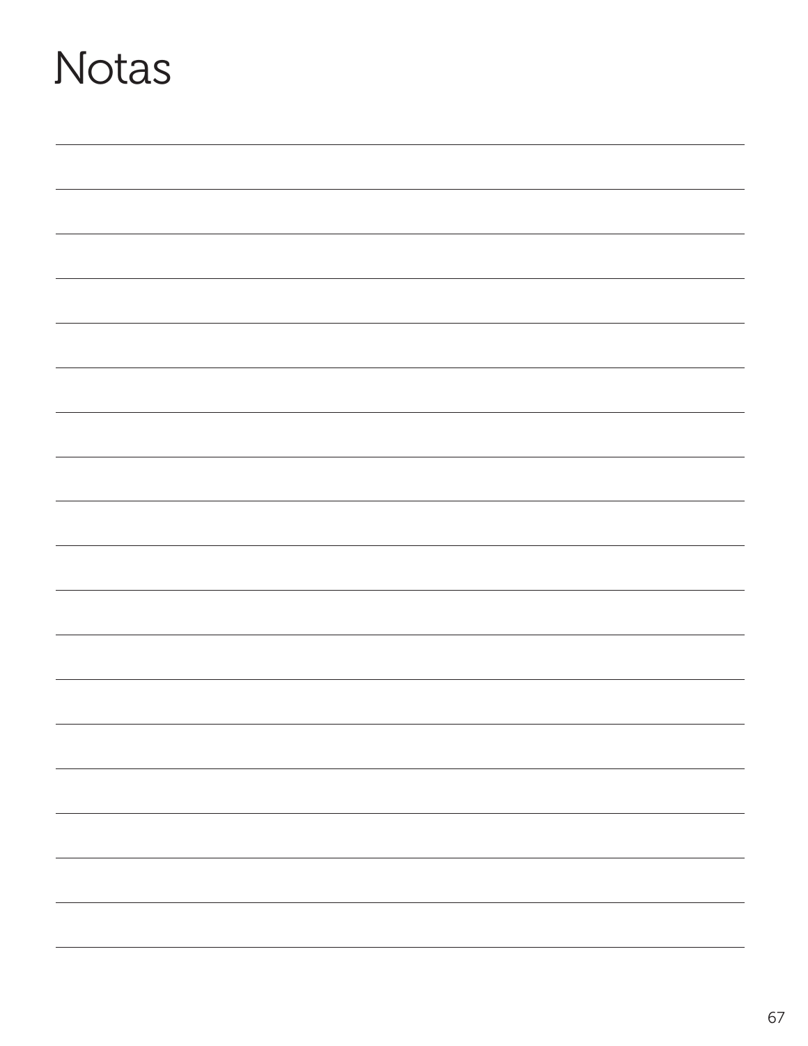# Notas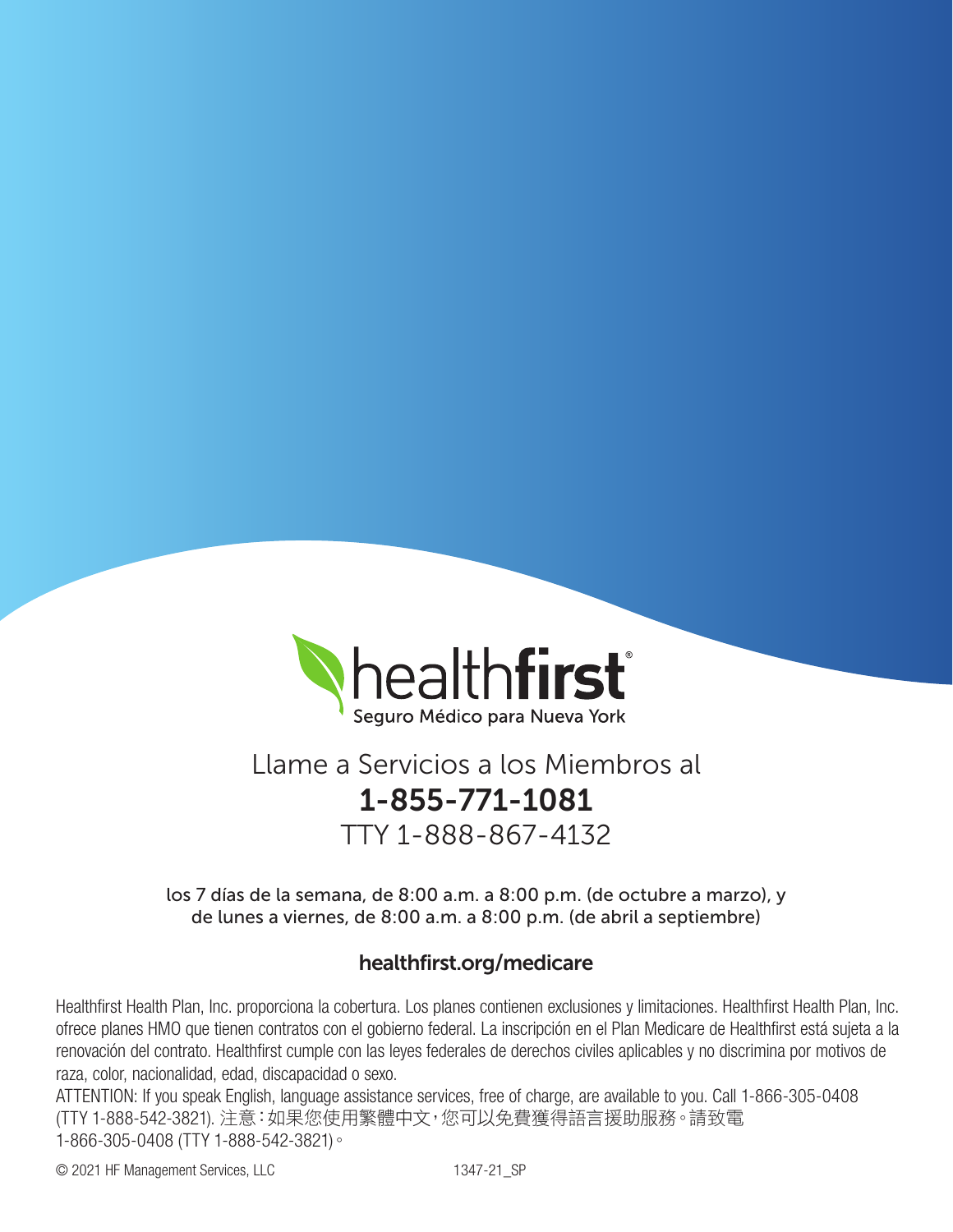healthfirst®

Seguro Médico para Nueva York

Llame a Servicios a los Miembros al

**1-855-771-1081**

TTY 1-888-867-4132

los 7 días de la semana, de 8:00 a.m. a 8:00 p.m. (de octubre a marzo), y de lunes a viernes, de 8:00 a.m. a 8:00 p.m. (de abril a septiembre)

**healthfirst.org/medicare**

Healthfirst Health Plan, Inc. proporciona la cobertura. Los planes contienen exclusiones y limitaciones. Healthfirst Health Plan, Inc. ofrece planes HMO que tienen contratos con el gobierno federal. La inscripción en el Plan Medicare de Healthfirst está sujeta a la renovación del contrato. Healthfirst cumple con las leyes federales de derechos civiles aplicables y no discrimina por motivos de raza, color, nacionalidad, edad, discapacidad o sexo.

ATTENTION: If you speak English, language assistance services, free of charge, are available to you. Call 1-866-305-0408 (TTY 1-888-542-3821). 注意：如果您使用繁體中文，您可以免費獲得語言援助服務。請致電 1-866-305-0408 (TTY 1-888-542-3821)。

© 2021 HF Management Services, LLC 1347-21_SP